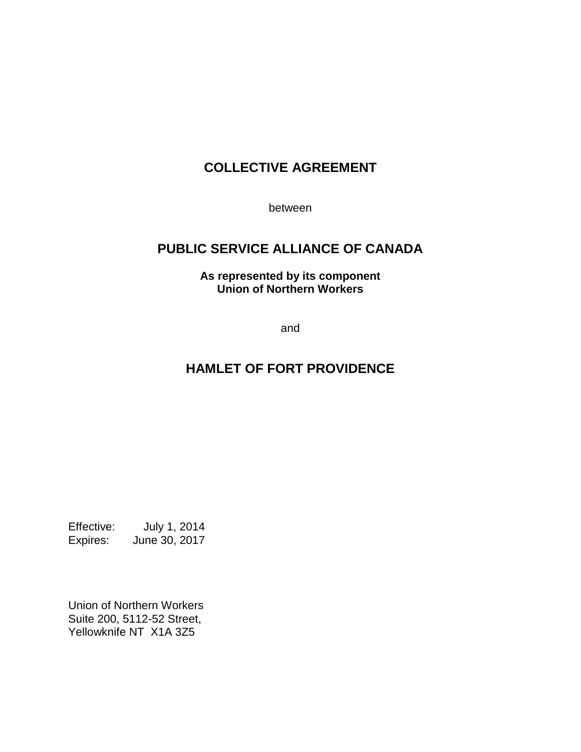# COLLECTIVE AGREEMENT

between

## PUBLIC SERVICE ALLIANCE OF CANADA

**As represented by its component**
**Union of Northern Workers**

and

## HAMLET OF FORT PROVIDENCE

Effective: July 1, 2014
Expires: June 30, 2017

Union of Northern Workers
Suite 200, 5112-52 Street,
Yellowknife NT X1A 3Z5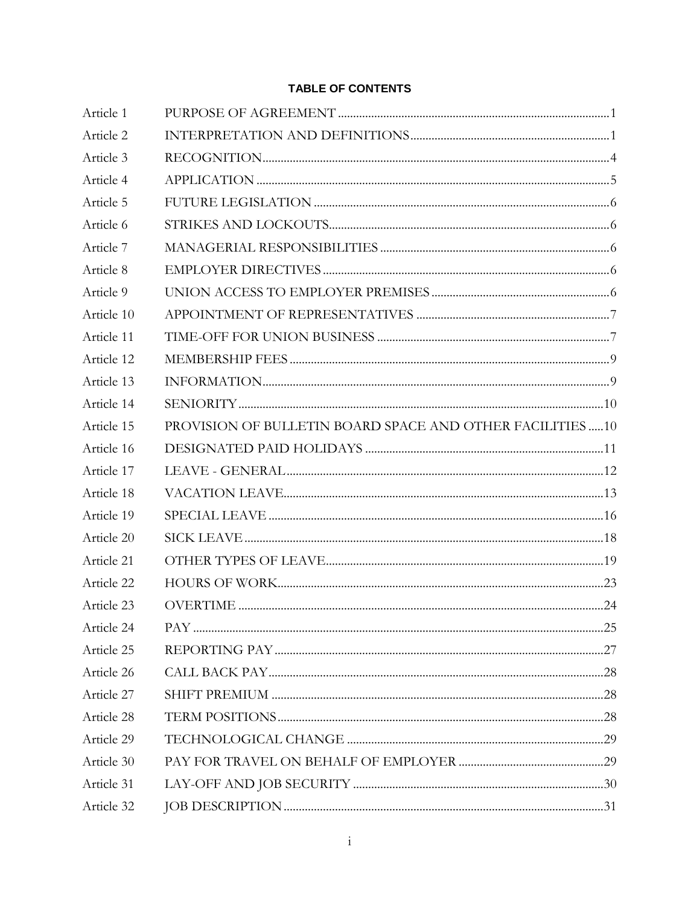# TABLE OF CONTENTS

| | | |
|---|---|---|
| Article 1 | PURPOSE OF AGREEMENT | 1 |
| Article 2 | INTERPRETATION AND DEFINITIONS | 1 |
| Article 3 | RECOGNITION | 4 |
| Article 4 | APPLICATION | 5 |
| Article 5 | FUTURE LEGISLATION | 6 |
| Article 6 | STRIKES AND LOCKOUTS | 6 |
| Article 7 | MANAGERIAL RESPONSIBILITIES | 6 |
| Article 8 | EMPLOYER DIRECTIVES | 6 |
| Article 9 | UNION ACCESS TO EMPLOYER PREMISES | 6 |
| Article 10 | APPOINTMENT OF REPRESENTATIVES | 7 |
| Article 11 | TIME-OFF FOR UNION BUSINESS | 7 |
| Article 12 | MEMBERSHIP FEES | 9 |
| Article 13 | INFORMATION | 9 |
| Article 14 | SENIORITY | 10 |
| Article 15 | PROVISION OF BULLETIN BOARD SPACE AND OTHER FACILITIES | 10 |
| Article 16 | DESIGNATED PAID HOLIDAYS | 11 |
| Article 17 | LEAVE - GENERAL | 12 |
| Article 18 | VACATION LEAVE | 13 |
| Article 19 | SPECIAL LEAVE | 16 |
| Article 20 | SICK LEAVE | 18 |
| Article 21 | OTHER TYPES OF LEAVE | 19 |
| Article 22 | HOURS OF WORK | 23 |
| Article 23 | OVERTIME | 24 |
| Article 24 | PAY | 25 |
| Article 25 | REPORTING PAY | 27 |
| Article 26 | CALL BACK PAY | 28 |
| Article 27 | SHIFT PREMIUM | 28 |
| Article 28 | TERM POSITIONS | 28 |
| Article 29 | TECHNOLOGICAL CHANGE | 29 |
| Article 30 | PAY FOR TRAVEL ON BEHALF OF EMPLOYER | 29 |
| Article 31 | LAY-OFF AND JOB SECURITY | 30 |
| Article 32 | JOB DESCRIPTION | 31 |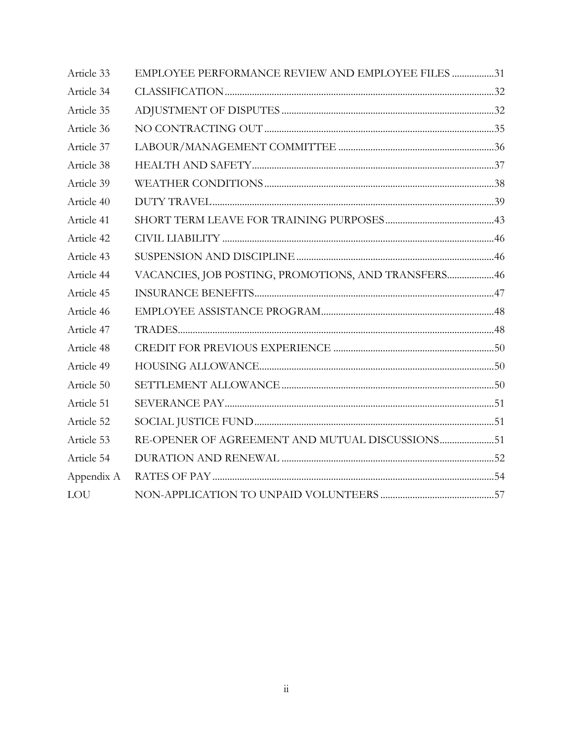| | | |
|---|---|---|
| Article 33 | EMPLOYEE PERFORMANCE REVIEW AND EMPLOYEE FILES | 31 |
| Article 34 | CLASSIFICATION | 32 |
| Article 35 | ADJUSTMENT OF DISPUTES | 32 |
| Article 36 | NO CONTRACTING OUT | 35 |
| Article 37 | LABOUR/MANAGEMENT COMMITTEE | 36 |
| Article 38 | HEALTH AND SAFETY | 37 |
| Article 39 | WEATHER CONDITIONS | 38 |
| Article 40 | DUTY TRAVEL | 39 |
| Article 41 | SHORT TERM LEAVE FOR TRAINING PURPOSES | 43 |
| Article 42 | CIVIL LIABILITY | 46 |
| Article 43 | SUSPENSION AND DISCIPLINE | 46 |
| Article 44 | VACANCIES, JOB POSTING, PROMOTIONS, AND TRANSFERS | 46 |
| Article 45 | INSURANCE BENEFITS | 47 |
| Article 46 | EMPLOYEE ASSISTANCE PROGRAM | 48 |
| Article 47 | TRADES | 48 |
| Article 48 | CREDIT FOR PREVIOUS EXPERIENCE | 50 |
| Article 49 | HOUSING ALLOWANCE | 50 |
| Article 50 | SETTLEMENT ALLOWANCE | 50 |
| Article 51 | SEVERANCE PAY | 51 |
| Article 52 | SOCIAL JUSTICE FUND | 51 |
| Article 53 | RE-OPENER OF AGREEMENT AND MUTUAL DISCUSSIONS | 51 |
| Article 54 | DURATION AND RENEWAL | 52 |
| Appendix A | RATES OF PAY | 54 |
| LOU | NON-APPLICATION TO UNPAID VOLUNTEERS | 57 |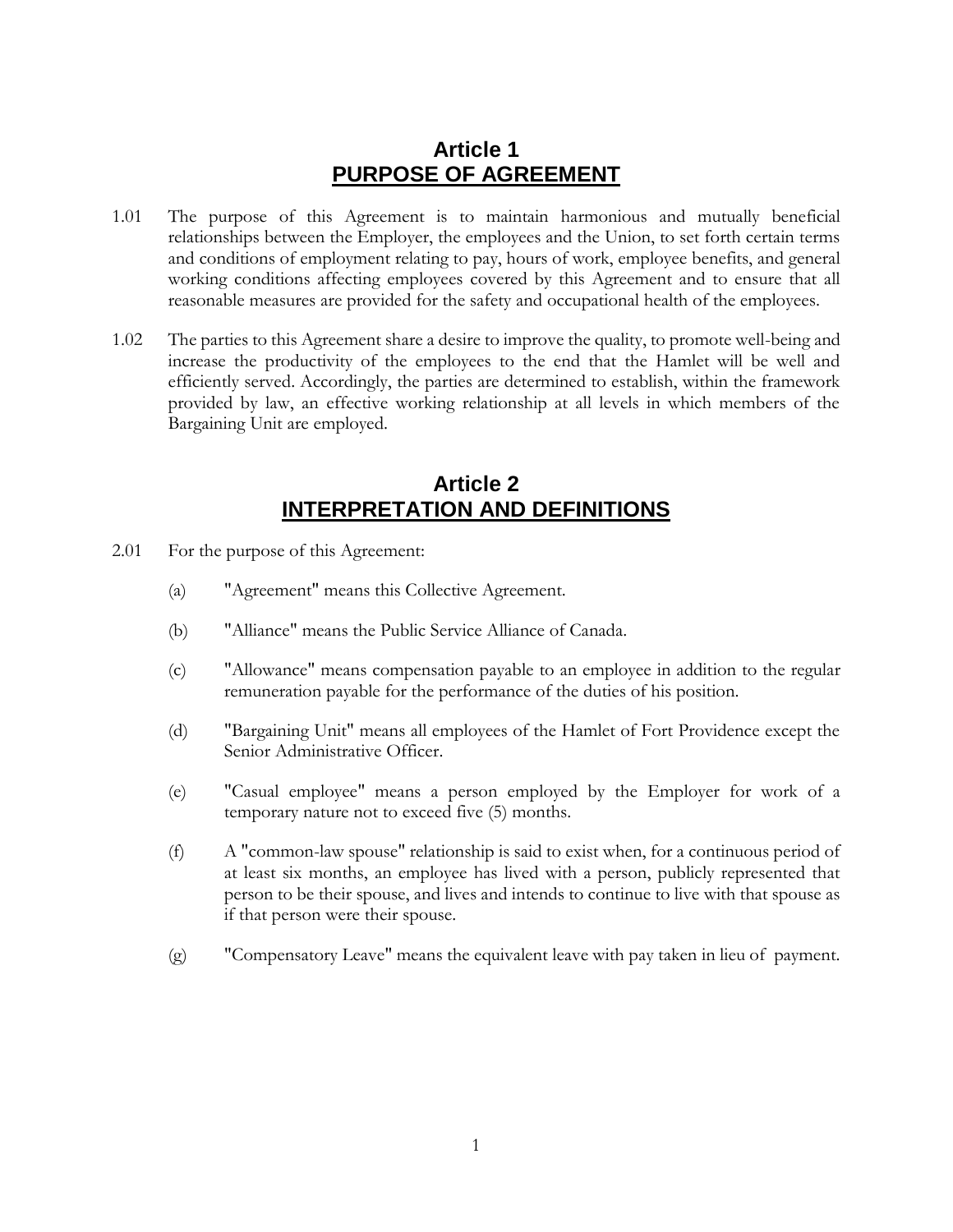# Article 1
# PURPOSE OF AGREEMENT

1.01 The purpose of this Agreement is to maintain harmonious and mutually beneficial relationships between the Employer, the employees and the Union, to set forth certain terms and conditions of employment relating to pay, hours of work, employee benefits, and general working conditions affecting employees covered by this Agreement and to ensure that all reasonable measures are provided for the safety and occupational health of the employees.

1.02 The parties to this Agreement share a desire to improve the quality, to promote well-being and increase the productivity of the employees to the end that the Hamlet will be well and efficiently served. Accordingly, the parties are determined to establish, within the framework provided by law, an effective working relationship at all levels in which members of the Bargaining Unit are employed.

# Article 2
# INTERPRETATION AND DEFINITIONS

2.01 For the purpose of this Agreement:

(a) "Agreement" means this Collective Agreement.

(b) "Alliance" means the Public Service Alliance of Canada.

(c) "Allowance" means compensation payable to an employee in addition to the regular remuneration payable for the performance of the duties of his position.

(d) "Bargaining Unit" means all employees of the Hamlet of Fort Providence except the Senior Administrative Officer.

(e) "Casual employee" means a person employed by the Employer for work of a temporary nature not to exceed five (5) months.

(f) A "common-law spouse" relationship is said to exist when, for a continuous period of at least six months, an employee has lived with a person, publicly represented that person to be their spouse, and lives and intends to continue to live with that spouse as if that person were their spouse.

(g) "Compensatory Leave" means the equivalent leave with pay taken in lieu of payment.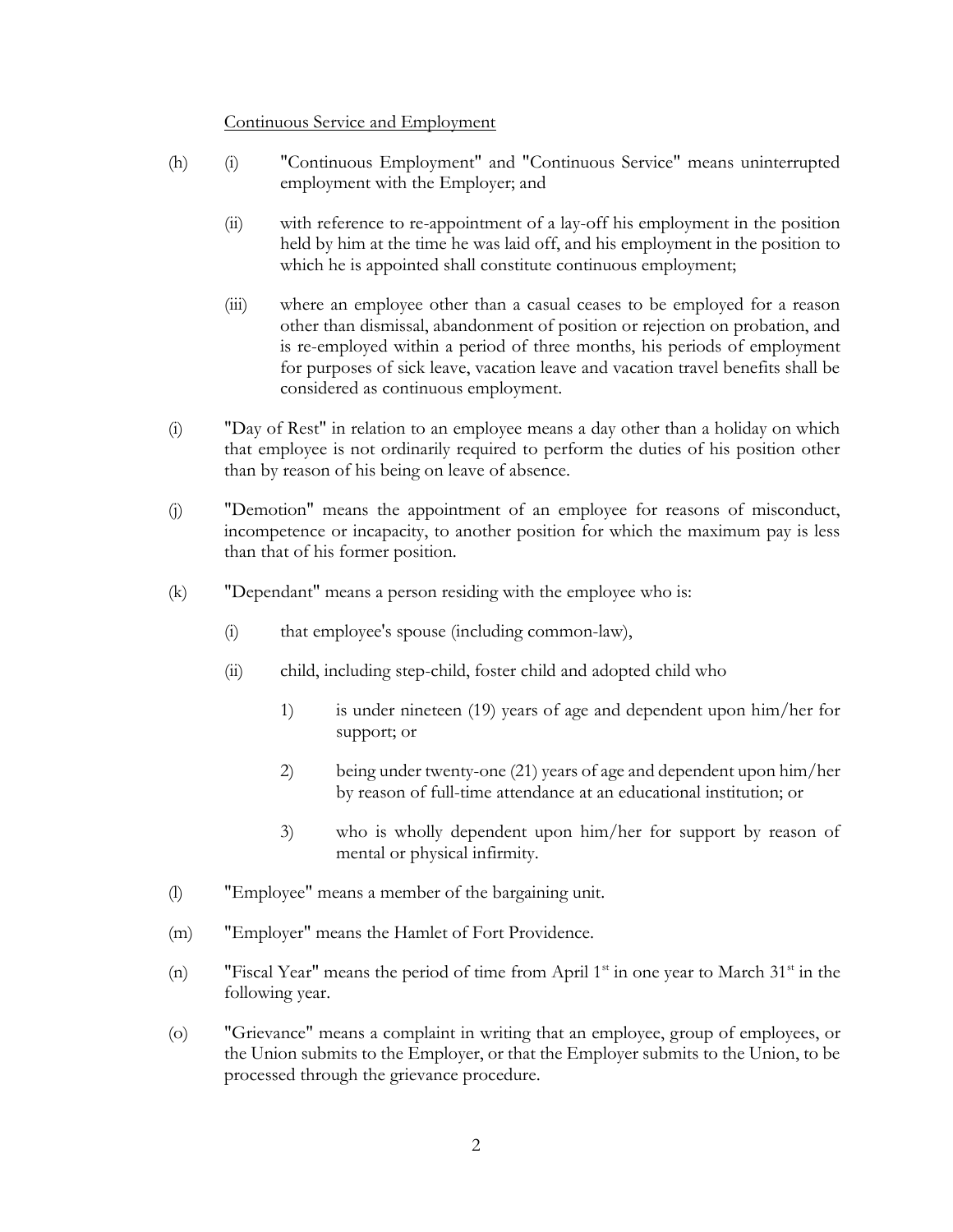Continuous Service and Employment

(h) (i) "Continuous Employment" and "Continuous Service" means uninterrupted employment with the Employer; and

(ii) with reference to re-appointment of a lay-off his employment in the position held by him at the time he was laid off, and his employment in the position to which he is appointed shall constitute continuous employment;

(iii) where an employee other than a casual ceases to be employed for a reason other than dismissal, abandonment of position or rejection on probation, and is re-employed within a period of three months, his periods of employment for purposes of sick leave, vacation leave and vacation travel benefits shall be considered as continuous employment.

(i) "Day of Rest" in relation to an employee means a day other than a holiday on which that employee is not ordinarily required to perform the duties of his position other than by reason of his being on leave of absence.

(j) "Demotion" means the appointment of an employee for reasons of misconduct, incompetence or incapacity, to another position for which the maximum pay is less than that of his former position.

(k) "Dependant" means a person residing with the employee who is:

(i) that employee's spouse (including common-law),

(ii) child, including step-child, foster child and adopted child who

1) is under nineteen (19) years of age and dependent upon him/her for support; or

2) being under twenty-one (21) years of age and dependent upon him/her by reason of full-time attendance at an educational institution; or

3) who is wholly dependent upon him/her for support by reason of mental or physical infirmity.

(l) "Employee" means a member of the bargaining unit.

(m) "Employer" means the Hamlet of Fort Providence.

(n) "Fiscal Year" means the period of time from April 1st in one year to March 31st in the following year.

(o) "Grievance" means a complaint in writing that an employee, group of employees, or the Union submits to the Employer, or that the Employer submits to the Union, to be processed through the grievance procedure.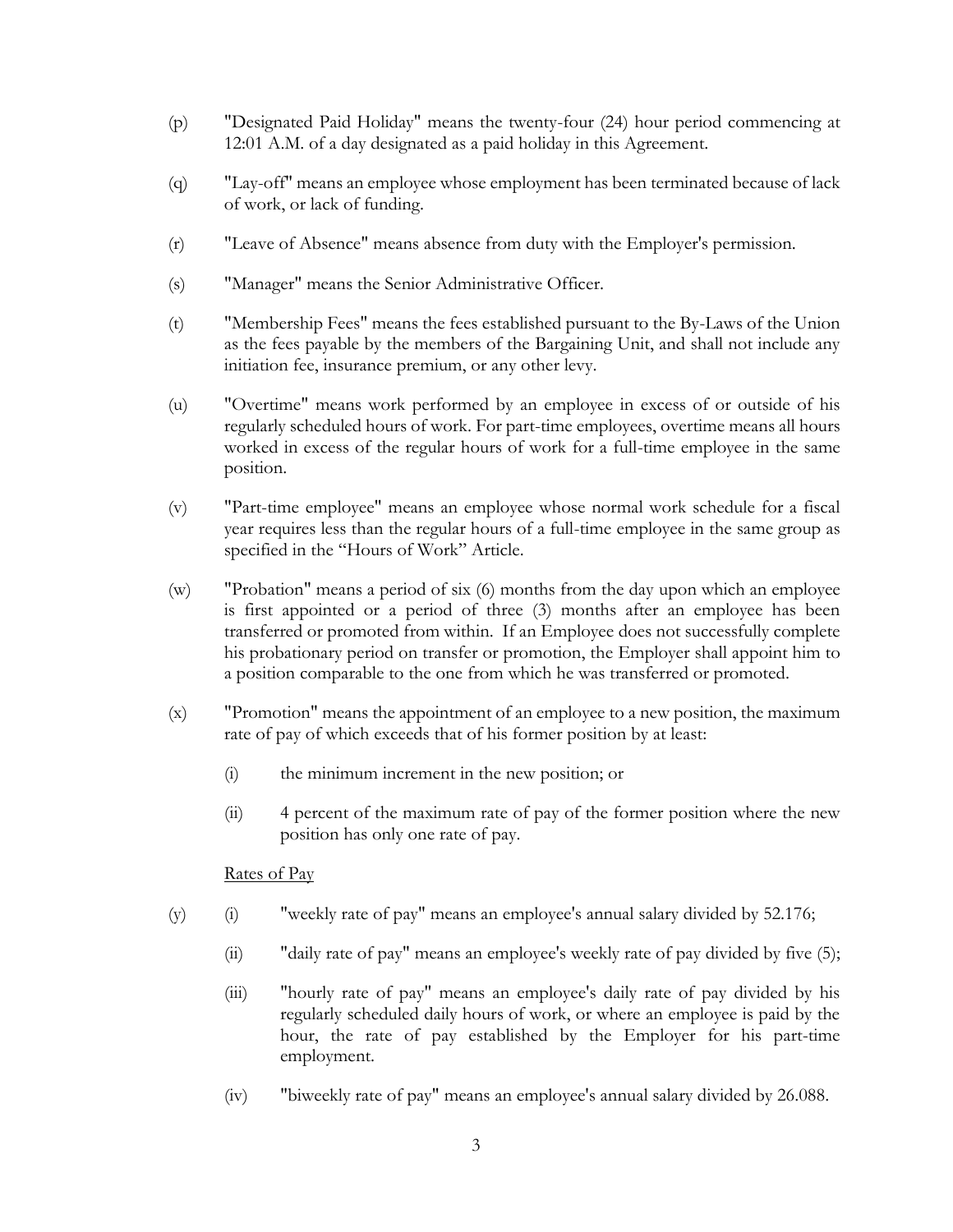(p) "Designated Paid Holiday" means the twenty-four (24) hour period commencing at 12:01 A.M. of a day designated as a paid holiday in this Agreement.

(q) "Lay-off" means an employee whose employment has been terminated because of lack of work, or lack of funding.

(r) "Leave of Absence" means absence from duty with the Employer's permission.

(s) "Manager" means the Senior Administrative Officer.

(t) "Membership Fees" means the fees established pursuant to the By-Laws of the Union as the fees payable by the members of the Bargaining Unit, and shall not include any initiation fee, insurance premium, or any other levy.

(u) "Overtime" means work performed by an employee in excess of or outside of his regularly scheduled hours of work. For part-time employees, overtime means all hours worked in excess of the regular hours of work for a full-time employee in the same position.

(v) "Part-time employee" means an employee whose normal work schedule for a fiscal year requires less than the regular hours of a full-time employee in the same group as specified in the "Hours of Work" Article.

(w) "Probation" means a period of six (6) months from the day upon which an employee is first appointed or a period of three (3) months after an employee has been transferred or promoted from within. If an Employee does not successfully complete his probationary period on transfer or promotion, the Employer shall appoint him to a position comparable to the one from which he was transferred or promoted.

(x) "Promotion" means the appointment of an employee to a new position, the maximum rate of pay of which exceeds that of his former position by at least:

  (i) the minimum increment in the new position; or

  (ii) 4 percent of the maximum rate of pay of the former position where the new position has only one rate of pay.

<u>Rates of Pay</u>

(y) (i) "weekly rate of pay" means an employee's annual salary divided by 52.176;

  (ii) "daily rate of pay" means an employee's weekly rate of pay divided by five (5);

  (iii) "hourly rate of pay" means an employee's daily rate of pay divided by his regularly scheduled daily hours of work, or where an employee is paid by the hour, the rate of pay established by the Employer for his part-time employment.

  (iv) "biweekly rate of pay" means an employee's annual salary divided by 26.088.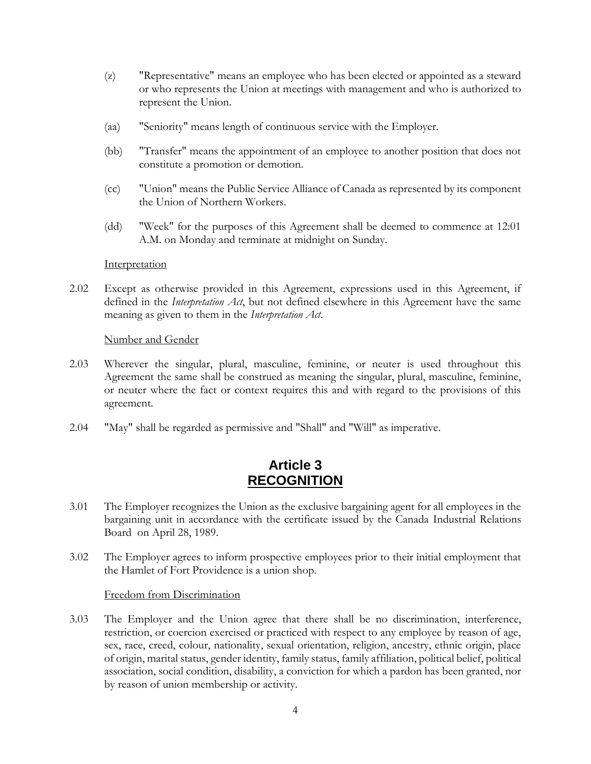(z) "Representative" means an employee who has been elected or appointed as a steward or who represents the Union at meetings with management and who is authorized to represent the Union.

(aa) "Seniority" means length of continuous service with the Employer.

(bb) "Transfer" means the appointment of an employee to another position that does not constitute a promotion or demotion.

(cc) "Union" means the Public Service Alliance of Canada as represented by its component the Union of Northern Workers.

(dd) "Week" for the purposes of this Agreement shall be deemed to commence at 12:01 A.M. on Monday and terminate at midnight on Sunday.

Interpretation

2.02 Except as otherwise provided in this Agreement, expressions used in this Agreement, if defined in the *Interpretation Act*, but not defined elsewhere in this Agreement have the same meaning as given to them in the *Interpretation Act*.

Number and Gender

2.03 Wherever the singular, plural, masculine, feminine, or neuter is used throughout this Agreement the same shall be construed as meaning the singular, plural, masculine, feminine, or neuter where the fact or context requires this and with regard to the provisions of this agreement.

2.04 "May" shall be regarded as permissive and "Shall" and "Will" as imperative.

# Article 3
# RECOGNITION

3.01 The Employer recognizes the Union as the exclusive bargaining agent for all employees in the bargaining unit in accordance with the certificate issued by the Canada Industrial Relations Board on April 28, 1989.

3.02 The Employer agrees to inform prospective employees prior to their initial employment that the Hamlet of Fort Providence is a union shop.

Freedom from Discrimination

3.03 The Employer and the Union agree that there shall be no discrimination, interference, restriction, or coercion exercised or practiced with respect to any employee by reason of age, sex, race, creed, colour, nationality, sexual orientation, religion, ancestry, ethnic origin, place of origin, marital status, gender identity, family status, family affiliation, political belief, political association, social condition, disability, a conviction for which a pardon has been granted, nor by reason of union membership or activity.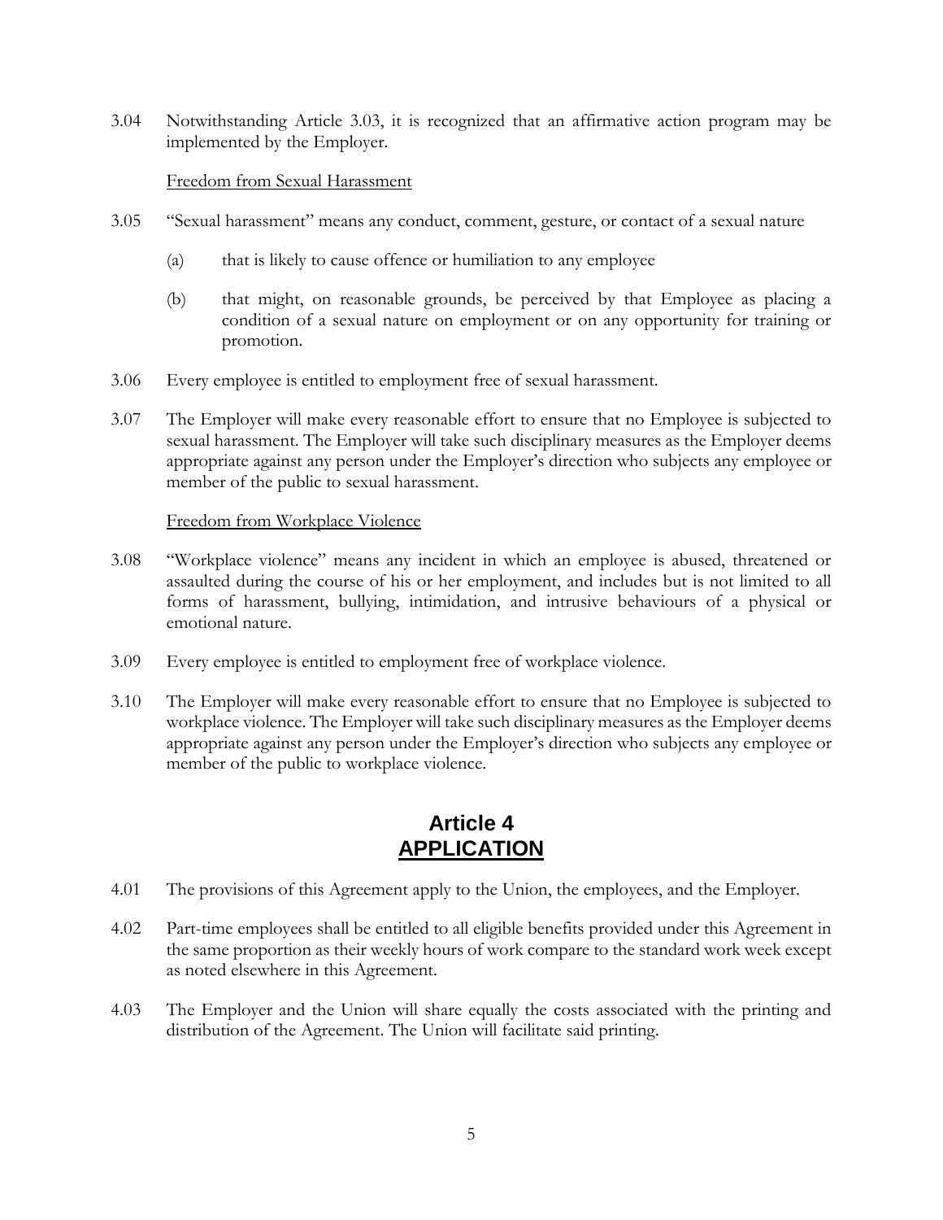3.04 Notwithstanding Article 3.03, it is recognized that an affirmative action program may be implemented by the Employer.

Freedom from Sexual Harassment

3.05 "Sexual harassment" means any conduct, comment, gesture, or contact of a sexual nature

(a) that is likely to cause offence or humiliation to any employee

(b) that might, on reasonable grounds, be perceived by that Employee as placing a condition of a sexual nature on employment or on any opportunity for training or promotion.

3.06 Every employee is entitled to employment free of sexual harassment.

3.07 The Employer will make every reasonable effort to ensure that no Employee is subjected to sexual harassment. The Employer will take such disciplinary measures as the Employer deems appropriate against any person under the Employer's direction who subjects any employee or member of the public to sexual harassment.

Freedom from Workplace Violence

3.08 "Workplace violence" means any incident in which an employee is abused, threatened or assaulted during the course of his or her employment, and includes but is not limited to all forms of harassment, bullying, intimidation, and intrusive behaviours of a physical or emotional nature.

3.09 Every employee is entitled to employment free of workplace violence.

3.10 The Employer will make every reasonable effort to ensure that no Employee is subjected to workplace violence. The Employer will take such disciplinary measures as the Employer deems appropriate against any person under the Employer's direction who subjects any employee or member of the public to workplace violence.

## Article 4
## APPLICATION

4.01 The provisions of this Agreement apply to the Union, the employees, and the Employer.

4.02 Part-time employees shall be entitled to all eligible benefits provided under this Agreement in the same proportion as their weekly hours of work compare to the standard work week except as noted elsewhere in this Agreement.

4.03 The Employer and the Union will share equally the costs associated with the printing and distribution of the Agreement. The Union will facilitate said printing.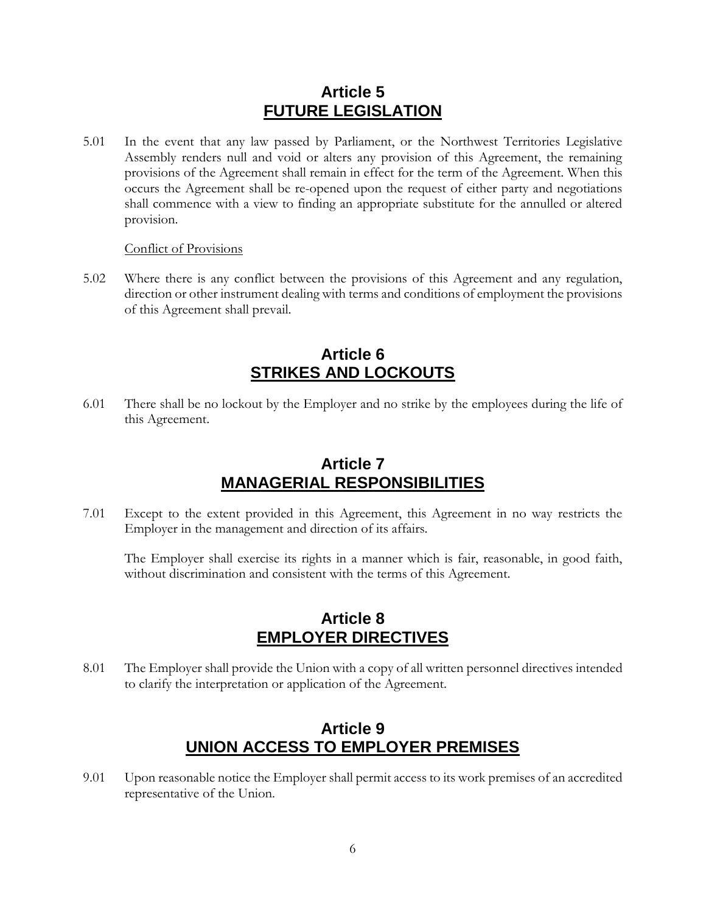## Article 5
## FUTURE LEGISLATION

5.01 In the event that any law passed by Parliament, or the Northwest Territories Legislative Assembly renders null and void or alters any provision of this Agreement, the remaining provisions of the Agreement shall remain in effect for the term of the Agreement. When this occurs the Agreement shall be re-opened upon the request of either party and negotiations shall commence with a view to finding an appropriate substitute for the annulled or altered provision.

Conflict of Provisions

5.02 Where there is any conflict between the provisions of this Agreement and any regulation, direction or other instrument dealing with terms and conditions of employment the provisions of this Agreement shall prevail.

## Article 6
## STRIKES AND LOCKOUTS

6.01 There shall be no lockout by the Employer and no strike by the employees during the life of this Agreement.

## Article 7
## MANAGERIAL RESPONSIBILITIES

7.01 Except to the extent provided in this Agreement, this Agreement in no way restricts the Employer in the management and direction of its affairs.

The Employer shall exercise its rights in a manner which is fair, reasonable, in good faith, without discrimination and consistent with the terms of this Agreement.

## Article 8
## EMPLOYER DIRECTIVES

8.01 The Employer shall provide the Union with a copy of all written personnel directives intended to clarify the interpretation or application of the Agreement.

## Article 9
## UNION ACCESS TO EMPLOYER PREMISES

9.01 Upon reasonable notice the Employer shall permit access to its work premises of an accredited representative of the Union.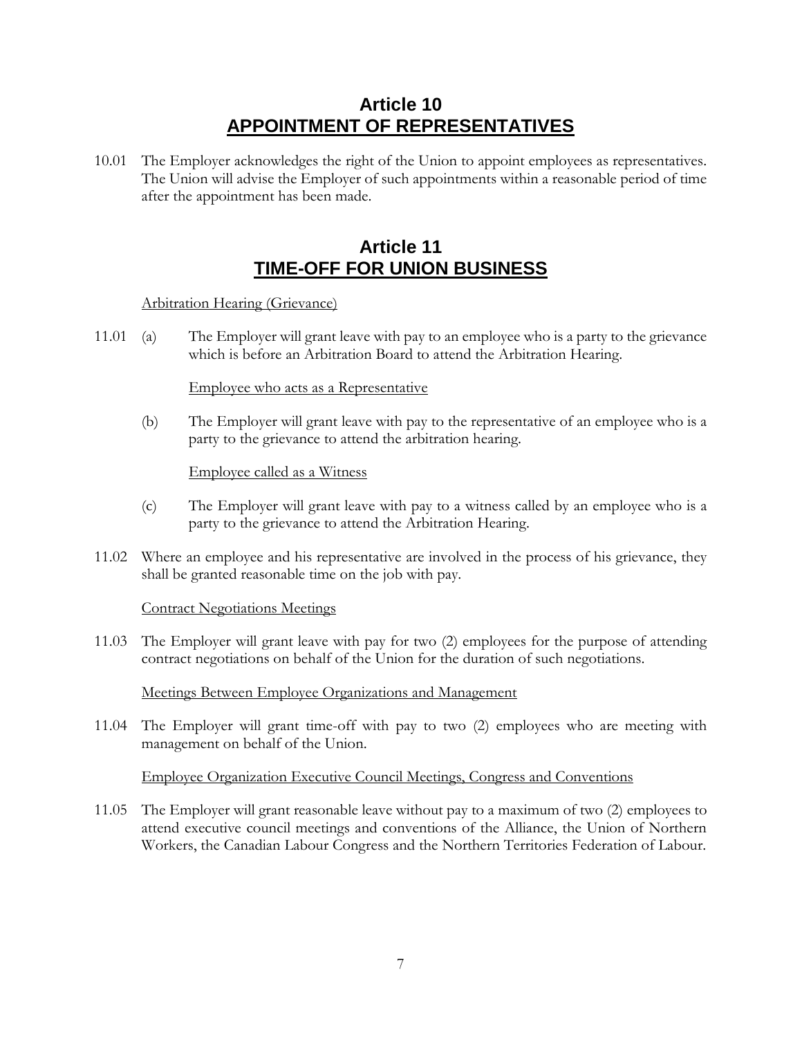## Article 10
## APPOINTMENT OF REPRESENTATIVES

10.01 The Employer acknowledges the right of the Union to appoint employees as representatives. The Union will advise the Employer of such appointments within a reasonable period of time after the appointment has been made.

## Article 11
## TIME-OFF FOR UNION BUSINESS

<u>Arbitration Hearing (Grievance)</u>

11.01 (a) The Employer will grant leave with pay to an employee who is a party to the grievance which is before an Arbitration Board to attend the Arbitration Hearing.

<u>Employee who acts as a Representative</u>

(b) The Employer will grant leave with pay to the representative of an employee who is a party to the grievance to attend the arbitration hearing.

<u>Employee called as a Witness</u>

(c) The Employer will grant leave with pay to a witness called by an employee who is a party to the grievance to attend the Arbitration Hearing.

11.02 Where an employee and his representative are involved in the process of his grievance, they shall be granted reasonable time on the job with pay.

<u>Contract Negotiations Meetings</u>

11.03 The Employer will grant leave with pay for two (2) employees for the purpose of attending contract negotiations on behalf of the Union for the duration of such negotiations.

<u>Meetings Between Employee Organizations and Management</u>

11.04 The Employer will grant time-off with pay to two (2) employees who are meeting with management on behalf of the Union.

<u>Employee Organization Executive Council Meetings, Congress and Conventions</u>

11.05 The Employer will grant reasonable leave without pay to a maximum of two (2) employees to attend executive council meetings and conventions of the Alliance, the Union of Northern Workers, the Canadian Labour Congress and the Northern Territories Federation of Labour.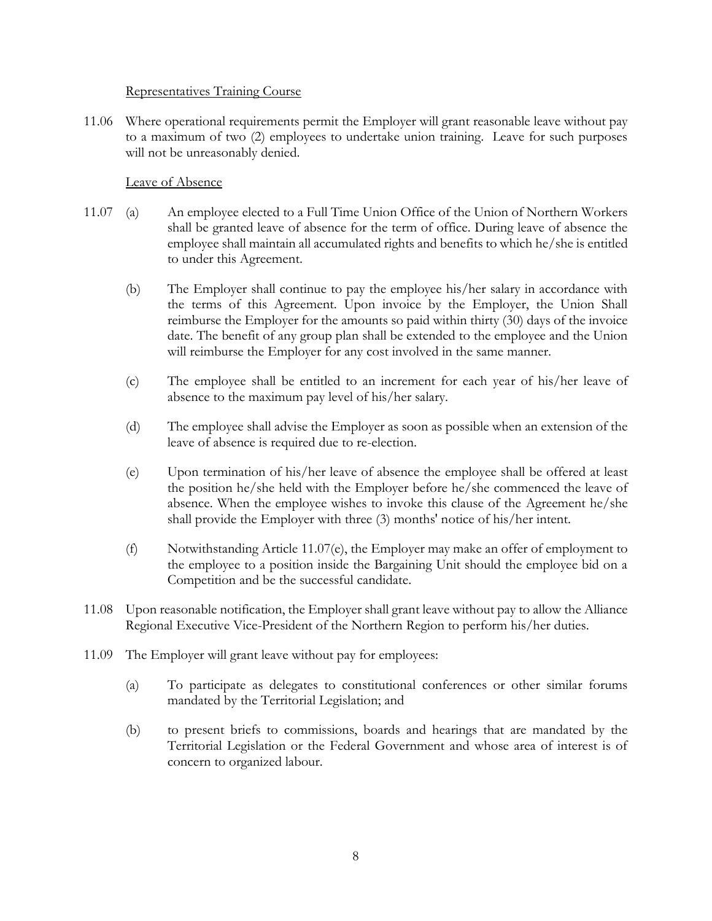Representatives Training Course

11.06 Where operational requirements permit the Employer will grant reasonable leave without pay to a maximum of two (2) employees to undertake union training. Leave for such purposes will not be unreasonably denied.

Leave of Absence

11.07 (a) An employee elected to a Full Time Union Office of the Union of Northern Workers shall be granted leave of absence for the term of office. During leave of absence the employee shall maintain all accumulated rights and benefits to which he/she is entitled to under this Agreement.

(b) The Employer shall continue to pay the employee his/her salary in accordance with the terms of this Agreement. Upon invoice by the Employer, the Union Shall reimburse the Employer for the amounts so paid within thirty (30) days of the invoice date. The benefit of any group plan shall be extended to the employee and the Union will reimburse the Employer for any cost involved in the same manner.

(c) The employee shall be entitled to an increment for each year of his/her leave of absence to the maximum pay level of his/her salary.

(d) The employee shall advise the Employer as soon as possible when an extension of the leave of absence is required due to re-election.

(e) Upon termination of his/her leave of absence the employee shall be offered at least the position he/she held with the Employer before he/she commenced the leave of absence. When the employee wishes to invoke this clause of the Agreement he/she shall provide the Employer with three (3) months' notice of his/her intent.

(f) Notwithstanding Article 11.07(e), the Employer may make an offer of employment to the employee to a position inside the Bargaining Unit should the employee bid on a Competition and be the successful candidate.

11.08 Upon reasonable notification, the Employer shall grant leave without pay to allow the Alliance Regional Executive Vice-President of the Northern Region to perform his/her duties.

11.09 The Employer will grant leave without pay for employees:

(a) To participate as delegates to constitutional conferences or other similar forums mandated by the Territorial Legislation; and

(b) to present briefs to commissions, boards and hearings that are mandated by the Territorial Legislation or the Federal Government and whose area of interest is of concern to organized labour.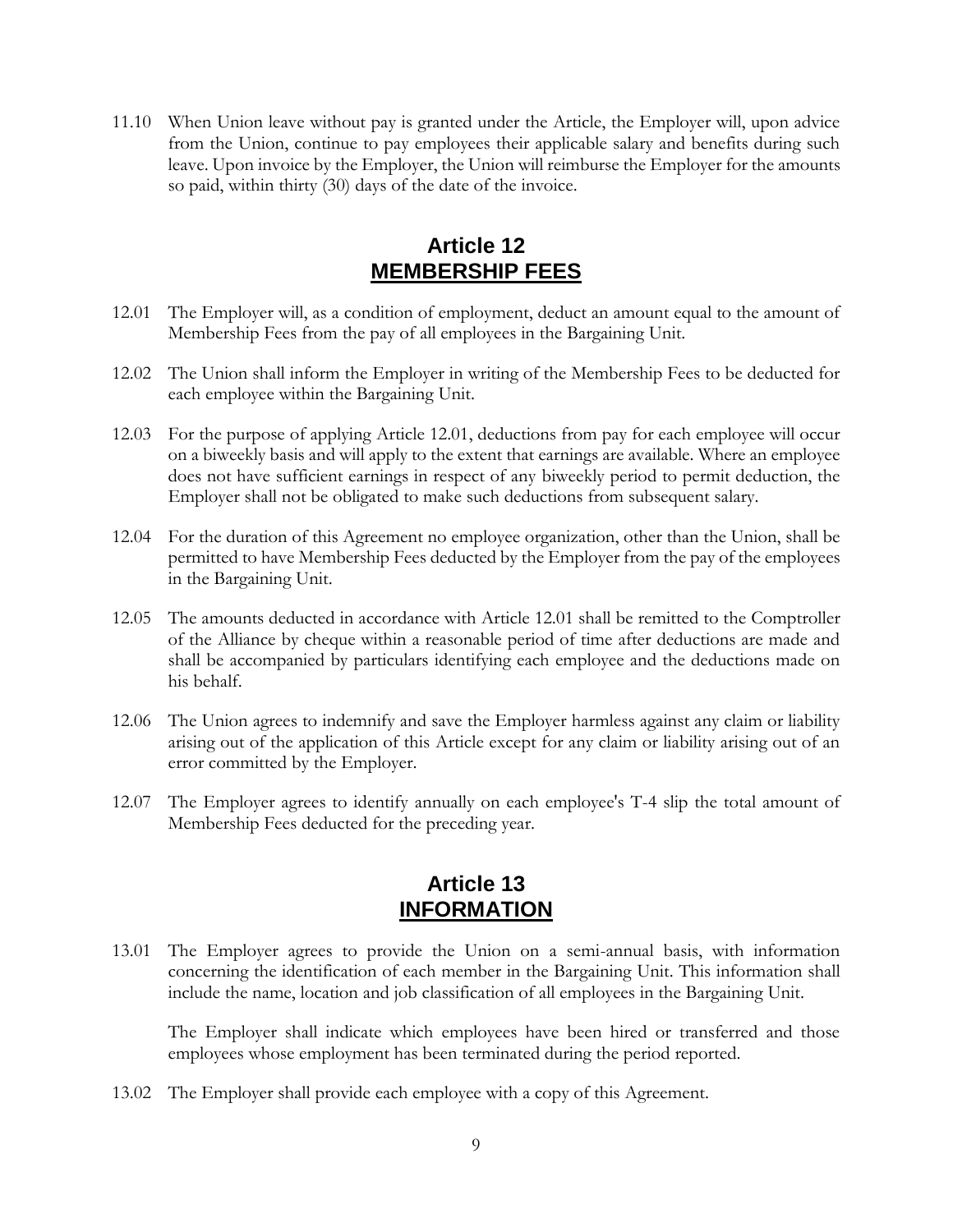11.10 When Union leave without pay is granted under the Article, the Employer will, upon advice from the Union, continue to pay employees their applicable salary and benefits during such leave. Upon invoice by the Employer, the Union will reimburse the Employer for the amounts so paid, within thirty (30) days of the date of the invoice.

## Article 12
## MEMBERSHIP FEES

12.01 The Employer will, as a condition of employment, deduct an amount equal to the amount of Membership Fees from the pay of all employees in the Bargaining Unit.

12.02 The Union shall inform the Employer in writing of the Membership Fees to be deducted for each employee within the Bargaining Unit.

12.03 For the purpose of applying Article 12.01, deductions from pay for each employee will occur on a biweekly basis and will apply to the extent that earnings are available. Where an employee does not have sufficient earnings in respect of any biweekly period to permit deduction, the Employer shall not be obligated to make such deductions from subsequent salary.

12.04 For the duration of this Agreement no employee organization, other than the Union, shall be permitted to have Membership Fees deducted by the Employer from the pay of the employees in the Bargaining Unit.

12.05 The amounts deducted in accordance with Article 12.01 shall be remitted to the Comptroller of the Alliance by cheque within a reasonable period of time after deductions are made and shall be accompanied by particulars identifying each employee and the deductions made on his behalf.

12.06 The Union agrees to indemnify and save the Employer harmless against any claim or liability arising out of the application of this Article except for any claim or liability arising out of an error committed by the Employer.

12.07 The Employer agrees to identify annually on each employee's T-4 slip the total amount of Membership Fees deducted for the preceding year.

## Article 13
## INFORMATION

13.01 The Employer agrees to provide the Union on a semi-annual basis, with information concerning the identification of each member in the Bargaining Unit. This information shall include the name, location and job classification of all employees in the Bargaining Unit.

The Employer shall indicate which employees have been hired or transferred and those employees whose employment has been terminated during the period reported.

13.02 The Employer shall provide each employee with a copy of this Agreement.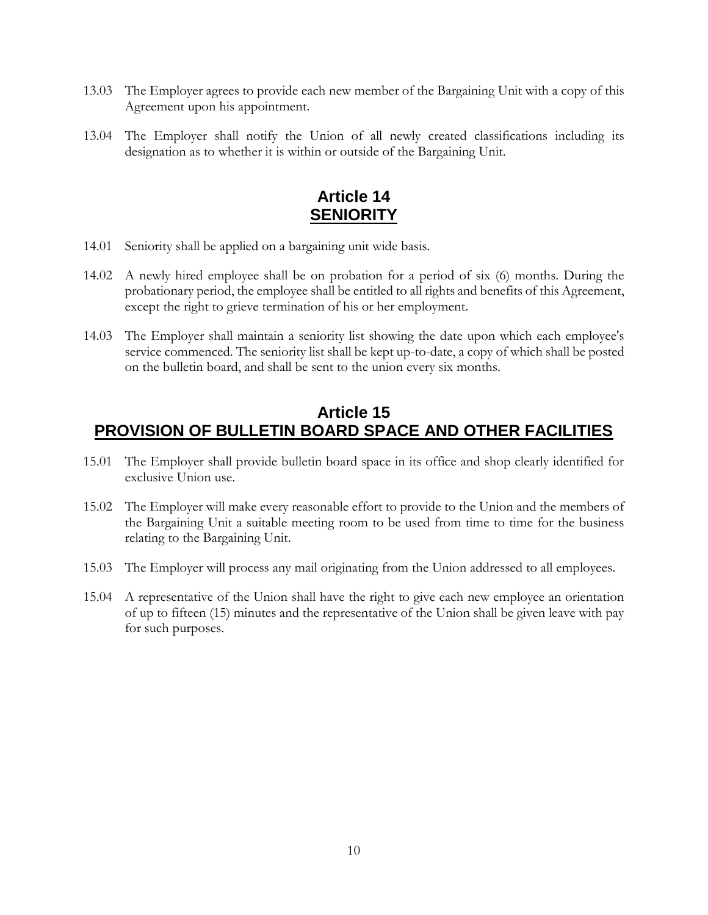13.03 The Employer agrees to provide each new member of the Bargaining Unit with a copy of this Agreement upon his appointment.

13.04 The Employer shall notify the Union of all newly created classifications including its designation as to whether it is within or outside of the Bargaining Unit.

## Article 14
## SENIORITY

14.01 Seniority shall be applied on a bargaining unit wide basis.

14.02 A newly hired employee shall be on probation for a period of six (6) months. During the probationary period, the employee shall be entitled to all rights and benefits of this Agreement, except the right to grieve termination of his or her employment.

14.03 The Employer shall maintain a seniority list showing the date upon which each employee's service commenced. The seniority list shall be kept up-to-date, a copy of which shall be posted on the bulletin board, and shall be sent to the union every six months.

## Article 15
## PROVISION OF BULLETIN BOARD SPACE AND OTHER FACILITIES

15.01 The Employer shall provide bulletin board space in its office and shop clearly identified for exclusive Union use.

15.02 The Employer will make every reasonable effort to provide to the Union and the members of the Bargaining Unit a suitable meeting room to be used from time to time for the business relating to the Bargaining Unit.

15.03 The Employer will process any mail originating from the Union addressed to all employees.

15.04 A representative of the Union shall have the right to give each new employee an orientation of up to fifteen (15) minutes and the representative of the Union shall be given leave with pay for such purposes.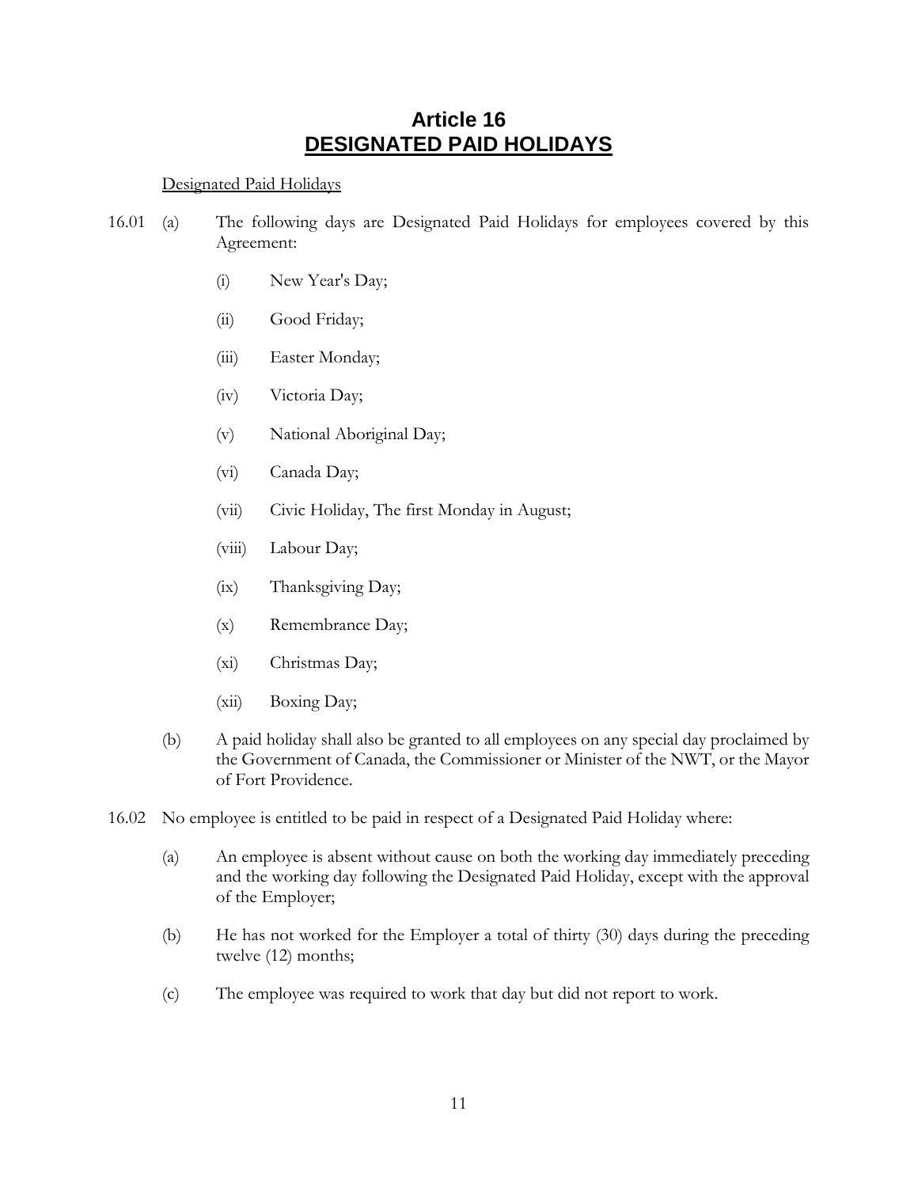# Article 16
## DESIGNATED PAID HOLIDAYS

Designated Paid Holidays

16.01 (a) The following days are Designated Paid Holidays for employees covered by this Agreement:

(i) New Year's Day;

(ii) Good Friday;

(iii) Easter Monday;

(iv) Victoria Day;

(v) National Aboriginal Day;

(vi) Canada Day;

(vii) Civic Holiday, The first Monday in August;

(viii) Labour Day;

(ix) Thanksgiving Day;

(x) Remembrance Day;

(xi) Christmas Day;

(xii) Boxing Day;

(b) A paid holiday shall also be granted to all employees on any special day proclaimed by the Government of Canada, the Commissioner or Minister of the NWT, or the Mayor of Fort Providence.

16.02 No employee is entitled to be paid in respect of a Designated Paid Holiday where:

(a) An employee is absent without cause on both the working day immediately preceding and the working day following the Designated Paid Holiday, except with the approval of the Employer;

(b) He has not worked for the Employer a total of thirty (30) days during the preceding twelve (12) months;

(c) The employee was required to work that day but did not report to work.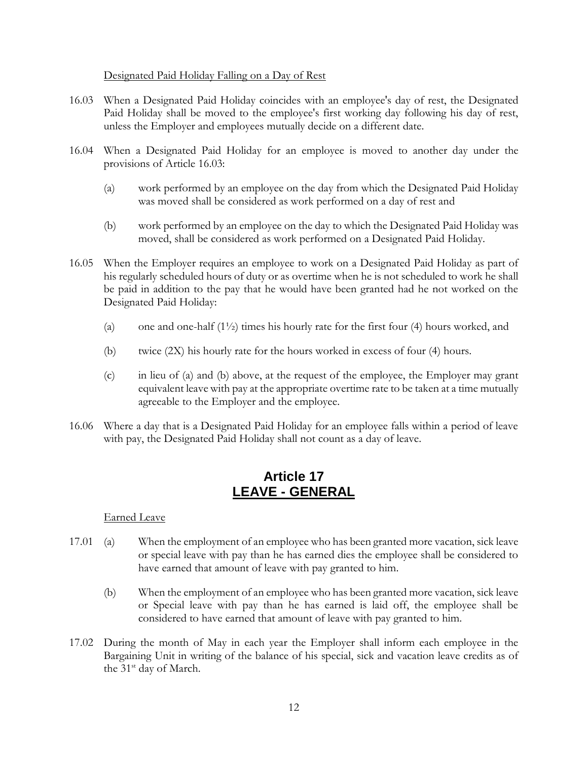Designated Paid Holiday Falling on a Day of Rest

16.03 When a Designated Paid Holiday coincides with an employee's day of rest, the Designated Paid Holiday shall be moved to the employee's first working day following his day of rest, unless the Employer and employees mutually decide on a different date.

16.04 When a Designated Paid Holiday for an employee is moved to another day under the provisions of Article 16.03:

(a) work performed by an employee on the day from which the Designated Paid Holiday was moved shall be considered as work performed on a day of rest and

(b) work performed by an employee on the day to which the Designated Paid Holiday was moved, shall be considered as work performed on a Designated Paid Holiday.

16.05 When the Employer requires an employee to work on a Designated Paid Holiday as part of his regularly scheduled hours of duty or as overtime when he is not scheduled to work he shall be paid in addition to the pay that he would have been granted had he not worked on the Designated Paid Holiday:

(a) one and one-half (1½) times his hourly rate for the first four (4) hours worked, and

(b) twice (2X) his hourly rate for the hours worked in excess of four (4) hours.

(c) in lieu of (a) and (b) above, at the request of the employee, the Employer may grant equivalent leave with pay at the appropriate overtime rate to be taken at a time mutually agreeable to the Employer and the employee.

16.06 Where a day that is a Designated Paid Holiday for an employee falls within a period of leave with pay, the Designated Paid Holiday shall not count as a day of leave.

# Article 17
# LEAVE - GENERAL

Earned Leave

17.01 (a) When the employment of an employee who has been granted more vacation, sick leave or special leave with pay than he has earned dies the employee shall be considered to have earned that amount of leave with pay granted to him.

(b) When the employment of an employee who has been granted more vacation, sick leave or Special leave with pay than he has earned is laid off, the employee shall be considered to have earned that amount of leave with pay granted to him.

17.02 During the month of May in each year the Employer shall inform each employee in the Bargaining Unit in writing of the balance of his special, sick and vacation leave credits as of the 31st day of March.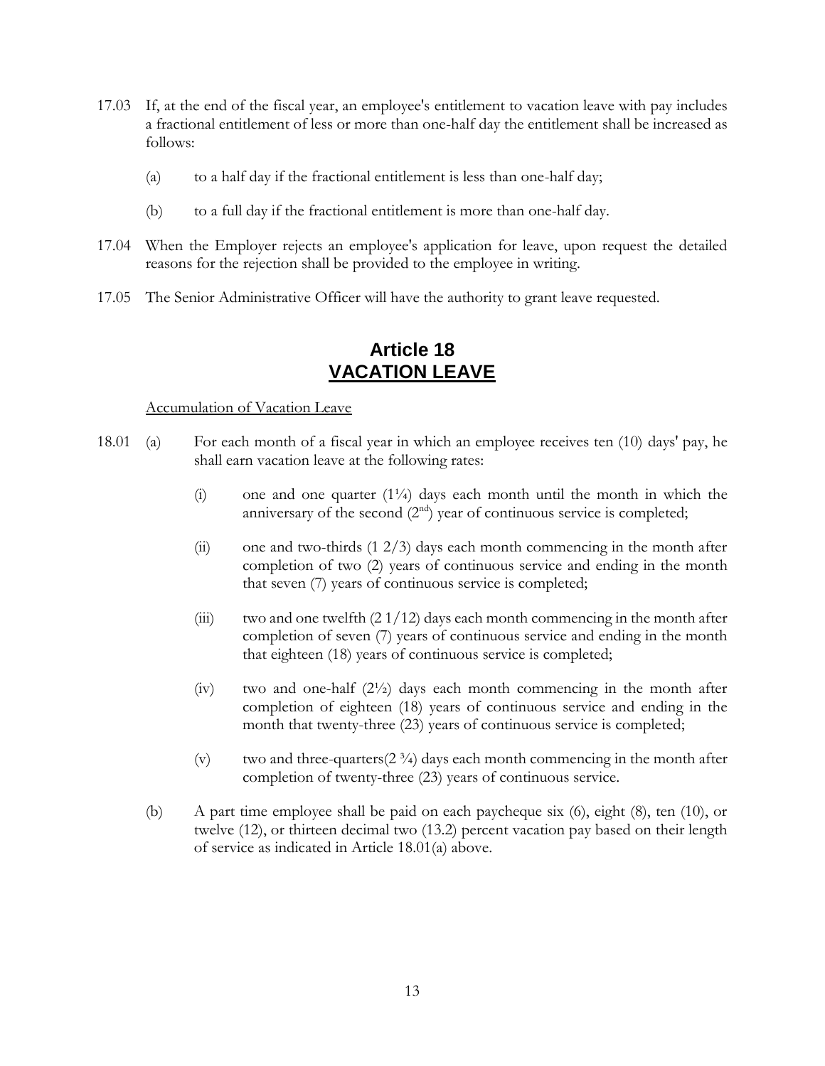17.03 If, at the end of the fiscal year, an employee's entitlement to vacation leave with pay includes a fractional entitlement of less or more than one-half day the entitlement shall be increased as follows:

(a) to a half day if the fractional entitlement is less than one-half day;

(b) to a full day if the fractional entitlement is more than one-half day.

17.04 When the Employer rejects an employee's application for leave, upon request the detailed reasons for the rejection shall be provided to the employee in writing.

17.05 The Senior Administrative Officer will have the authority to grant leave requested.

# Article 18
# VACATION LEAVE

Accumulation of Vacation Leave

18.01 (a) For each month of a fiscal year in which an employee receives ten (10) days' pay, he shall earn vacation leave at the following rates:

(i) one and one quarter (1¼) days each month until the month in which the anniversary of the second (2nd) year of continuous service is completed;

(ii) one and two-thirds (1 2/3) days each month commencing in the month after completion of two (2) years of continuous service and ending in the month that seven (7) years of continuous service is completed;

(iii) two and one twelfth (2 1/12) days each month commencing in the month after completion of seven (7) years of continuous service and ending in the month that eighteen (18) years of continuous service is completed;

(iv) two and one-half (2½) days each month commencing in the month after completion of eighteen (18) years of continuous service and ending in the month that twenty-three (23) years of continuous service is completed;

(v) two and three-quarters(2 ¾) days each month commencing in the month after completion of twenty-three (23) years of continuous service.

(b) A part time employee shall be paid on each paycheque six (6), eight (8), ten (10), or twelve (12), or thirteen decimal two (13.2) percent vacation pay based on their length of service as indicated in Article 18.01(a) above.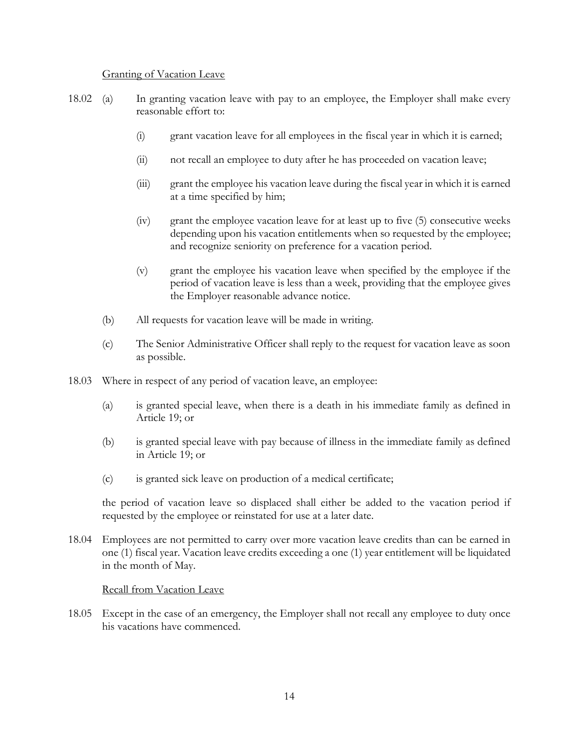Granting of Vacation Leave

18.02 (a) In granting vacation leave with pay to an employee, the Employer shall make every reasonable effort to:

(i) grant vacation leave for all employees in the fiscal year in which it is earned;

(ii) not recall an employee to duty after he has proceeded on vacation leave;

(iii) grant the employee his vacation leave during the fiscal year in which it is earned at a time specified by him;

(iv) grant the employee vacation leave for at least up to five (5) consecutive weeks depending upon his vacation entitlements when so requested by the employee; and recognize seniority on preference for a vacation period.

(v) grant the employee his vacation leave when specified by the employee if the period of vacation leave is less than a week, providing that the employee gives the Employer reasonable advance notice.

(b) All requests for vacation leave will be made in writing.

(c) The Senior Administrative Officer shall reply to the request for vacation leave as soon as possible.

18.03 Where in respect of any period of vacation leave, an employee:

(a) is granted special leave, when there is a death in his immediate family as defined in Article 19; or

(b) is granted special leave with pay because of illness in the immediate family as defined in Article 19; or

(c) is granted sick leave on production of a medical certificate;

the period of vacation leave so displaced shall either be added to the vacation period if requested by the employee or reinstated for use at a later date.

18.04 Employees are not permitted to carry over more vacation leave credits than can be earned in one (1) fiscal year. Vacation leave credits exceeding a one (1) year entitlement will be liquidated in the month of May.

Recall from Vacation Leave

18.05 Except in the case of an emergency, the Employer shall not recall any employee to duty once his vacations have commenced.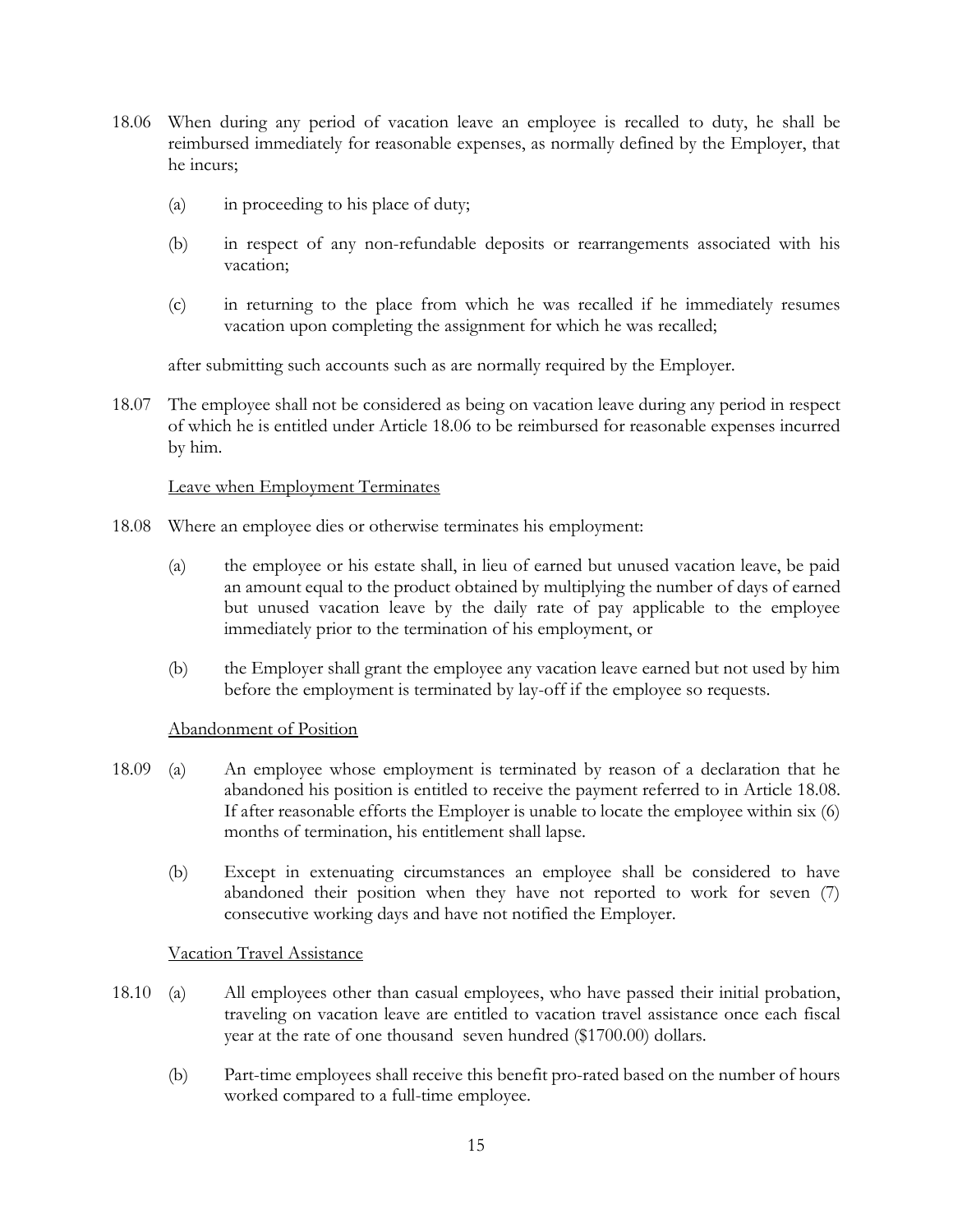18.06 When during any period of vacation leave an employee is recalled to duty, he shall be reimbursed immediately for reasonable expenses, as normally defined by the Employer, that he incurs;

   (a) in proceeding to his place of duty;

   (b) in respect of any non-refundable deposits or rearrangements associated with his vacation;

   (c) in returning to the place from which he was recalled if he immediately resumes vacation upon completing the assignment for which he was recalled;

   after submitting such accounts such as are normally required by the Employer.

18.07 The employee shall not be considered as being on vacation leave during any period in respect of which he is entitled under Article 18.06 to be reimbursed for reasonable expenses incurred by him.

Leave when Employment Terminates

18.08 Where an employee dies or otherwise terminates his employment:

   (a) the employee or his estate shall, in lieu of earned but unused vacation leave, be paid an amount equal to the product obtained by multiplying the number of days of earned but unused vacation leave by the daily rate of pay applicable to the employee immediately prior to the termination of his employment, or

   (b) the Employer shall grant the employee any vacation leave earned but not used by him before the employment is terminated by lay-off if the employee so requests.

Abandonment of Position

18.09 (a) An employee whose employment is terminated by reason of a declaration that he abandoned his position is entitled to receive the payment referred to in Article 18.08. If after reasonable efforts the Employer is unable to locate the employee within six (6) months of termination, his entitlement shall lapse.

   (b) Except in extenuating circumstances an employee shall be considered to have abandoned their position when they have not reported to work for seven (7) consecutive working days and have not notified the Employer.

Vacation Travel Assistance

18.10 (a) All employees other than casual employees, who have passed their initial probation, traveling on vacation leave are entitled to vacation travel assistance once each fiscal year at the rate of one thousand seven hundred ($1700.00) dollars.

   (b) Part-time employees shall receive this benefit pro-rated based on the number of hours worked compared to a full-time employee.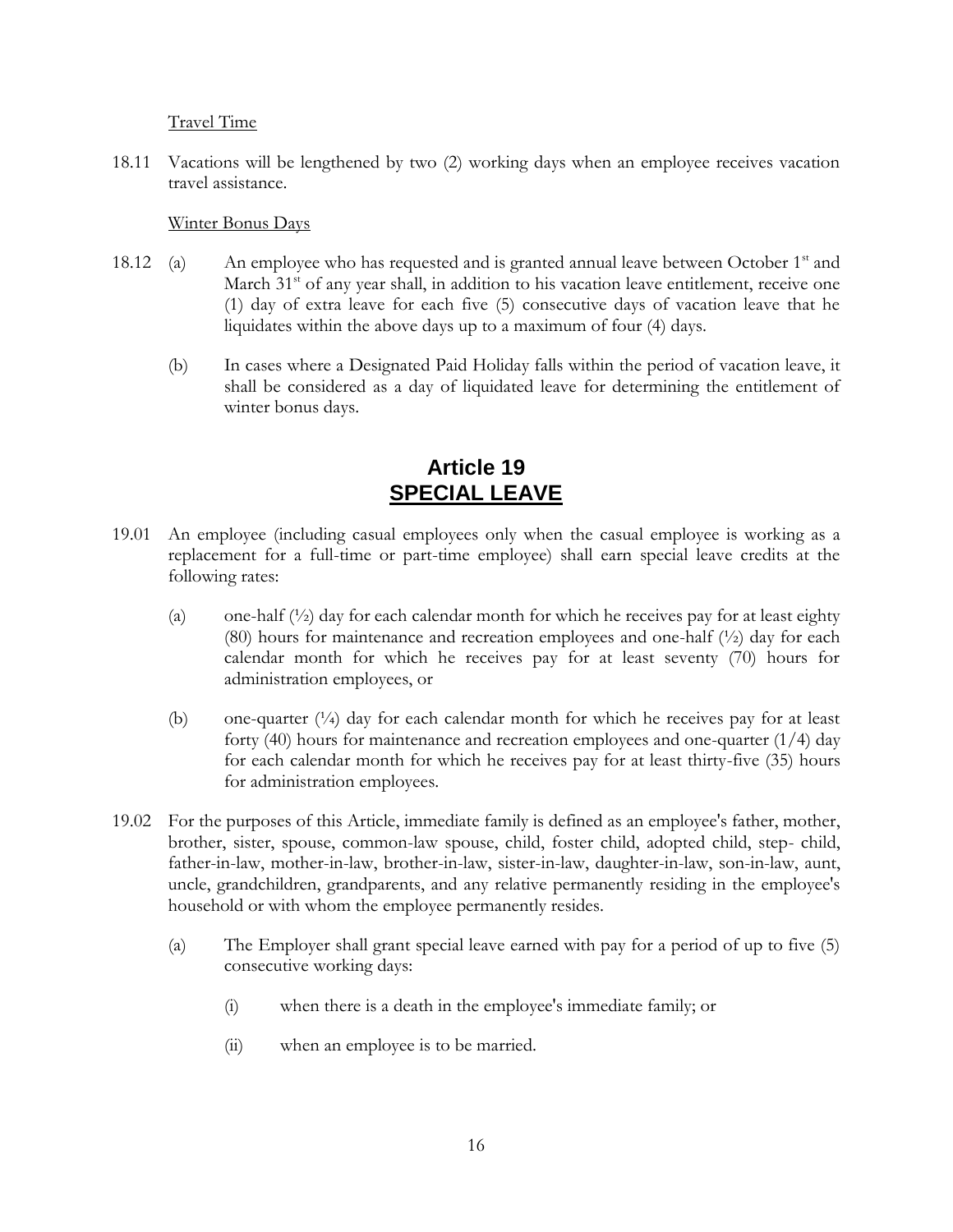Travel Time

18.11 Vacations will be lengthened by two (2) working days when an employee receives vacation travel assistance.

Winter Bonus Days

18.12 (a) An employee who has requested and is granted annual leave between October 1st and March 31st of any year shall, in addition to his vacation leave entitlement, receive one (1) day of extra leave for each five (5) consecutive days of vacation leave that he liquidates within the above days up to a maximum of four (4) days.

(b) In cases where a Designated Paid Holiday falls within the period of vacation leave, it shall be considered as a day of liquidated leave for determining the entitlement of winter bonus days.

# Article 19
# SPECIAL LEAVE

19.01 An employee (including casual employees only when the casual employee is working as a replacement for a full-time or part-time employee) shall earn special leave credits at the following rates:

(a) one-half (½) day for each calendar month for which he receives pay for at least eighty (80) hours for maintenance and recreation employees and one-half (½) day for each calendar month for which he receives pay for at least seventy (70) hours for administration employees, or

(b) one-quarter (¼) day for each calendar month for which he receives pay for at least forty (40) hours for maintenance and recreation employees and one-quarter (1/4) day for each calendar month for which he receives pay for at least thirty-five (35) hours for administration employees.

19.02 For the purposes of this Article, immediate family is defined as an employee's father, mother, brother, sister, spouse, common-law spouse, child, foster child, adopted child, step- child, father-in-law, mother-in-law, brother-in-law, sister-in-law, daughter-in-law, son-in-law, aunt, uncle, grandchildren, grandparents, and any relative permanently residing in the employee's household or with whom the employee permanently resides.

(a) The Employer shall grant special leave earned with pay for a period of up to five (5) consecutive working days:

(i) when there is a death in the employee's immediate family; or

(ii) when an employee is to be married.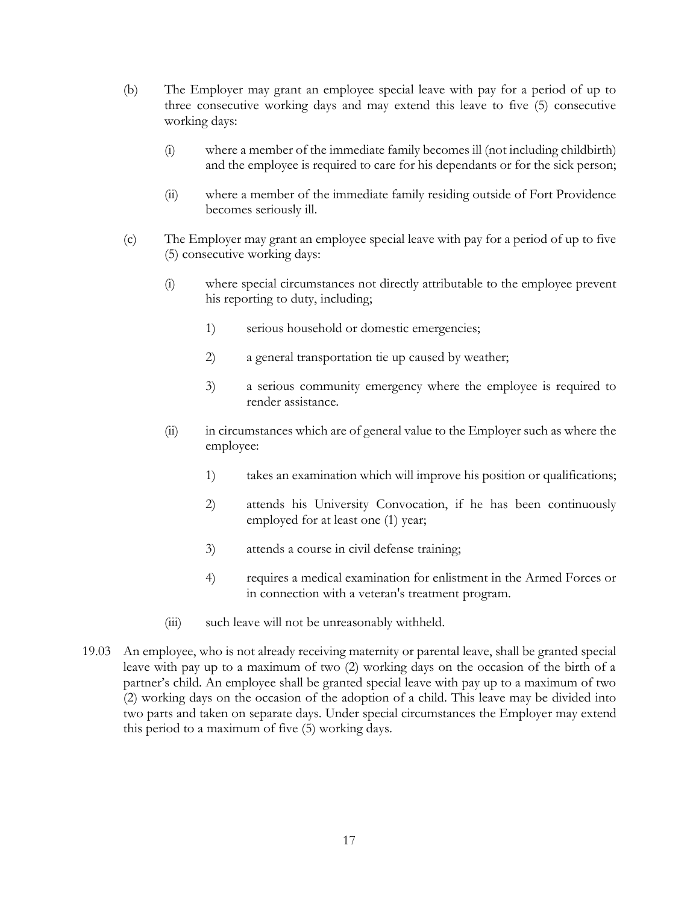(b) The Employer may grant an employee special leave with pay for a period of up to three consecutive working days and may extend this leave to five (5) consecutive working days:

(i) where a member of the immediate family becomes ill (not including childbirth) and the employee is required to care for his dependants or for the sick person;

(ii) where a member of the immediate family residing outside of Fort Providence becomes seriously ill.

(c) The Employer may grant an employee special leave with pay for a period of up to five (5) consecutive working days:

(i) where special circumstances not directly attributable to the employee prevent his reporting to duty, including;

1) serious household or domestic emergencies;

2) a general transportation tie up caused by weather;

3) a serious community emergency where the employee is required to render assistance.

(ii) in circumstances which are of general value to the Employer such as where the employee:

1) takes an examination which will improve his position or qualifications;

2) attends his University Convocation, if he has been continuously employed for at least one (1) year;

3) attends a course in civil defense training;

4) requires a medical examination for enlistment in the Armed Forces or in connection with a veteran's treatment program.

(iii) such leave will not be unreasonably withheld.

19.03 An employee, who is not already receiving maternity or parental leave, shall be granted special leave with pay up to a maximum of two (2) working days on the occasion of the birth of a partner's child. An employee shall be granted special leave with pay up to a maximum of two (2) working days on the occasion of the adoption of a child. This leave may be divided into two parts and taken on separate days. Under special circumstances the Employer may extend this period to a maximum of five (5) working days.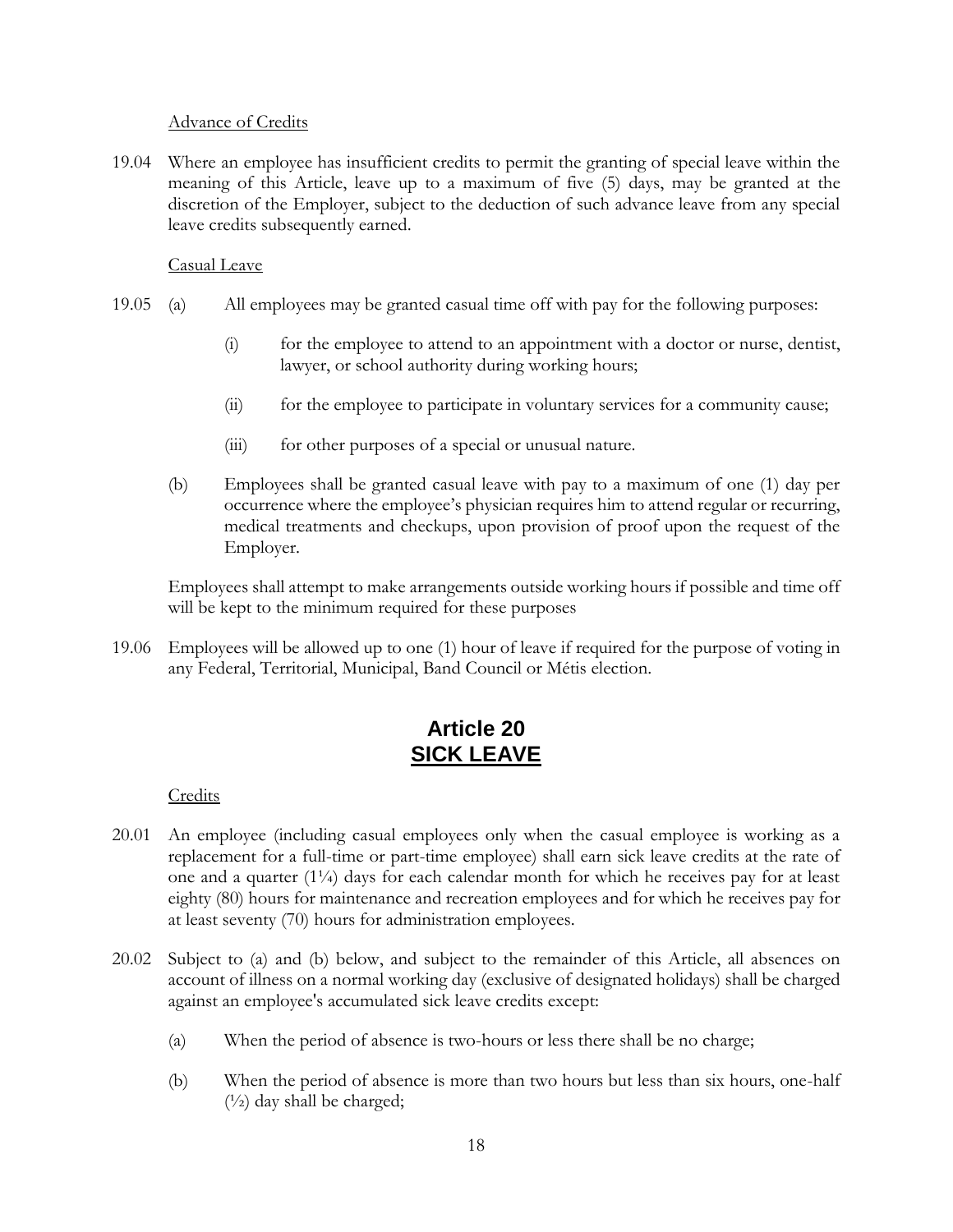Advance of Credits

19.04 Where an employee has insufficient credits to permit the granting of special leave within the meaning of this Article, leave up to a maximum of five (5) days, may be granted at the discretion of the Employer, subject to the deduction of such advance leave from any special leave credits subsequently earned.

Casual Leave

19.05 (a) All employees may be granted casual time off with pay for the following purposes:

(i) for the employee to attend to an appointment with a doctor or nurse, dentist, lawyer, or school authority during working hours;

(ii) for the employee to participate in voluntary services for a community cause;

(iii) for other purposes of a special or unusual nature.

(b) Employees shall be granted casual leave with pay to a maximum of one (1) day per occurrence where the employee's physician requires him to attend regular or recurring, medical treatments and checkups, upon provision of proof upon the request of the Employer.

Employees shall attempt to make arrangements outside working hours if possible and time off will be kept to the minimum required for these purposes

19.06 Employees will be allowed up to one (1) hour of leave if required for the purpose of voting in any Federal, Territorial, Municipal, Band Council or Métis election.

# Article 20
# SICK LEAVE

Credits

20.01 An employee (including casual employees only when the casual employee is working as a replacement for a full-time or part-time employee) shall earn sick leave credits at the rate of one and a quarter (1¼) days for each calendar month for which he receives pay for at least eighty (80) hours for maintenance and recreation employees and for which he receives pay for at least seventy (70) hours for administration employees.

20.02 Subject to (a) and (b) below, and subject to the remainder of this Article, all absences on account of illness on a normal working day (exclusive of designated holidays) shall be charged against an employee's accumulated sick leave credits except:

(a) When the period of absence is two-hours or less there shall be no charge;

(b) When the period of absence is more than two hours but less than six hours, one-half (½) day shall be charged;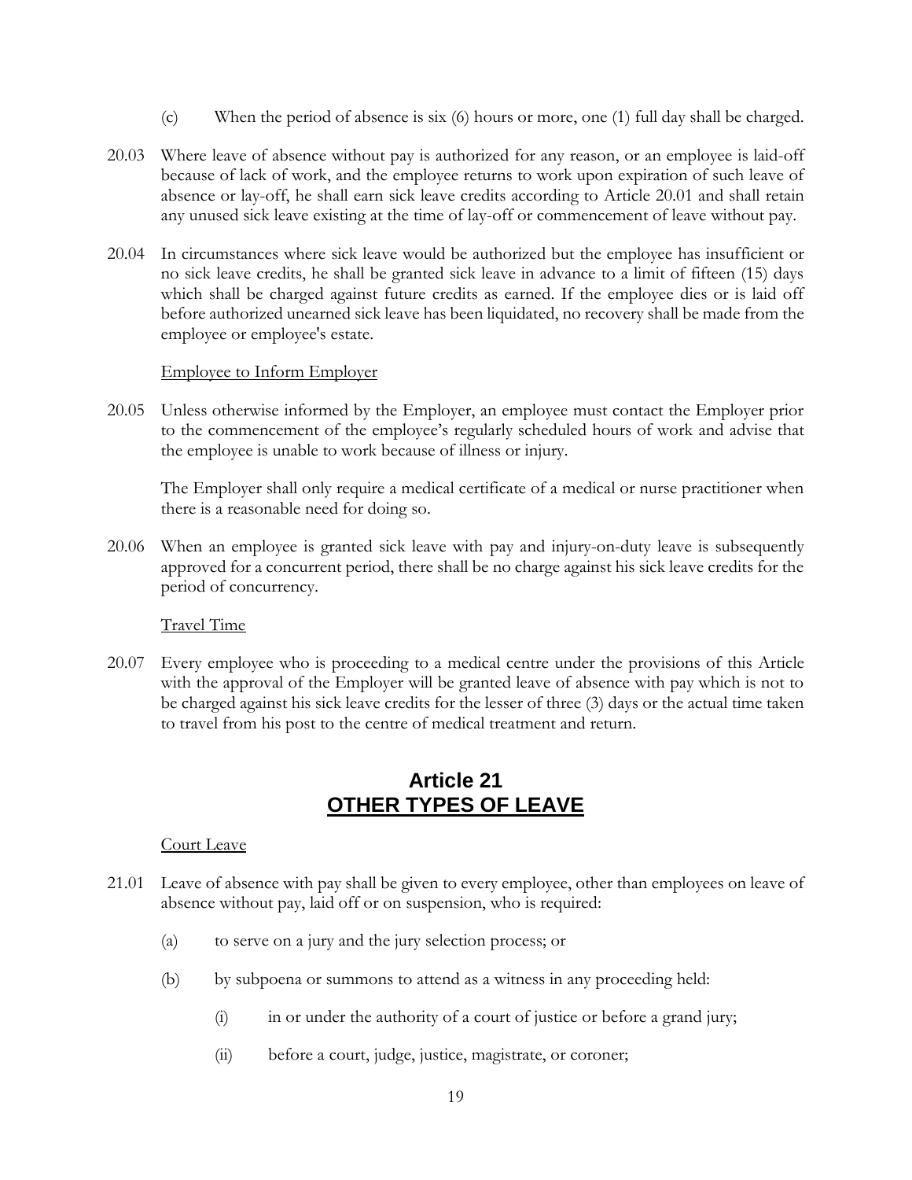(c) When the period of absence is six (6) hours or more, one (1) full day shall be charged.

20.03 Where leave of absence without pay is authorized for any reason, or an employee is laid-off because of lack of work, and the employee returns to work upon expiration of such leave of absence or lay-off, he shall earn sick leave credits according to Article 20.01 and shall retain any unused sick leave existing at the time of lay-off or commencement of leave without pay.

20.04 In circumstances where sick leave would be authorized but the employee has insufficient or no sick leave credits, he shall be granted sick leave in advance to a limit of fifteen (15) days which shall be charged against future credits as earned. If the employee dies or is laid off before authorized unearned sick leave has been liquidated, no recovery shall be made from the employee or employee's estate.

Employee to Inform Employer

20.05 Unless otherwise informed by the Employer, an employee must contact the Employer prior to the commencement of the employee's regularly scheduled hours of work and advise that the employee is unable to work because of illness or injury.

The Employer shall only require a medical certificate of a medical or nurse practitioner when there is a reasonable need for doing so.

20.06 When an employee is granted sick leave with pay and injury-on-duty leave is subsequently approved for a concurrent period, there shall be no charge against his sick leave credits for the period of concurrency.

Travel Time

20.07 Every employee who is proceeding to a medical centre under the provisions of this Article with the approval of the Employer will be granted leave of absence with pay which is not to be charged against his sick leave credits for the lesser of three (3) days or the actual time taken to travel from his post to the centre of medical treatment and return.

## Article 21
## OTHER TYPES OF LEAVE

Court Leave

21.01 Leave of absence with pay shall be given to every employee, other than employees on leave of absence without pay, laid off or on suspension, who is required:

(a) to serve on a jury and the jury selection process; or

(b) by subpoena or summons to attend as a witness in any proceeding held:

(i) in or under the authority of a court of justice or before a grand jury;

(ii) before a court, judge, justice, magistrate, or coroner;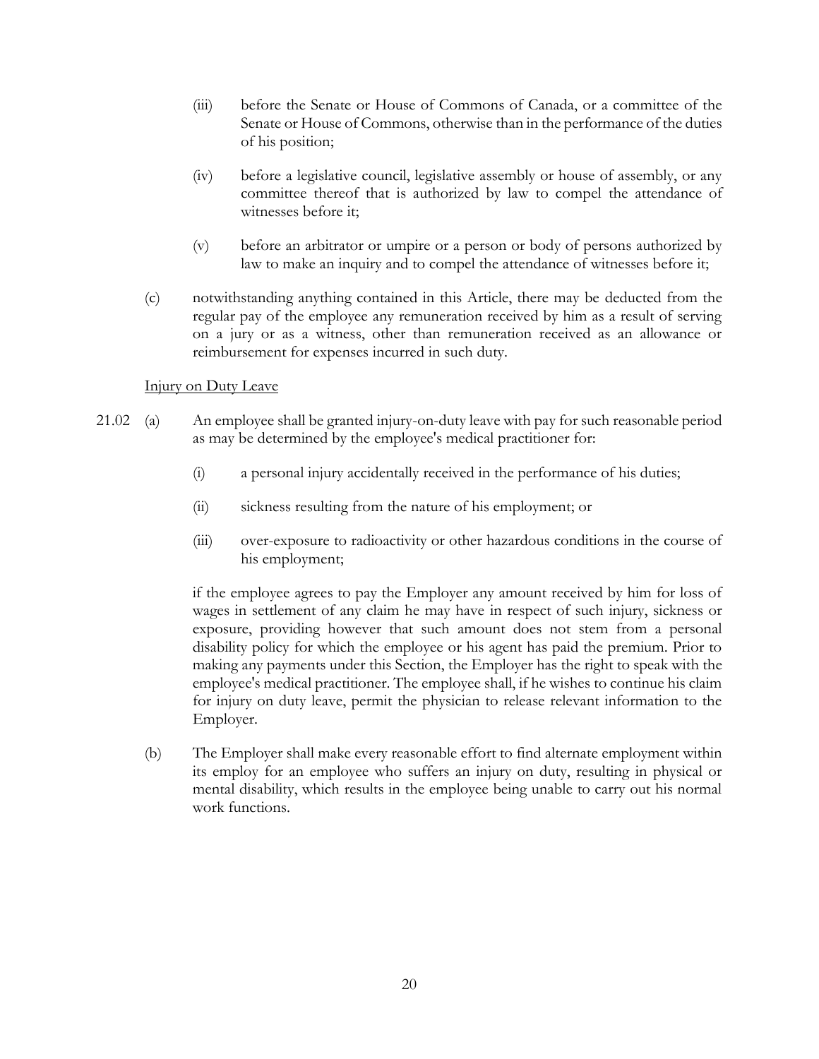(iii) before the Senate or House of Commons of Canada, or a committee of the Senate or House of Commons, otherwise than in the performance of the duties of his position;

(iv) before a legislative council, legislative assembly or house of assembly, or any committee thereof that is authorized by law to compel the attendance of witnesses before it;

(v) before an arbitrator or umpire or a person or body of persons authorized by law to make an inquiry and to compel the attendance of witnesses before it;

(c) notwithstanding anything contained in this Article, there may be deducted from the regular pay of the employee any remuneration received by him as a result of serving on a jury or as a witness, other than remuneration received as an allowance or reimbursement for expenses incurred in such duty.

<u>Injury on Duty Leave</u>

21.02 (a) An employee shall be granted injury-on-duty leave with pay for such reasonable period as may be determined by the employee's medical practitioner for:

(i) a personal injury accidentally received in the performance of his duties;

(ii) sickness resulting from the nature of his employment; or

(iii) over-exposure to radioactivity or other hazardous conditions in the course of his employment;

if the employee agrees to pay the Employer any amount received by him for loss of wages in settlement of any claim he may have in respect of such injury, sickness or exposure, providing however that such amount does not stem from a personal disability policy for which the employee or his agent has paid the premium. Prior to making any payments under this Section, the Employer has the right to speak with the employee's medical practitioner. The employee shall, if he wishes to continue his claim for injury on duty leave, permit the physician to release relevant information to the Employer.

(b) The Employer shall make every reasonable effort to find alternate employment within its employ for an employee who suffers an injury on duty, resulting in physical or mental disability, which results in the employee being unable to carry out his normal work functions.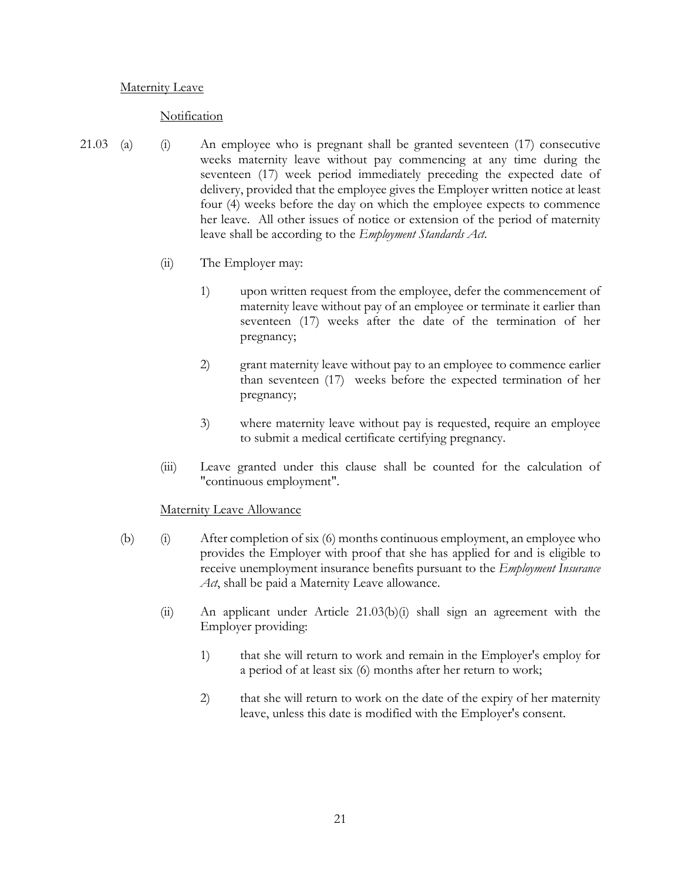Maternity Leave

Notification

21.03 (a) (i) An employee who is pregnant shall be granted seventeen (17) consecutive weeks maternity leave without pay commencing at any time during the seventeen (17) week period immediately preceding the expected date of delivery, provided that the employee gives the Employer written notice at least four (4) weeks before the day on which the employee expects to commence her leave. All other issues of notice or extension of the period of maternity leave shall be according to the *Employment Standards Act*.

(ii) The Employer may:

1) upon written request from the employee, defer the commencement of maternity leave without pay of an employee or terminate it earlier than seventeen (17) weeks after the date of the termination of her pregnancy;

2) grant maternity leave without pay to an employee to commence earlier than seventeen (17) weeks before the expected termination of her pregnancy;

3) where maternity leave without pay is requested, require an employee to submit a medical certificate certifying pregnancy.

(iii) Leave granted under this clause shall be counted for the calculation of "continuous employment".

Maternity Leave Allowance

(b) (i) After completion of six (6) months continuous employment, an employee who provides the Employer with proof that she has applied for and is eligible to receive unemployment insurance benefits pursuant to the *Employment Insurance Act*, shall be paid a Maternity Leave allowance.

(ii) An applicant under Article 21.03(b)(i) shall sign an agreement with the Employer providing:

1) that she will return to work and remain in the Employer's employ for a period of at least six (6) months after her return to work;

2) that she will return to work on the date of the expiry of her maternity leave, unless this date is modified with the Employer's consent.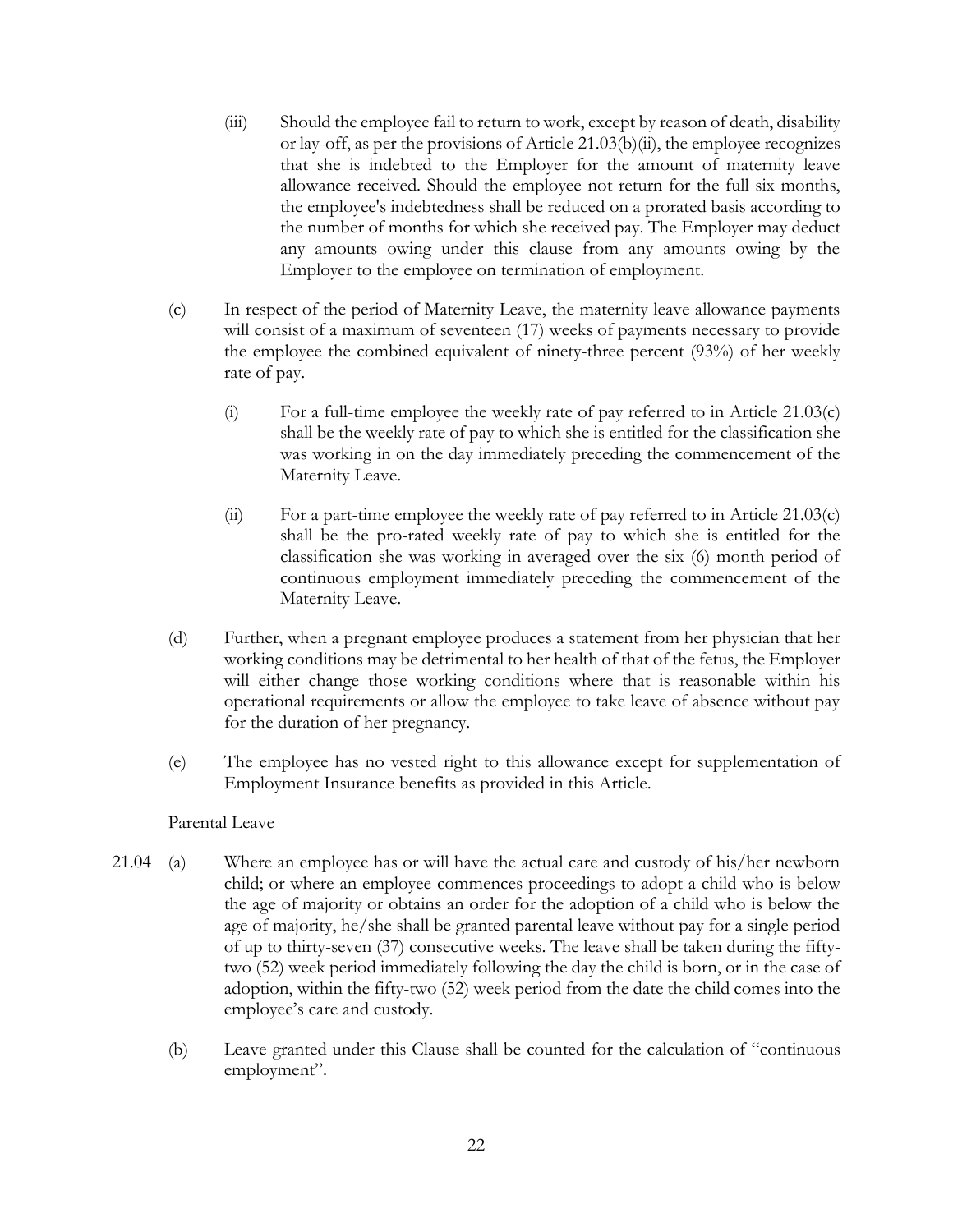(iii) Should the employee fail to return to work, except by reason of death, disability or lay-off, as per the provisions of Article 21.03(b)(ii), the employee recognizes that she is indebted to the Employer for the amount of maternity leave allowance received. Should the employee not return for the full six months, the employee's indebtedness shall be reduced on a prorated basis according to the number of months for which she received pay. The Employer may deduct any amounts owing under this clause from any amounts owing by the Employer to the employee on termination of employment.

(c) In respect of the period of Maternity Leave, the maternity leave allowance payments will consist of a maximum of seventeen (17) weeks of payments necessary to provide the employee the combined equivalent of ninety-three percent (93%) of her weekly rate of pay.

(i) For a full-time employee the weekly rate of pay referred to in Article 21.03(c) shall be the weekly rate of pay to which she is entitled for the classification she was working in on the day immediately preceding the commencement of the Maternity Leave.

(ii) For a part-time employee the weekly rate of pay referred to in Article 21.03(c) shall be the pro-rated weekly rate of pay to which she is entitled for the classification she was working in averaged over the six (6) month period of continuous employment immediately preceding the commencement of the Maternity Leave.

(d) Further, when a pregnant employee produces a statement from her physician that her working conditions may be detrimental to her health of that of the fetus, the Employer will either change those working conditions where that is reasonable within his operational requirements or allow the employee to take leave of absence without pay for the duration of her pregnancy.

(e) The employee has no vested right to this allowance except for supplementation of Employment Insurance benefits as provided in this Article.

<u>Parental Leave</u>

21.04 (a) Where an employee has or will have the actual care and custody of his/her newborn child; or where an employee commences proceedings to adopt a child who is below the age of majority or obtains an order for the adoption of a child who is below the age of majority, he/she shall be granted parental leave without pay for a single period of up to thirty-seven (37) consecutive weeks. The leave shall be taken during the fifty-two (52) week period immediately following the day the child is born, or in the case of adoption, within the fifty-two (52) week period from the date the child comes into the employee's care and custody.

(b) Leave granted under this Clause shall be counted for the calculation of "continuous employment".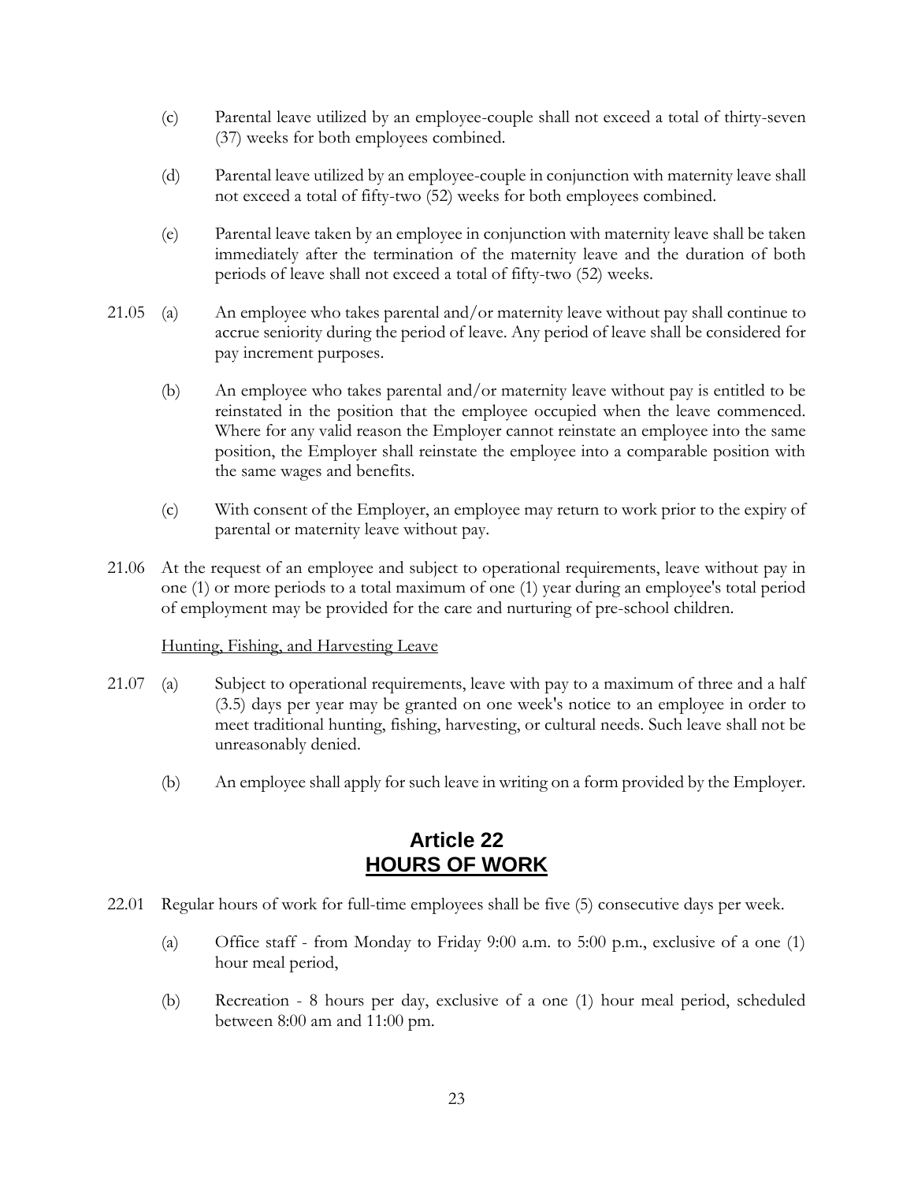(c) Parental leave utilized by an employee-couple shall not exceed a total of thirty-seven (37) weeks for both employees combined.

(d) Parental leave utilized by an employee-couple in conjunction with maternity leave shall not exceed a total of fifty-two (52) weeks for both employees combined.

(e) Parental leave taken by an employee in conjunction with maternity leave shall be taken immediately after the termination of the maternity leave and the duration of both periods of leave shall not exceed a total of fifty-two (52) weeks.

21.05 (a) An employee who takes parental and/or maternity leave without pay shall continue to accrue seniority during the period of leave. Any period of leave shall be considered for pay increment purposes.

(b) An employee who takes parental and/or maternity leave without pay is entitled to be reinstated in the position that the employee occupied when the leave commenced. Where for any valid reason the Employer cannot reinstate an employee into the same position, the Employer shall reinstate the employee into a comparable position with the same wages and benefits.

(c) With consent of the Employer, an employee may return to work prior to the expiry of parental or maternity leave without pay.

21.06 At the request of an employee and subject to operational requirements, leave without pay in one (1) or more periods to a total maximum of one (1) year during an employee's total period of employment may be provided for the care and nurturing of pre-school children.

<u>Hunting, Fishing, and Harvesting Leave</u>

21.07 (a) Subject to operational requirements, leave with pay to a maximum of three and a half (3.5) days per year may be granted on one week's notice to an employee in order to meet traditional hunting, fishing, harvesting, or cultural needs. Such leave shall not be unreasonably denied.

(b) An employee shall apply for such leave in writing on a form provided by the Employer.

## Article 22
## HOURS OF WORK

22.01 Regular hours of work for full-time employees shall be five (5) consecutive days per week.

(a) Office staff - from Monday to Friday 9:00 a.m. to 5:00 p.m., exclusive of a one (1) hour meal period,

(b) Recreation - 8 hours per day, exclusive of a one (1) hour meal period, scheduled between 8:00 am and 11:00 pm.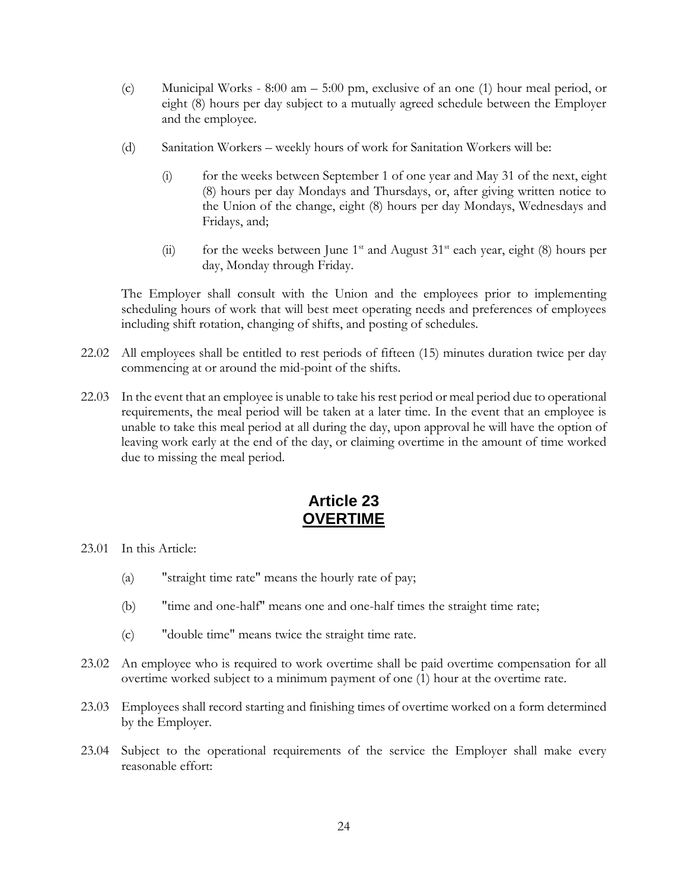(c) Municipal Works - 8:00 am – 5:00 pm, exclusive of an one (1) hour meal period, or eight (8) hours per day subject to a mutually agreed schedule between the Employer and the employee.

(d) Sanitation Workers – weekly hours of work for Sanitation Workers will be:

  (i) for the weeks between September 1 of one year and May 31 of the next, eight (8) hours per day Mondays and Thursdays, or, after giving written notice to the Union of the change, eight (8) hours per day Mondays, Wednesdays and Fridays, and;

  (ii) for the weeks between June 1st and August 31st each year, eight (8) hours per day, Monday through Friday.

The Employer shall consult with the Union and the employees prior to implementing scheduling hours of work that will best meet operating needs and preferences of employees including shift rotation, changing of shifts, and posting of schedules.

22.02 All employees shall be entitled to rest periods of fifteen (15) minutes duration twice per day commencing at or around the mid-point of the shifts.

22.03 In the event that an employee is unable to take his rest period or meal period due to operational requirements, the meal period will be taken at a later time. In the event that an employee is unable to take this meal period at all during the day, upon approval he will have the option of leaving work early at the end of the day, or claiming overtime in the amount of time worked due to missing the meal period.

## Article 23
## OVERTIME

23.01 In this Article:

(a) "straight time rate" means the hourly rate of pay;

(b) "time and one-half" means one and one-half times the straight time rate;

(c) "double time" means twice the straight time rate.

23.02 An employee who is required to work overtime shall be paid overtime compensation for all overtime worked subject to a minimum payment of one (1) hour at the overtime rate.

23.03 Employees shall record starting and finishing times of overtime worked on a form determined by the Employer.

23.04 Subject to the operational requirements of the service the Employer shall make every reasonable effort: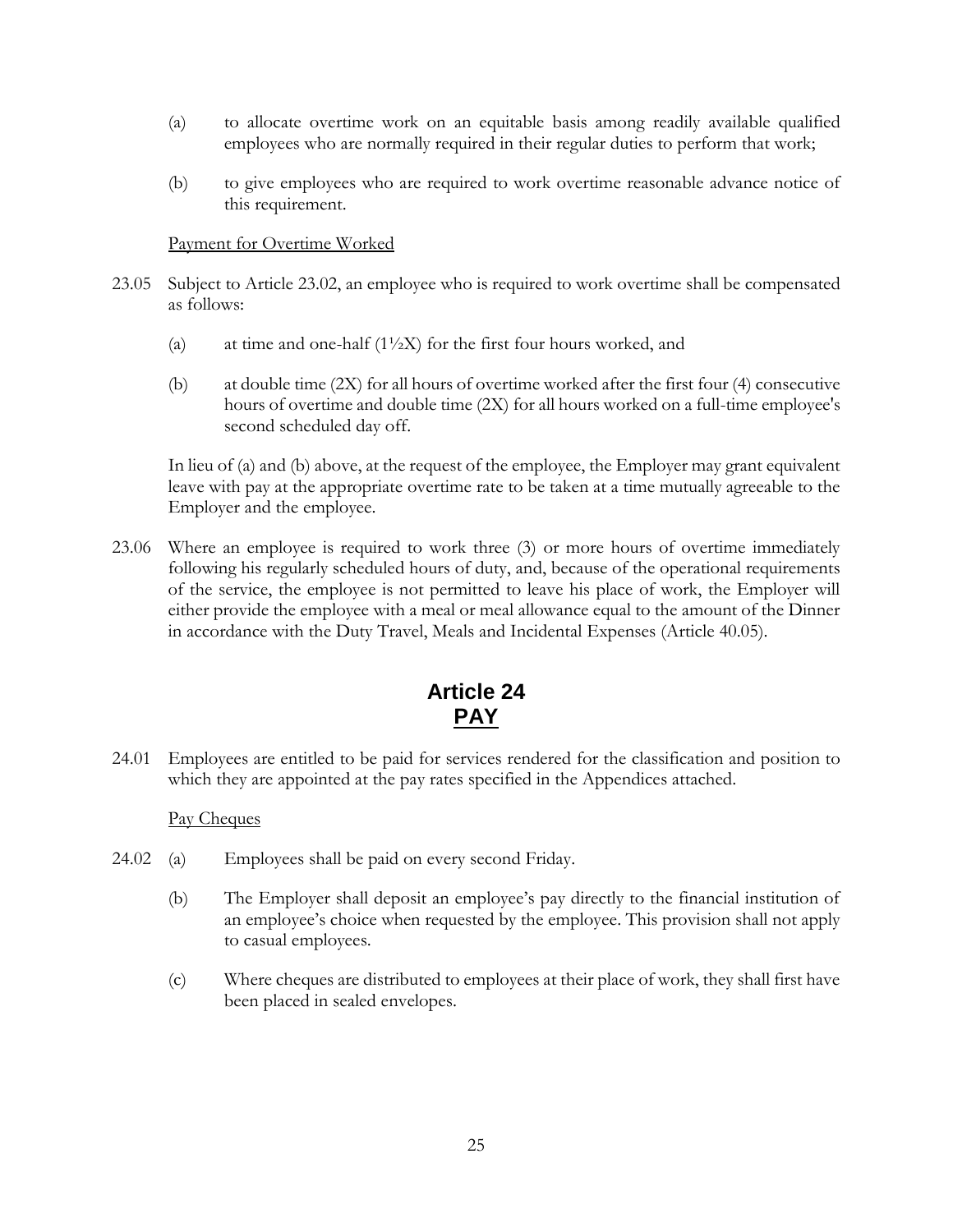(a) to allocate overtime work on an equitable basis among readily available qualified employees who are normally required in their regular duties to perform that work;

(b) to give employees who are required to work overtime reasonable advance notice of this requirement.

Payment for Overtime Worked

23.05 Subject to Article 23.02, an employee who is required to work overtime shall be compensated as follows:

(a) at time and one-half (1½X) for the first four hours worked, and

(b) at double time (2X) for all hours of overtime worked after the first four (4) consecutive hours of overtime and double time (2X) for all hours worked on a full-time employee's second scheduled day off.

In lieu of (a) and (b) above, at the request of the employee, the Employer may grant equivalent leave with pay at the appropriate overtime rate to be taken at a time mutually agreeable to the Employer and the employee.

23.06 Where an employee is required to work three (3) or more hours of overtime immediately following his regularly scheduled hours of duty, and, because of the operational requirements of the service, the employee is not permitted to leave his place of work, the Employer will either provide the employee with a meal or meal allowance equal to the amount of the Dinner in accordance with the Duty Travel, Meals and Incidental Expenses (Article 40.05).

## Article 24
## PAY

24.01 Employees are entitled to be paid for services rendered for the classification and position to which they are appointed at the pay rates specified in the Appendices attached.

Pay Cheques

24.02 (a) Employees shall be paid on every second Friday.

(b) The Employer shall deposit an employee's pay directly to the financial institution of an employee's choice when requested by the employee. This provision shall not apply to casual employees.

(c) Where cheques are distributed to employees at their place of work, they shall first have been placed in sealed envelopes.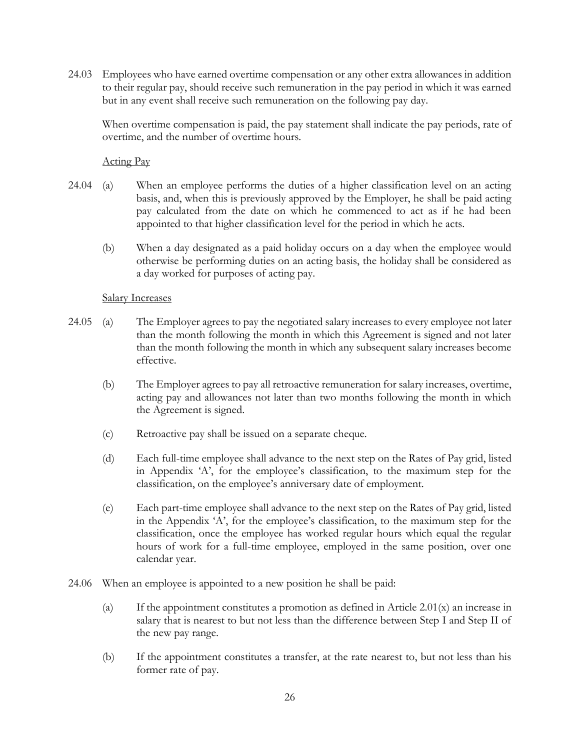24.03 Employees who have earned overtime compensation or any other extra allowances in addition to their regular pay, should receive such remuneration in the pay period in which it was earned but in any event shall receive such remuneration on the following pay day.

When overtime compensation is paid, the pay statement shall indicate the pay periods, rate of overtime, and the number of overtime hours.

Acting Pay

24.04 (a) When an employee performs the duties of a higher classification level on an acting basis, and, when this is previously approved by the Employer, he shall be paid acting pay calculated from the date on which he commenced to act as if he had been appointed to that higher classification level for the period in which he acts.

(b) When a day designated as a paid holiday occurs on a day when the employee would otherwise be performing duties on an acting basis, the holiday shall be considered as a day worked for purposes of acting pay.

Salary Increases

24.05 (a) The Employer agrees to pay the negotiated salary increases to every employee not later than the month following the month in which this Agreement is signed and not later than the month following the month in which any subsequent salary increases become effective.

(b) The Employer agrees to pay all retroactive remuneration for salary increases, overtime, acting pay and allowances not later than two months following the month in which the Agreement is signed.

(c) Retroactive pay shall be issued on a separate cheque.

(d) Each full-time employee shall advance to the next step on the Rates of Pay grid, listed in Appendix 'A', for the employee's classification, to the maximum step for the classification, on the employee's anniversary date of employment.

(e) Each part-time employee shall advance to the next step on the Rates of Pay grid, listed in the Appendix 'A', for the employee's classification, to the maximum step for the classification, once the employee has worked regular hours which equal the regular hours of work for a full-time employee, employed in the same position, over one calendar year.

24.06 When an employee is appointed to a new position he shall be paid:

(a) If the appointment constitutes a promotion as defined in Article 2.01(x) an increase in salary that is nearest to but not less than the difference between Step I and Step II of the new pay range.

(b) If the appointment constitutes a transfer, at the rate nearest to, but not less than his former rate of pay.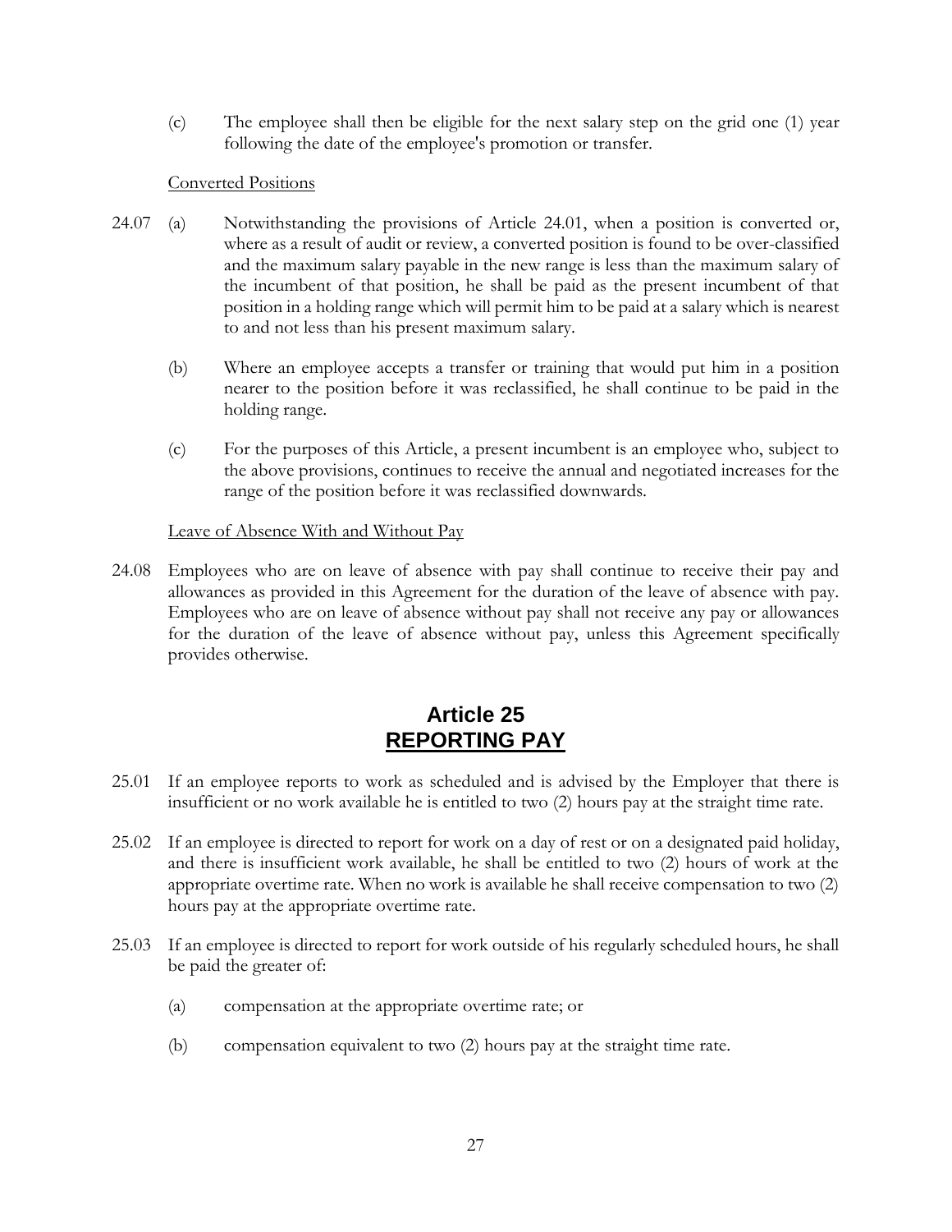(c) The employee shall then be eligible for the next salary step on the grid one (1) year following the date of the employee's promotion or transfer.

Converted Positions

24.07 (a) Notwithstanding the provisions of Article 24.01, when a position is converted or, where as a result of audit or review, a converted position is found to be over-classified and the maximum salary payable in the new range is less than the maximum salary of the incumbent of that position, he shall be paid as the present incumbent of that position in a holding range which will permit him to be paid at a salary which is nearest to and not less than his present maximum salary.

(b) Where an employee accepts a transfer or training that would put him in a position nearer to the position before it was reclassified, he shall continue to be paid in the holding range.

(c) For the purposes of this Article, a present incumbent is an employee who, subject to the above provisions, continues to receive the annual and negotiated increases for the range of the position before it was reclassified downwards.

Leave of Absence With and Without Pay

24.08 Employees who are on leave of absence with pay shall continue to receive their pay and allowances as provided in this Agreement for the duration of the leave of absence with pay. Employees who are on leave of absence without pay shall not receive any pay or allowances for the duration of the leave of absence without pay, unless this Agreement specifically provides otherwise.

# Article 25
# REPORTING PAY

25.01 If an employee reports to work as scheduled and is advised by the Employer that there is insufficient or no work available he is entitled to two (2) hours pay at the straight time rate.

25.02 If an employee is directed to report for work on a day of rest or on a designated paid holiday, and there is insufficient work available, he shall be entitled to two (2) hours of work at the appropriate overtime rate. When no work is available he shall receive compensation to two (2) hours pay at the appropriate overtime rate.

25.03 If an employee is directed to report for work outside of his regularly scheduled hours, he shall be paid the greater of:

(a) compensation at the appropriate overtime rate; or

(b) compensation equivalent to two (2) hours pay at the straight time rate.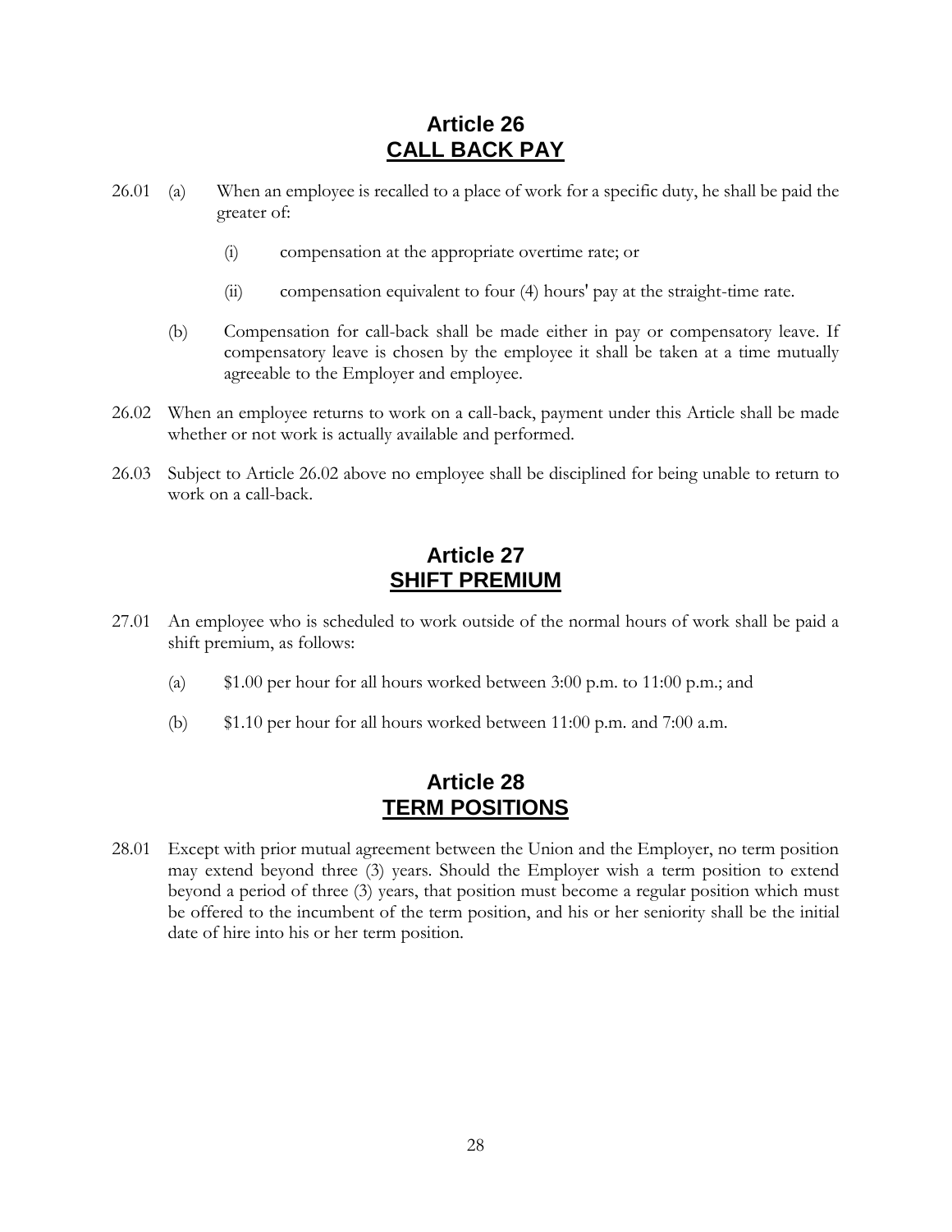# Article 26
## CALL BACK PAY

26.01 (a) When an employee is recalled to a place of work for a specific duty, he shall be paid the greater of:

(i) compensation at the appropriate overtime rate; or

(ii) compensation equivalent to four (4) hours' pay at the straight-time rate.

(b) Compensation for call-back shall be made either in pay or compensatory leave. If compensatory leave is chosen by the employee it shall be taken at a time mutually agreeable to the Employer and employee.

26.02 When an employee returns to work on a call-back, payment under this Article shall be made whether or not work is actually available and performed.

26.03 Subject to Article 26.02 above no employee shall be disciplined for being unable to return to work on a call-back.

# Article 27
## SHIFT PREMIUM

27.01 An employee who is scheduled to work outside of the normal hours of work shall be paid a shift premium, as follows:

(a) $1.00 per hour for all hours worked between 3:00 p.m. to 11:00 p.m.; and

(b) $1.10 per hour for all hours worked between 11:00 p.m. and 7:00 a.m.

# Article 28
## TERM POSITIONS

28.01 Except with prior mutual agreement between the Union and the Employer, no term position may extend beyond three (3) years. Should the Employer wish a term position to extend beyond a period of three (3) years, that position must become a regular position which must be offered to the incumbent of the term position, and his or her seniority shall be the initial date of hire into his or her term position.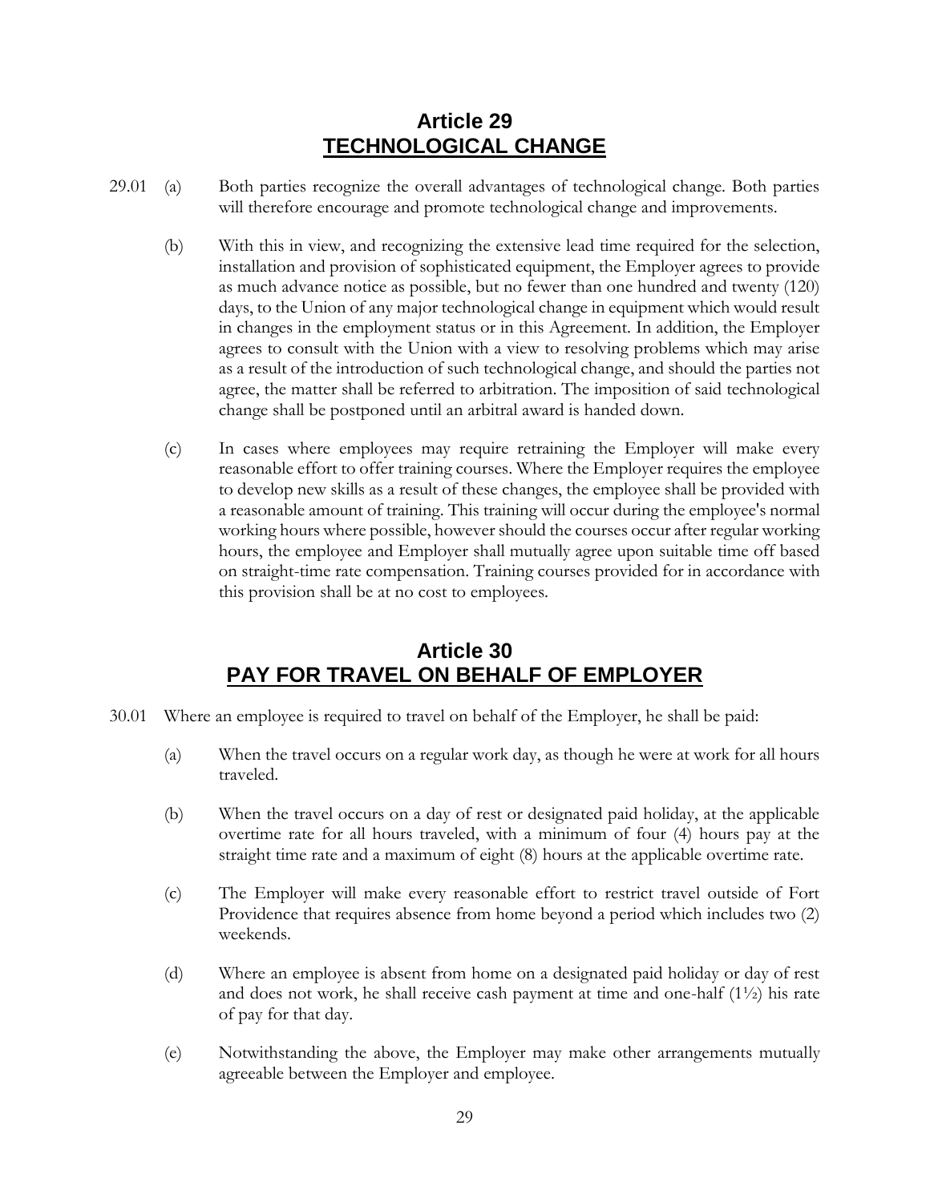# Article 29
## TECHNOLOGICAL CHANGE

29.01 (a) Both parties recognize the overall advantages of technological change. Both parties will therefore encourage and promote technological change and improvements.

(b) With this in view, and recognizing the extensive lead time required for the selection, installation and provision of sophisticated equipment, the Employer agrees to provide as much advance notice as possible, but no fewer than one hundred and twenty (120) days, to the Union of any major technological change in equipment which would result in changes in the employment status or in this Agreement. In addition, the Employer agrees to consult with the Union with a view to resolving problems which may arise as a result of the introduction of such technological change, and should the parties not agree, the matter shall be referred to arbitration. The imposition of said technological change shall be postponed until an arbitral award is handed down.

(c) In cases where employees may require retraining the Employer will make every reasonable effort to offer training courses. Where the Employer requires the employee to develop new skills as a result of these changes, the employee shall be provided with a reasonable amount of training. This training will occur during the employee's normal working hours where possible, however should the courses occur after regular working hours, the employee and Employer shall mutually agree upon suitable time off based on straight-time rate compensation. Training courses provided for in accordance with this provision shall be at no cost to employees.

# Article 30
## PAY FOR TRAVEL ON BEHALF OF EMPLOYER

30.01 Where an employee is required to travel on behalf of the Employer, he shall be paid:

(a) When the travel occurs on a regular work day, as though he were at work for all hours traveled.

(b) When the travel occurs on a day of rest or designated paid holiday, at the applicable overtime rate for all hours traveled, with a minimum of four (4) hours pay at the straight time rate and a maximum of eight (8) hours at the applicable overtime rate.

(c) The Employer will make every reasonable effort to restrict travel outside of Fort Providence that requires absence from home beyond a period which includes two (2) weekends.

(d) Where an employee is absent from home on a designated paid holiday or day of rest and does not work, he shall receive cash payment at time and one-half (1½) his rate of pay for that day.

(e) Notwithstanding the above, the Employer may make other arrangements mutually agreeable between the Employer and employee.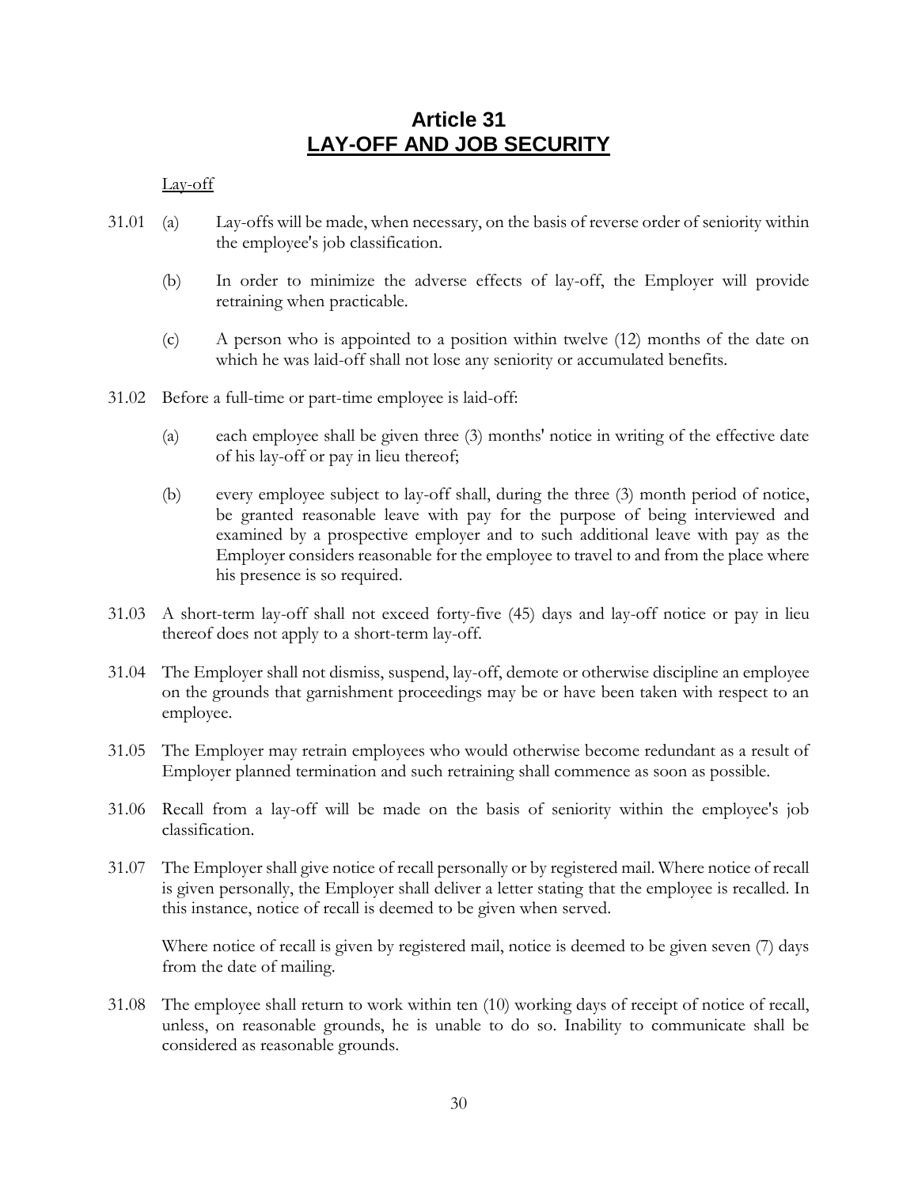# Article 31
## LAY-OFF AND JOB SECURITY

Lay-off

31.01 (a) Lay-offs will be made, when necessary, on the basis of reverse order of seniority within the employee's job classification.

(b) In order to minimize the adverse effects of lay-off, the Employer will provide retraining when practicable.

(c) A person who is appointed to a position within twelve (12) months of the date on which he was laid-off shall not lose any seniority or accumulated benefits.

31.02 Before a full-time or part-time employee is laid-off:

(a) each employee shall be given three (3) months' notice in writing of the effective date of his lay-off or pay in lieu thereof;

(b) every employee subject to lay-off shall, during the three (3) month period of notice, be granted reasonable leave with pay for the purpose of being interviewed and examined by a prospective employer and to such additional leave with pay as the Employer considers reasonable for the employee to travel to and from the place where his presence is so required.

31.03 A short-term lay-off shall not exceed forty-five (45) days and lay-off notice or pay in lieu thereof does not apply to a short-term lay-off.

31.04 The Employer shall not dismiss, suspend, lay-off, demote or otherwise discipline an employee on the grounds that garnishment proceedings may be or have been taken with respect to an employee.

31.05 The Employer may retrain employees who would otherwise become redundant as a result of Employer planned termination and such retraining shall commence as soon as possible.

31.06 Recall from a lay-off will be made on the basis of seniority within the employee's job classification.

31.07 The Employer shall give notice of recall personally or by registered mail. Where notice of recall is given personally, the Employer shall deliver a letter stating that the employee is recalled. In this instance, notice of recall is deemed to be given when served.

Where notice of recall is given by registered mail, notice is deemed to be given seven (7) days from the date of mailing.

31.08 The employee shall return to work within ten (10) working days of receipt of notice of recall, unless, on reasonable grounds, he is unable to do so. Inability to communicate shall be considered as reasonable grounds.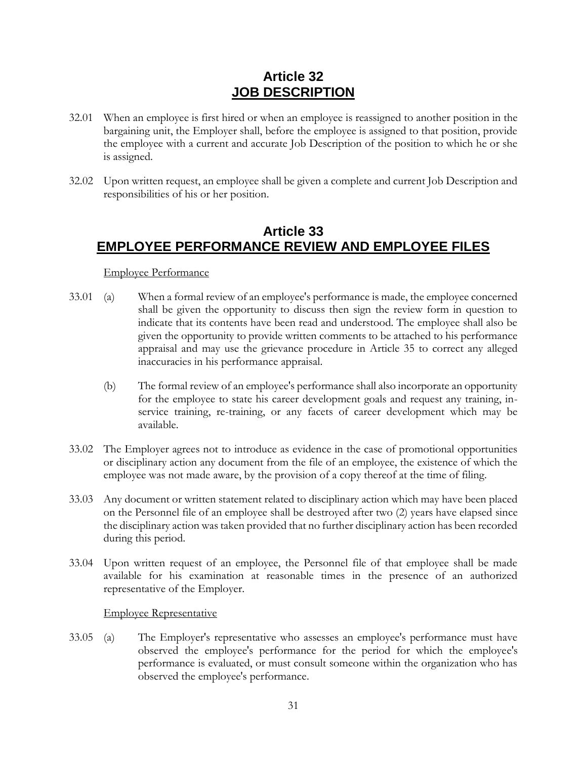# Article 32
## JOB DESCRIPTION

32.01 When an employee is first hired or when an employee is reassigned to another position in the bargaining unit, the Employer shall, before the employee is assigned to that position, provide the employee with a current and accurate Job Description of the position to which he or she is assigned.

32.02 Upon written request, an employee shall be given a complete and current Job Description and responsibilities of his or her position.

# Article 33
## EMPLOYEE PERFORMANCE REVIEW AND EMPLOYEE FILES

Employee Performance

33.01 (a) When a formal review of an employee's performance is made, the employee concerned shall be given the opportunity to discuss then sign the review form in question to indicate that its contents have been read and understood. The employee shall also be given the opportunity to provide written comments to be attached to his performance appraisal and may use the grievance procedure in Article 35 to correct any alleged inaccuracies in his performance appraisal.

(b) The formal review of an employee's performance shall also incorporate an opportunity for the employee to state his career development goals and request any training, in-service training, re-training, or any facets of career development which may be available.

33.02 The Employer agrees not to introduce as evidence in the case of promotional opportunities or disciplinary action any document from the file of an employee, the existence of which the employee was not made aware, by the provision of a copy thereof at the time of filing.

33.03 Any document or written statement related to disciplinary action which may have been placed on the Personnel file of an employee shall be destroyed after two (2) years have elapsed since the disciplinary action was taken provided that no further disciplinary action has been recorded during this period.

33.04 Upon written request of an employee, the Personnel file of that employee shall be made available for his examination at reasonable times in the presence of an authorized representative of the Employer.

Employee Representative

33.05 (a) The Employer's representative who assesses an employee's performance must have observed the employee's performance for the period for which the employee's performance is evaluated, or must consult someone within the organization who has observed the employee's performance.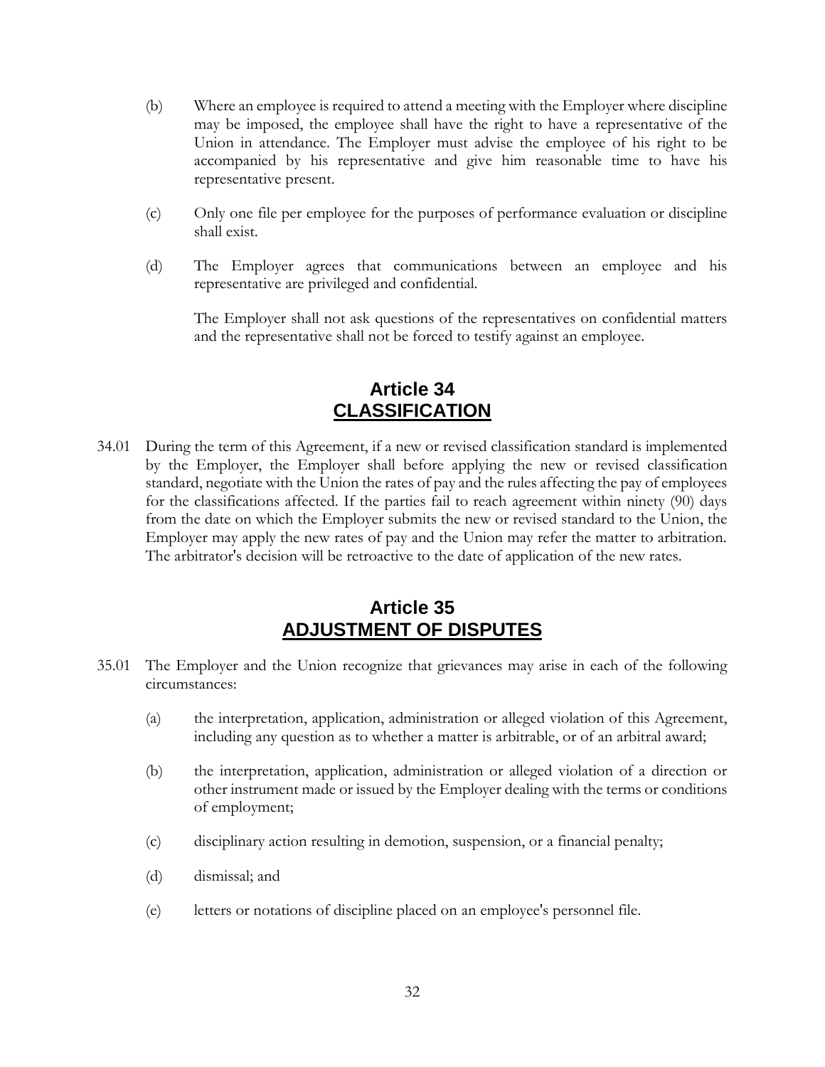(b) Where an employee is required to attend a meeting with the Employer where discipline may be imposed, the employee shall have the right to have a representative of the Union in attendance. The Employer must advise the employee of his right to be accompanied by his representative and give him reasonable time to have his representative present.

(c) Only one file per employee for the purposes of performance evaluation or discipline shall exist.

(d) The Employer agrees that communications between an employee and his representative are privileged and confidential.

The Employer shall not ask questions of the representatives on confidential matters and the representative shall not be forced to testify against an employee.

## Article 34
## CLASSIFICATION

34.01 During the term of this Agreement, if a new or revised classification standard is implemented by the Employer, the Employer shall before applying the new or revised classification standard, negotiate with the Union the rates of pay and the rules affecting the pay of employees for the classifications affected. If the parties fail to reach agreement within ninety (90) days from the date on which the Employer submits the new or revised standard to the Union, the Employer may apply the new rates of pay and the Union may refer the matter to arbitration. The arbitrator's decision will be retroactive to the date of application of the new rates.

## Article 35
## ADJUSTMENT OF DISPUTES

35.01 The Employer and the Union recognize that grievances may arise in each of the following circumstances:

(a) the interpretation, application, administration or alleged violation of this Agreement, including any question as to whether a matter is arbitrable, or of an arbitral award;

(b) the interpretation, application, administration or alleged violation of a direction or other instrument made or issued by the Employer dealing with the terms or conditions of employment;

(c) disciplinary action resulting in demotion, suspension, or a financial penalty;

(d) dismissal; and

(e) letters or notations of discipline placed on an employee's personnel file.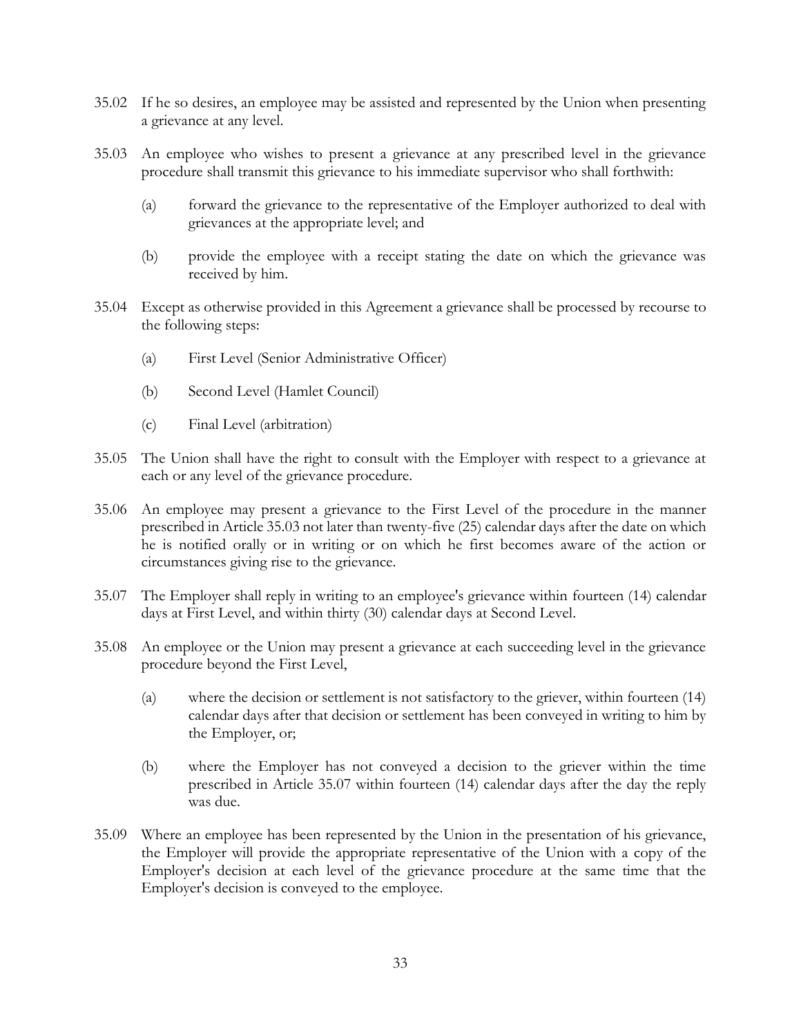35.02 If he so desires, an employee may be assisted and represented by the Union when presenting a grievance at any level.

35.03 An employee who wishes to present a grievance at any prescribed level in the grievance procedure shall transmit this grievance to his immediate supervisor who shall forthwith:

  (a) forward the grievance to the representative of the Employer authorized to deal with grievances at the appropriate level; and

  (b) provide the employee with a receipt stating the date on which the grievance was received by him.

35.04 Except as otherwise provided in this Agreement a grievance shall be processed by recourse to the following steps:

  (a) First Level (Senior Administrative Officer)

  (b) Second Level (Hamlet Council)

  (c) Final Level (arbitration)

35.05 The Union shall have the right to consult with the Employer with respect to a grievance at each or any level of the grievance procedure.

35.06 An employee may present a grievance to the First Level of the procedure in the manner prescribed in Article 35.03 not later than twenty-five (25) calendar days after the date on which he is notified orally or in writing or on which he first becomes aware of the action or circumstances giving rise to the grievance.

35.07 The Employer shall reply in writing to an employee's grievance within fourteen (14) calendar days at First Level, and within thirty (30) calendar days at Second Level.

35.08 An employee or the Union may present a grievance at each succeeding level in the grievance procedure beyond the First Level,

  (a) where the decision or settlement is not satisfactory to the griever, within fourteen (14) calendar days after that decision or settlement has been conveyed in writing to him by the Employer, or;

  (b) where the Employer has not conveyed a decision to the griever within the time prescribed in Article 35.07 within fourteen (14) calendar days after the day the reply was due.

35.09 Where an employee has been represented by the Union in the presentation of his grievance, the Employer will provide the appropriate representative of the Union with a copy of the Employer's decision at each level of the grievance procedure at the same time that the Employer's decision is conveyed to the employee.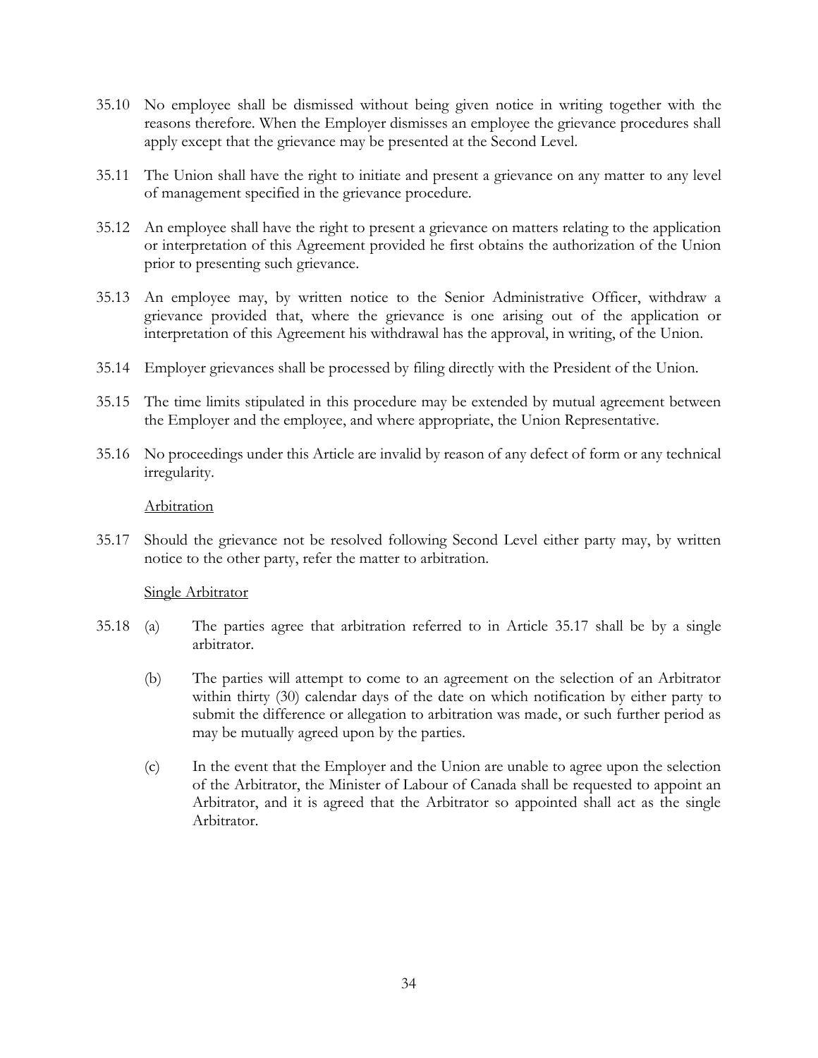35.10 No employee shall be dismissed without being given notice in writing together with the reasons therefore. When the Employer dismisses an employee the grievance procedures shall apply except that the grievance may be presented at the Second Level.

35.11 The Union shall have the right to initiate and present a grievance on any matter to any level of management specified in the grievance procedure.

35.12 An employee shall have the right to present a grievance on matters relating to the application or interpretation of this Agreement provided he first obtains the authorization of the Union prior to presenting such grievance.

35.13 An employee may, by written notice to the Senior Administrative Officer, withdraw a grievance provided that, where the grievance is one arising out of the application or interpretation of this Agreement his withdrawal has the approval, in writing, of the Union.

35.14 Employer grievances shall be processed by filing directly with the President of the Union.

35.15 The time limits stipulated in this procedure may be extended by mutual agreement between the Employer and the employee, and where appropriate, the Union Representative.

35.16 No proceedings under this Article are invalid by reason of any defect of form or any technical irregularity.

<u>Arbitration</u>

35.17 Should the grievance not be resolved following Second Level either party may, by written notice to the other party, refer the matter to arbitration.

<u>Single Arbitrator</u>

35.18 (a) The parties agree that arbitration referred to in Article 35.17 shall be by a single arbitrator.

(b) The parties will attempt to come to an agreement on the selection of an Arbitrator within thirty (30) calendar days of the date on which notification by either party to submit the difference or allegation to arbitration was made, or such further period as may be mutually agreed upon by the parties.

(c) In the event that the Employer and the Union are unable to agree upon the selection of the Arbitrator, the Minister of Labour of Canada shall be requested to appoint an Arbitrator, and it is agreed that the Arbitrator so appointed shall act as the single Arbitrator.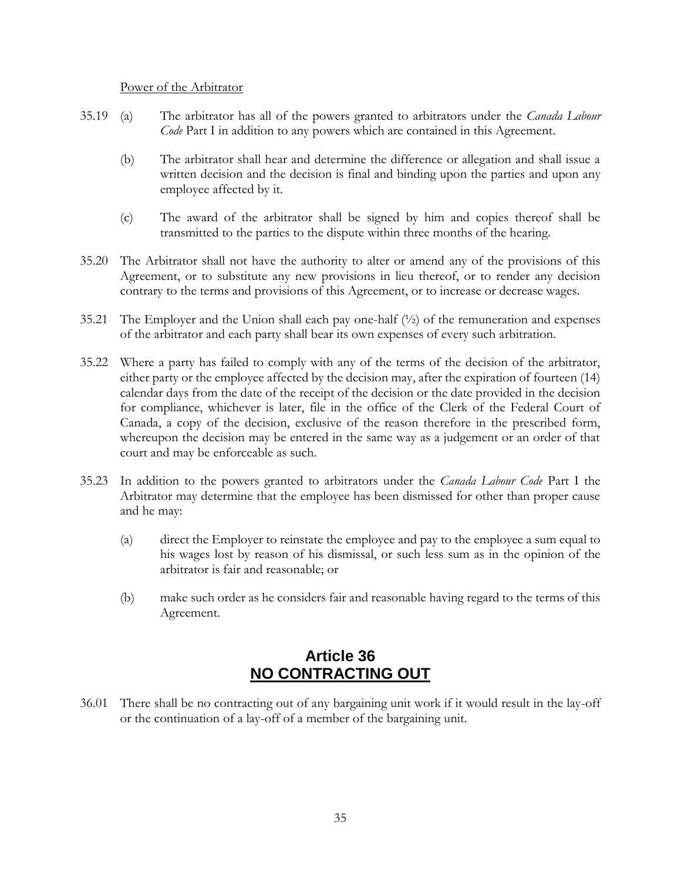Power of the Arbitrator

35.19 (a) The arbitrator has all of the powers granted to arbitrators under the *Canada Labour Code* Part I in addition to any powers which are contained in this Agreement.

(b) The arbitrator shall hear and determine the difference or allegation and shall issue a written decision and the decision is final and binding upon the parties and upon any employee affected by it.

(c) The award of the arbitrator shall be signed by him and copies thereof shall be transmitted to the parties to the dispute within three months of the hearing.

35.20 The Arbitrator shall not have the authority to alter or amend any of the provisions of this Agreement, or to substitute any new provisions in lieu thereof, or to render any decision contrary to the terms and provisions of this Agreement, or to increase or decrease wages.

35.21 The Employer and the Union shall each pay one-half (½) of the remuneration and expenses of the arbitrator and each party shall bear its own expenses of every such arbitration.

35.22 Where a party has failed to comply with any of the terms of the decision of the arbitrator, either party or the employee affected by the decision may, after the expiration of fourteen (14) calendar days from the date of the receipt of the decision or the date provided in the decision for compliance, whichever is later, file in the office of the Clerk of the Federal Court of Canada, a copy of the decision, exclusive of the reason therefore in the prescribed form, whereupon the decision may be entered in the same way as a judgement or an order of that court and may be enforceable as such.

35.23 In addition to the powers granted to arbitrators under the *Canada Labour Code* Part I the Arbitrator may determine that the employee has been dismissed for other than proper cause and he may:

(a) direct the Employer to reinstate the employee and pay to the employee a sum equal to his wages lost by reason of his dismissal, or such less sum as in the opinion of the arbitrator is fair and reasonable; or

(b) make such order as he considers fair and reasonable having regard to the terms of this Agreement.

## Article 36
## NO CONTRACTING OUT

36.01 There shall be no contracting out of any bargaining unit work if it would result in the lay-off or the continuation of a lay-off of a member of the bargaining unit.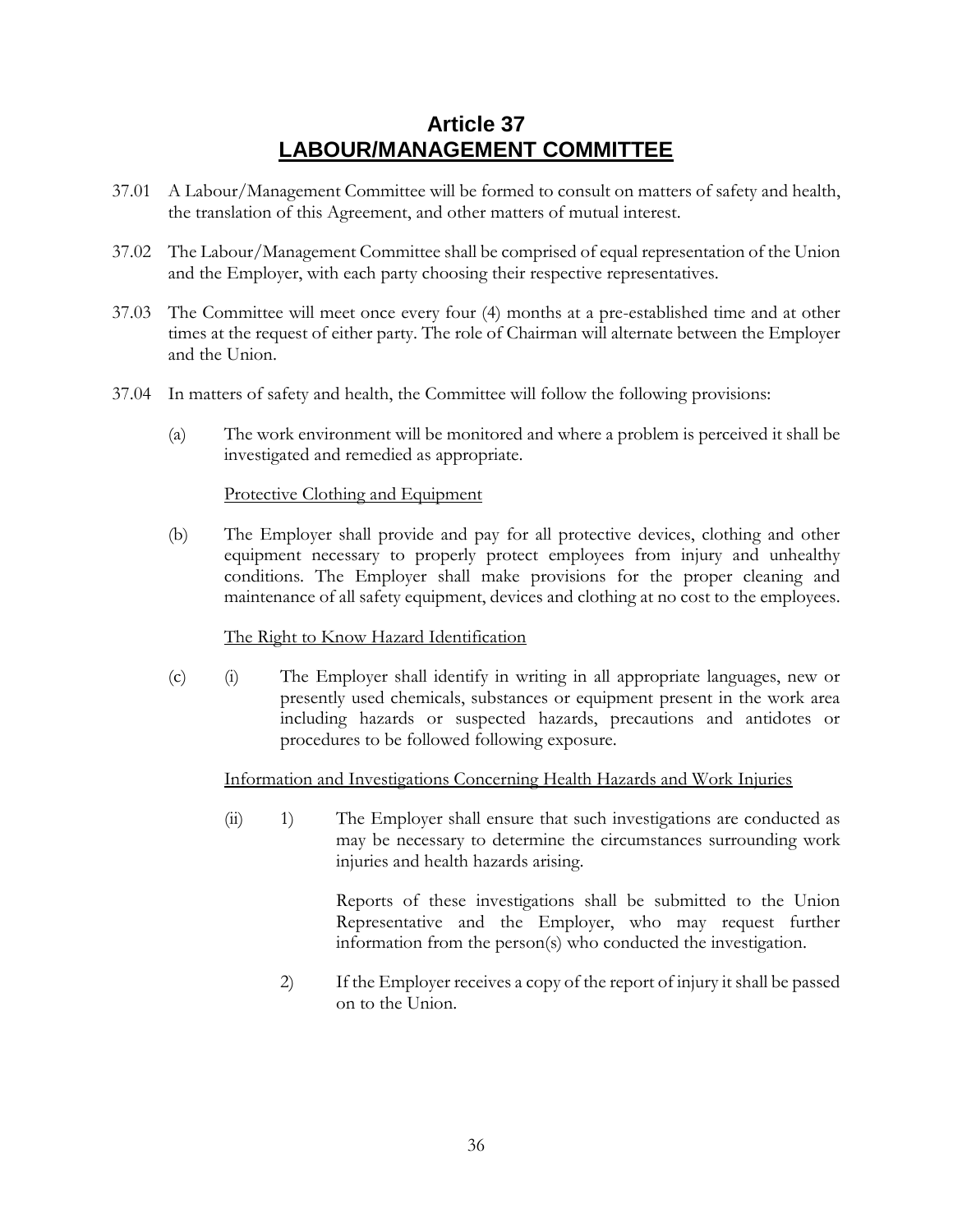# Article 37
## LABOUR/MANAGEMENT COMMITTEE

37.01 A Labour/Management Committee will be formed to consult on matters of safety and health, the translation of this Agreement, and other matters of mutual interest.

37.02 The Labour/Management Committee shall be comprised of equal representation of the Union and the Employer, with each party choosing their respective representatives.

37.03 The Committee will meet once every four (4) months at a pre-established time and at other times at the request of either party. The role of Chairman will alternate between the Employer and the Union.

37.04 In matters of safety and health, the Committee will follow the following provisions:

(a) The work environment will be monitored and where a problem is perceived it shall be investigated and remedied as appropriate.

Protective Clothing and Equipment

(b) The Employer shall provide and pay for all protective devices, clothing and other equipment necessary to properly protect employees from injury and unhealthy conditions. The Employer shall make provisions for the proper cleaning and maintenance of all safety equipment, devices and clothing at no cost to the employees.

The Right to Know Hazard Identification

(c) (i) The Employer shall identify in writing in all appropriate languages, new or presently used chemicals, substances or equipment present in the work area including hazards or suspected hazards, precautions and antidotes or procedures to be followed following exposure.

Information and Investigations Concerning Health Hazards and Work Injuries

(ii) 1) The Employer shall ensure that such investigations are conducted as may be necessary to determine the circumstances surrounding work injuries and health hazards arising.

Reports of these investigations shall be submitted to the Union Representative and the Employer, who may request further information from the person(s) who conducted the investigation.

2) If the Employer receives a copy of the report of injury it shall be passed on to the Union.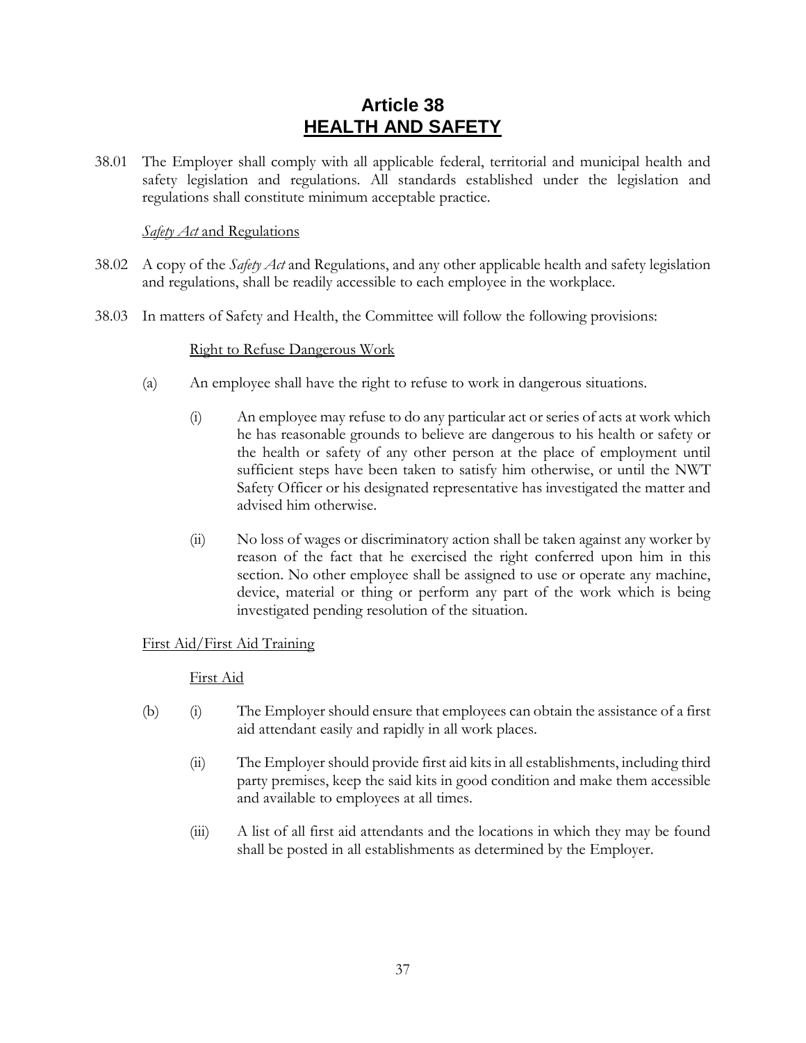# Article 38
## HEALTH AND SAFETY

38.01 The Employer shall comply with all applicable federal, territorial and municipal health and safety legislation and regulations. All standards established under the legislation and regulations shall constitute minimum acceptable practice.

*Safety Act* and Regulations

38.02 A copy of the *Safety Act* and Regulations, and any other applicable health and safety legislation and regulations, shall be readily accessible to each employee in the workplace.

38.03 In matters of Safety and Health, the Committee will follow the following provisions:

Right to Refuse Dangerous Work

(a) An employee shall have the right to refuse to work in dangerous situations.

(i) An employee may refuse to do any particular act or series of acts at work which he has reasonable grounds to believe are dangerous to his health or safety or the health or safety of any other person at the place of employment until sufficient steps have been taken to satisfy him otherwise, or until the NWT Safety Officer or his designated representative has investigated the matter and advised him otherwise.

(ii) No loss of wages or discriminatory action shall be taken against any worker by reason of the fact that he exercised the right conferred upon him in this section. No other employee shall be assigned to use or operate any machine, device, material or thing or perform any part of the work which is being investigated pending resolution of the situation.

First Aid/First Aid Training

First Aid

(b) (i) The Employer should ensure that employees can obtain the assistance of a first aid attendant easily and rapidly in all work places.

(ii) The Employer should provide first aid kits in all establishments, including third party premises, keep the said kits in good condition and make them accessible and available to employees at all times.

(iii) A list of all first aid attendants and the locations in which they may be found shall be posted in all establishments as determined by the Employer.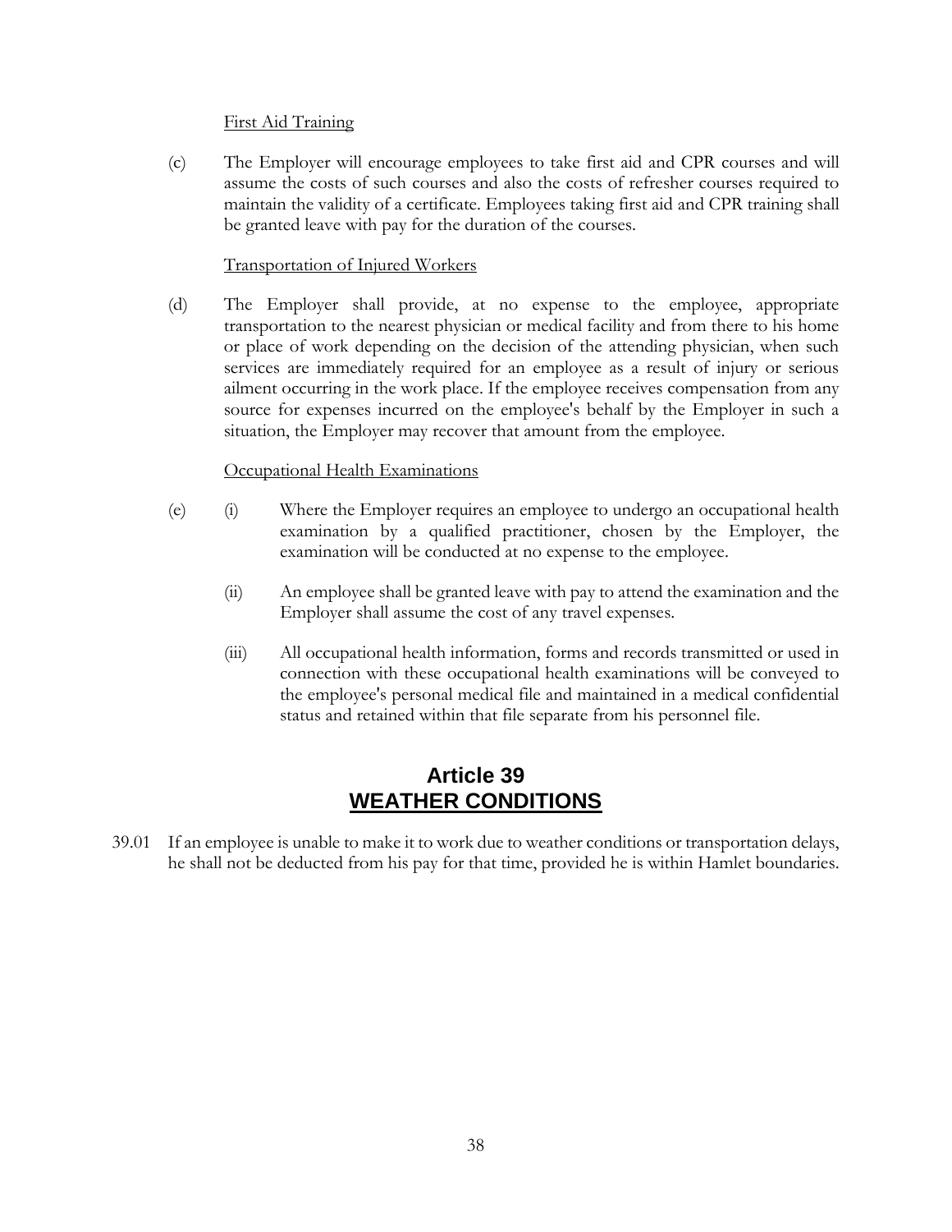First Aid Training

(c) The Employer will encourage employees to take first aid and CPR courses and will assume the costs of such courses and also the costs of refresher courses required to maintain the validity of a certificate. Employees taking first aid and CPR training shall be granted leave with pay for the duration of the courses.

Transportation of Injured Workers

(d) The Employer shall provide, at no expense to the employee, appropriate transportation to the nearest physician or medical facility and from there to his home or place of work depending on the decision of the attending physician, when such services are immediately required for an employee as a result of injury or serious ailment occurring in the work place. If the employee receives compensation from any source for expenses incurred on the employee's behalf by the Employer in such a situation, the Employer may recover that amount from the employee.

Occupational Health Examinations

(e) (i) Where the Employer requires an employee to undergo an occupational health examination by a qualified practitioner, chosen by the Employer, the examination will be conducted at no expense to the employee.

(ii) An employee shall be granted leave with pay to attend the examination and the Employer shall assume the cost of any travel expenses.

(iii) All occupational health information, forms and records transmitted or used in connection with these occupational health examinations will be conveyed to the employee's personal medical file and maintained in a medical confidential status and retained within that file separate from his personnel file.

## Article 39
## WEATHER CONDITIONS

39.01 If an employee is unable to make it to work due to weather conditions or transportation delays, he shall not be deducted from his pay for that time, provided he is within Hamlet boundaries.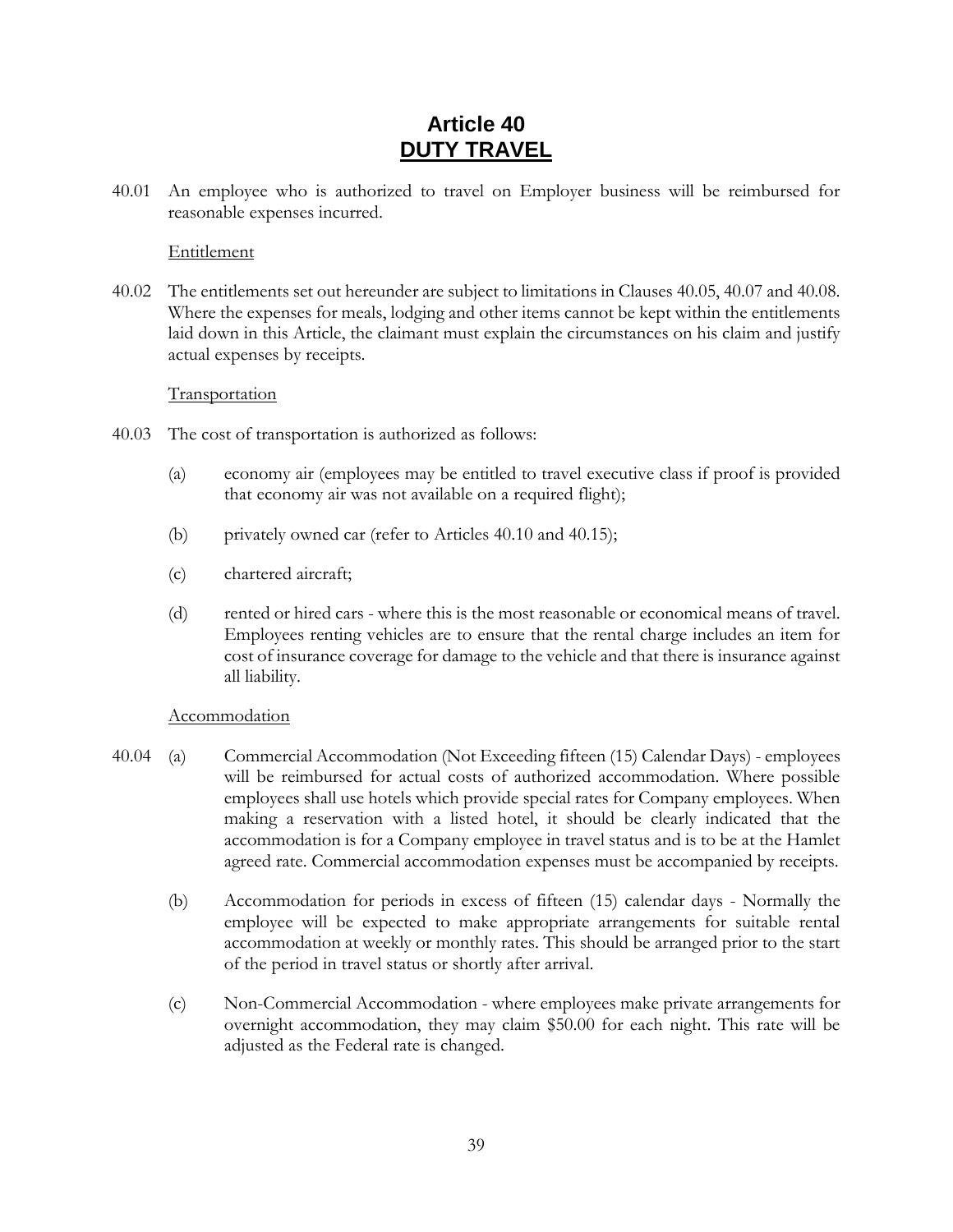# Article 40
## DUTY TRAVEL

40.01 An employee who is authorized to travel on Employer business will be reimbursed for reasonable expenses incurred.

Entitlement

40.02 The entitlements set out hereunder are subject to limitations in Clauses 40.05, 40.07 and 40.08. Where the expenses for meals, lodging and other items cannot be kept within the entitlements laid down in this Article, the claimant must explain the circumstances on his claim and justify actual expenses by receipts.

Transportation

40.03 The cost of transportation is authorized as follows:

(a) economy air (employees may be entitled to travel executive class if proof is provided that economy air was not available on a required flight);

(b) privately owned car (refer to Articles 40.10 and 40.15);

(c) chartered aircraft;

(d) rented or hired cars - where this is the most reasonable or economical means of travel. Employees renting vehicles are to ensure that the rental charge includes an item for cost of insurance coverage for damage to the vehicle and that there is insurance against all liability.

Accommodation

40.04 (a) Commercial Accommodation (Not Exceeding fifteen (15) Calendar Days) - employees will be reimbursed for actual costs of authorized accommodation. Where possible employees shall use hotels which provide special rates for Company employees. When making a reservation with a listed hotel, it should be clearly indicated that the accommodation is for a Company employee in travel status and is to be at the Hamlet agreed rate. Commercial accommodation expenses must be accompanied by receipts.

(b) Accommodation for periods in excess of fifteen (15) calendar days - Normally the employee will be expected to make appropriate arrangements for suitable rental accommodation at weekly or monthly rates. This should be arranged prior to the start of the period in travel status or shortly after arrival.

(c) Non-Commercial Accommodation - where employees make private arrangements for overnight accommodation, they may claim $50.00 for each night. This rate will be adjusted as the Federal rate is changed.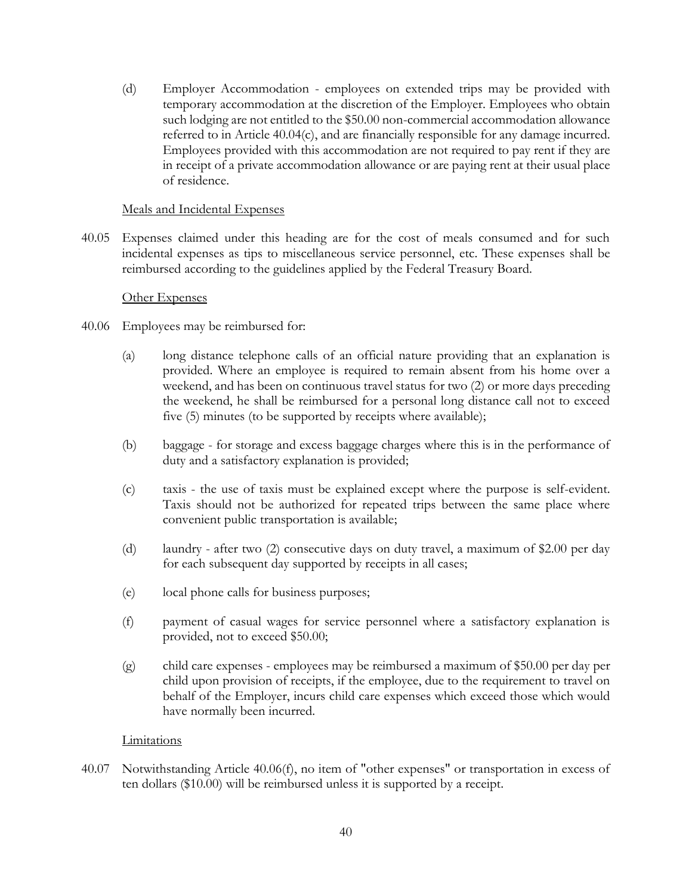(d) Employer Accommodation - employees on extended trips may be provided with temporary accommodation at the discretion of the Employer. Employees who obtain such lodging are not entitled to the $50.00 non-commercial accommodation allowance referred to in Article 40.04(c), and are financially responsible for any damage incurred. Employees provided with this accommodation are not required to pay rent if they are in receipt of a private accommodation allowance or are paying rent at their usual place of residence.

<u>Meals and Incidental Expenses</u>

40.05 Expenses claimed under this heading are for the cost of meals consumed and for such incidental expenses as tips to miscellaneous service personnel, etc. These expenses shall be reimbursed according to the guidelines applied by the Federal Treasury Board.

<u>Other Expenses</u>

40.06 Employees may be reimbursed for:

(a) long distance telephone calls of an official nature providing that an explanation is provided. Where an employee is required to remain absent from his home over a weekend, and has been on continuous travel status for two (2) or more days preceding the weekend, he shall be reimbursed for a personal long distance call not to exceed five (5) minutes (to be supported by receipts where available);

(b) baggage - for storage and excess baggage charges where this is in the performance of duty and a satisfactory explanation is provided;

(c) taxis - the use of taxis must be explained except where the purpose is self-evident. Taxis should not be authorized for repeated trips between the same place where convenient public transportation is available;

(d) laundry - after two (2) consecutive days on duty travel, a maximum of $2.00 per day for each subsequent day supported by receipts in all cases;

(e) local phone calls for business purposes;

(f) payment of casual wages for service personnel where a satisfactory explanation is provided, not to exceed $50.00;

(g) child care expenses - employees may be reimbursed a maximum of $50.00 per day per child upon provision of receipts, if the employee, due to the requirement to travel on behalf of the Employer, incurs child care expenses which exceed those which would have normally been incurred.

<u>Limitations</u>

40.07 Notwithstanding Article 40.06(f), no item of "other expenses" or transportation in excess of ten dollars ($10.00) will be reimbursed unless it is supported by a receipt.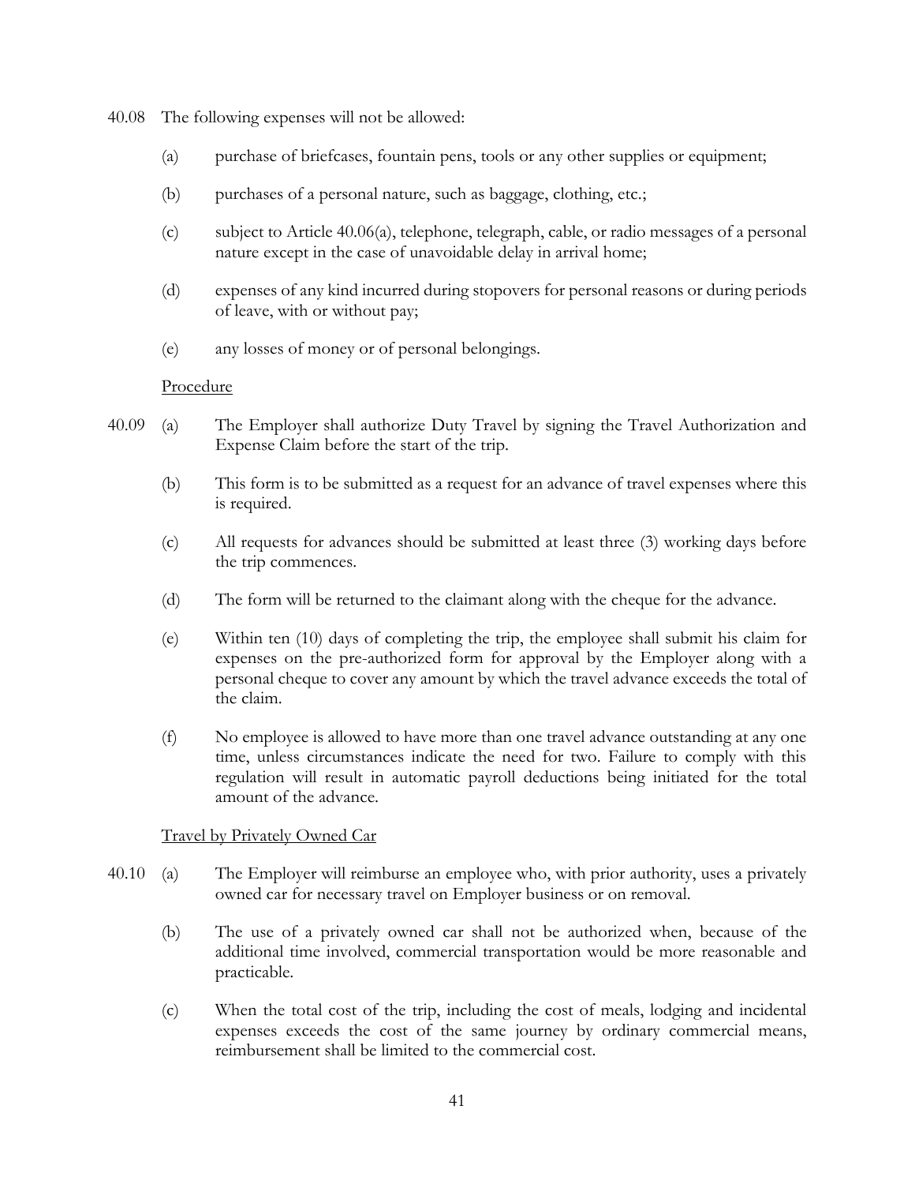40.08 The following expenses will not be allowed:

(a) purchase of briefcases, fountain pens, tools or any other supplies or equipment;

(b) purchases of a personal nature, such as baggage, clothing, etc.;

(c) subject to Article 40.06(a), telephone, telegraph, cable, or radio messages of a personal nature except in the case of unavoidable delay in arrival home;

(d) expenses of any kind incurred during stopovers for personal reasons or during periods of leave, with or without pay;

(e) any losses of money or of personal belongings.

<u>Procedure</u>

40.09 (a) The Employer shall authorize Duty Travel by signing the Travel Authorization and Expense Claim before the start of the trip.

(b) This form is to be submitted as a request for an advance of travel expenses where this is required.

(c) All requests for advances should be submitted at least three (3) working days before the trip commences.

(d) The form will be returned to the claimant along with the cheque for the advance.

(e) Within ten (10) days of completing the trip, the employee shall submit his claim for expenses on the pre-authorized form for approval by the Employer along with a personal cheque to cover any amount by which the travel advance exceeds the total of the claim.

(f) No employee is allowed to have more than one travel advance outstanding at any one time, unless circumstances indicate the need for two. Failure to comply with this regulation will result in automatic payroll deductions being initiated for the total amount of the advance.

<u>Travel by Privately Owned Car</u>

40.10 (a) The Employer will reimburse an employee who, with prior authority, uses a privately owned car for necessary travel on Employer business or on removal.

(b) The use of a privately owned car shall not be authorized when, because of the additional time involved, commercial transportation would be more reasonable and practicable.

(c) When the total cost of the trip, including the cost of meals, lodging and incidental expenses exceeds the cost of the same journey by ordinary commercial means, reimbursement shall be limited to the commercial cost.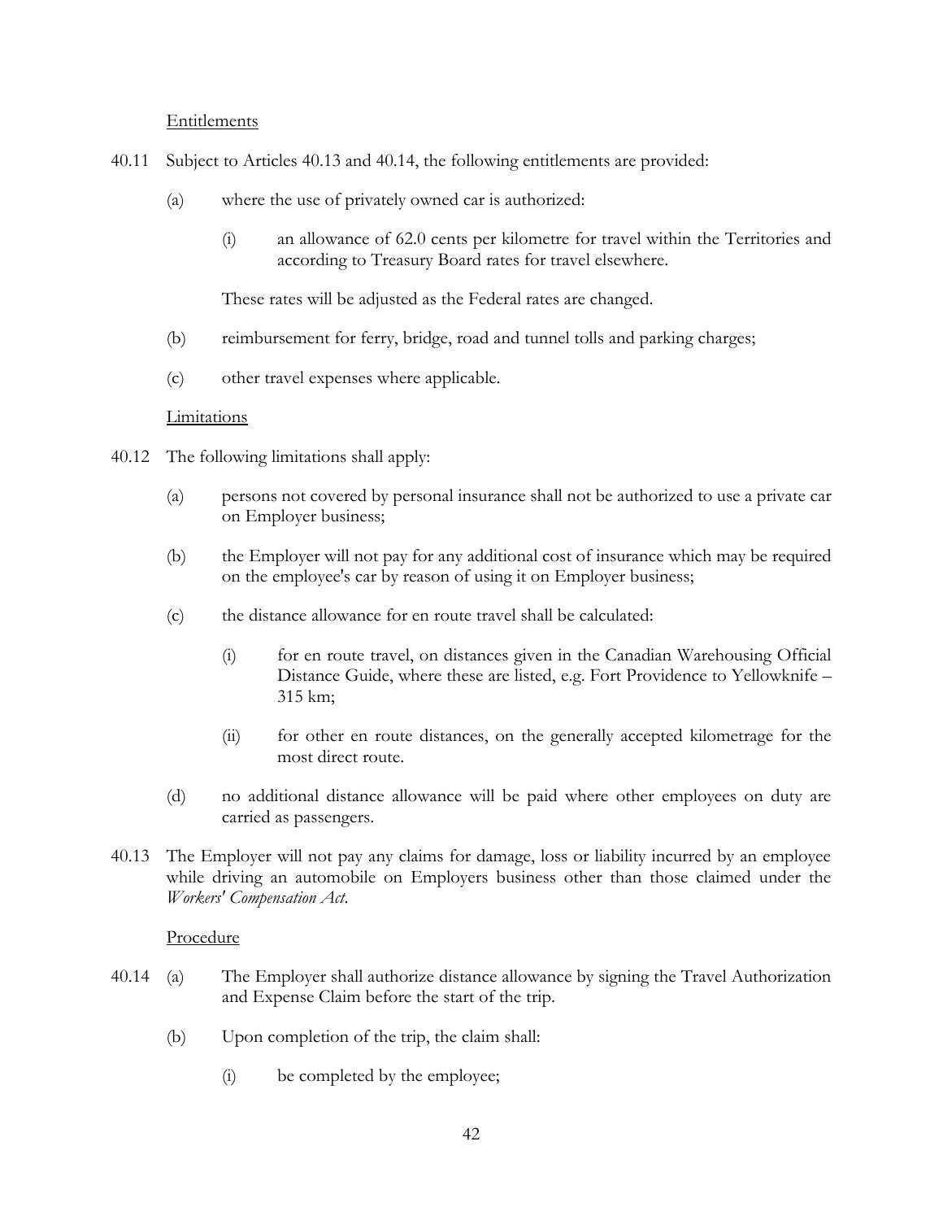Entitlements

40.11 Subject to Articles 40.13 and 40.14, the following entitlements are provided:

(a) where the use of privately owned car is authorized:

(i) an allowance of 62.0 cents per kilometre for travel within the Territories and according to Treasury Board rates for travel elsewhere.

These rates will be adjusted as the Federal rates are changed.

(b) reimbursement for ferry, bridge, road and tunnel tolls and parking charges;

(c) other travel expenses where applicable.

Limitations

40.12 The following limitations shall apply:

(a) persons not covered by personal insurance shall not be authorized to use a private car on Employer business;

(b) the Employer will not pay for any additional cost of insurance which may be required on the employee's car by reason of using it on Employer business;

(c) the distance allowance for en route travel shall be calculated:

(i) for en route travel, on distances given in the Canadian Warehousing Official Distance Guide, where these are listed, e.g. Fort Providence to Yellowknife – 315 km;

(ii) for other en route distances, on the generally accepted kilometrage for the most direct route.

(d) no additional distance allowance will be paid where other employees on duty are carried as passengers.

40.13 The Employer will not pay any claims for damage, loss or liability incurred by an employee while driving an automobile on Employers business other than those claimed under the *Workers' Compensation Act*.

Procedure

40.14 (a) The Employer shall authorize distance allowance by signing the Travel Authorization and Expense Claim before the start of the trip.

(b) Upon completion of the trip, the claim shall:

(i) be completed by the employee;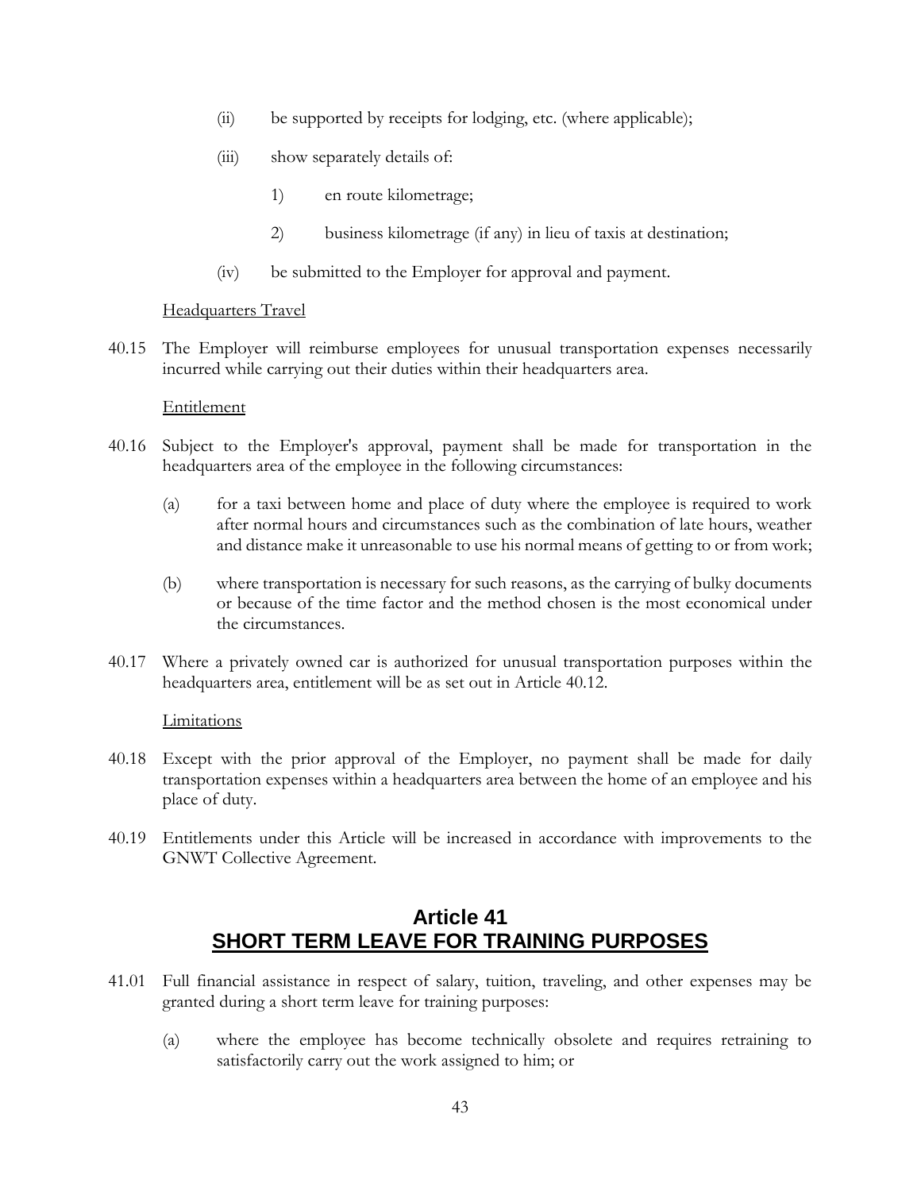(ii) be supported by receipts for lodging, etc. (where applicable);

(iii) show separately details of:

1) en route kilometrage;

2) business kilometrage (if any) in lieu of taxis at destination;

(iv) be submitted to the Employer for approval and payment.

<u>Headquarters Travel</u>

40.15 The Employer will reimburse employees for unusual transportation expenses necessarily incurred while carrying out their duties within their headquarters area.

<u>Entitlement</u>

40.16 Subject to the Employer's approval, payment shall be made for transportation in the headquarters area of the employee in the following circumstances:

(a) for a taxi between home and place of duty where the employee is required to work after normal hours and circumstances such as the combination of late hours, weather and distance make it unreasonable to use his normal means of getting to or from work;

(b) where transportation is necessary for such reasons, as the carrying of bulky documents or because of the time factor and the method chosen is the most economical under the circumstances.

40.17 Where a privately owned car is authorized for unusual transportation purposes within the headquarters area, entitlement will be as set out in Article 40.12.

<u>Limitations</u>

40.18 Except with the prior approval of the Employer, no payment shall be made for daily transportation expenses within a headquarters area between the home of an employee and his place of duty.

40.19 Entitlements under this Article will be increased in accordance with improvements to the GNWT Collective Agreement.

## Article 41
## SHORT TERM LEAVE FOR TRAINING PURPOSES

41.01 Full financial assistance in respect of salary, tuition, traveling, and other expenses may be granted during a short term leave for training purposes:

(a) where the employee has become technically obsolete and requires retraining to satisfactorily carry out the work assigned to him; or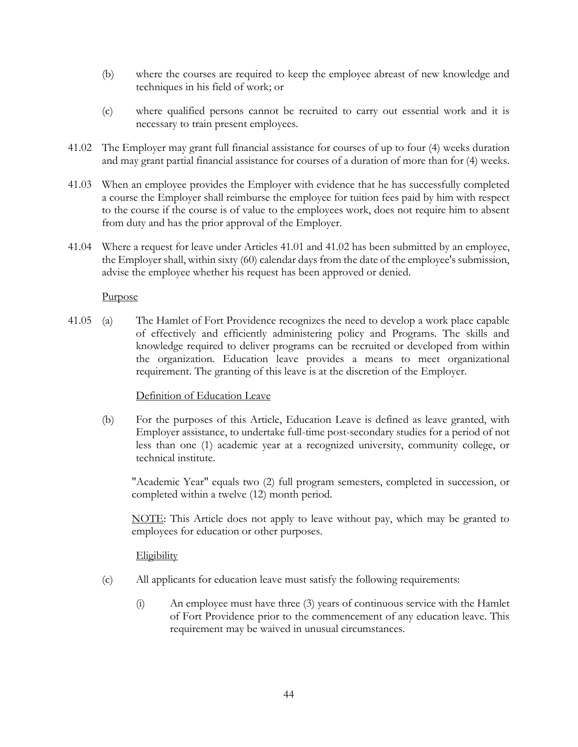(b) where the courses are required to keep the employee abreast of new knowledge and techniques in his field of work; or

(c) where qualified persons cannot be recruited to carry out essential work and it is necessary to train present employees.

41.02 The Employer may grant full financial assistance for courses of up to four (4) weeks duration and may grant partial financial assistance for courses of a duration of more than for (4) weeks.

41.03 When an employee provides the Employer with evidence that he has successfully completed a course the Employer shall reimburse the employee for tuition fees paid by him with respect to the course if the course is of value to the employees work, does not require him to absent from duty and has the prior approval of the Employer.

41.04 Where a request for leave under Articles 41.01 and 41.02 has been submitted by an employee, the Employer shall, within sixty (60) calendar days from the date of the employee's submission, advise the employee whether his request has been approved or denied.

<u>Purpose</u>

41.05 (a) The Hamlet of Fort Providence recognizes the need to develop a work place capable of effectively and efficiently administering policy and Programs. The skills and knowledge required to deliver programs can be recruited or developed from within the organization. Education leave provides a means to meet organizational requirement. The granting of this leave is at the discretion of the Employer.

<u>Definition of Education Leave</u>

(b) For the purposes of this Article, Education Leave is defined as leave granted, with Employer assistance, to undertake full-time post-secondary studies for a period of not less than one (1) academic year at a recognized university, community college, or technical institute.

"Academic Year" equals two (2) full program semesters, completed in succession, or completed within a twelve (12) month period.

<u>NOTE</u>: This Article does not apply to leave without pay, which may be granted to employees for education or other purposes.

<u>Eligibility</u>

(c) All applicants for education leave must satisfy the following requirements:

(i) An employee must have three (3) years of continuous service with the Hamlet of Fort Providence prior to the commencement of any education leave. This requirement may be waived in unusual circumstances.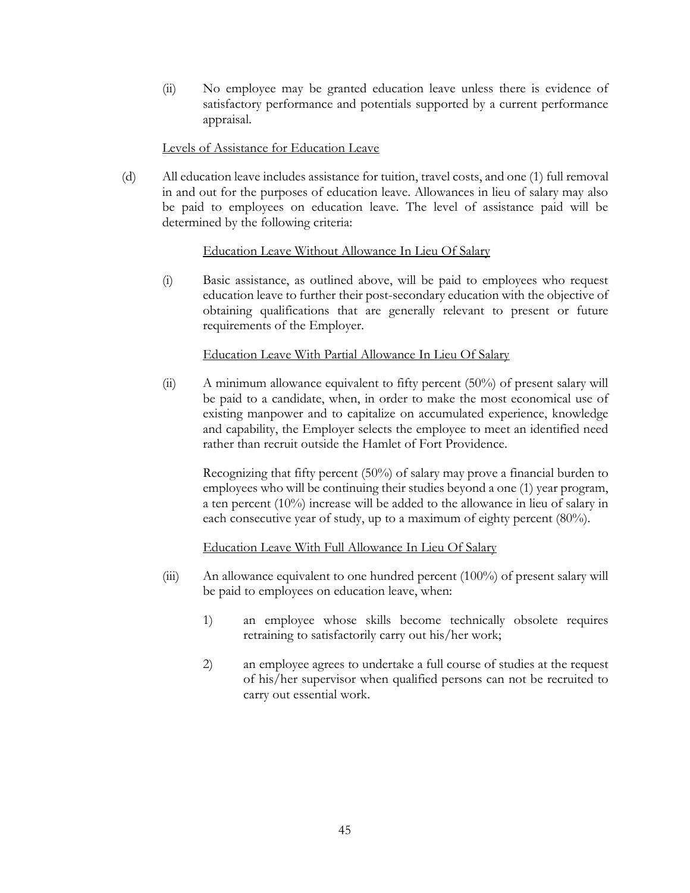(ii) No employee may be granted education leave unless there is evidence of satisfactory performance and potentials supported by a current performance appraisal.

Levels of Assistance for Education Leave

(d) All education leave includes assistance for tuition, travel costs, and one (1) full removal in and out for the purposes of education leave. Allowances in lieu of salary may also be paid to employees on education leave. The level of assistance paid will be determined by the following criteria:

Education Leave Without Allowance In Lieu Of Salary

(i) Basic assistance, as outlined above, will be paid to employees who request education leave to further their post-secondary education with the objective of obtaining qualifications that are generally relevant to present or future requirements of the Employer.

Education Leave With Partial Allowance In Lieu Of Salary

(ii) A minimum allowance equivalent to fifty percent (50%) of present salary will be paid to a candidate, when, in order to make the most economical use of existing manpower and to capitalize on accumulated experience, knowledge and capability, the Employer selects the employee to meet an identified need rather than recruit outside the Hamlet of Fort Providence.

Recognizing that fifty percent (50%) of salary may prove a financial burden to employees who will be continuing their studies beyond a one (1) year program, a ten percent (10%) increase will be added to the allowance in lieu of salary in each consecutive year of study, up to a maximum of eighty percent (80%).

Education Leave With Full Allowance In Lieu Of Salary

(iii) An allowance equivalent to one hundred percent (100%) of present salary will be paid to employees on education leave, when:

1) an employee whose skills become technically obsolete requires retraining to satisfactorily carry out his/her work;

2) an employee agrees to undertake a full course of studies at the request of his/her supervisor when qualified persons can not be recruited to carry out essential work.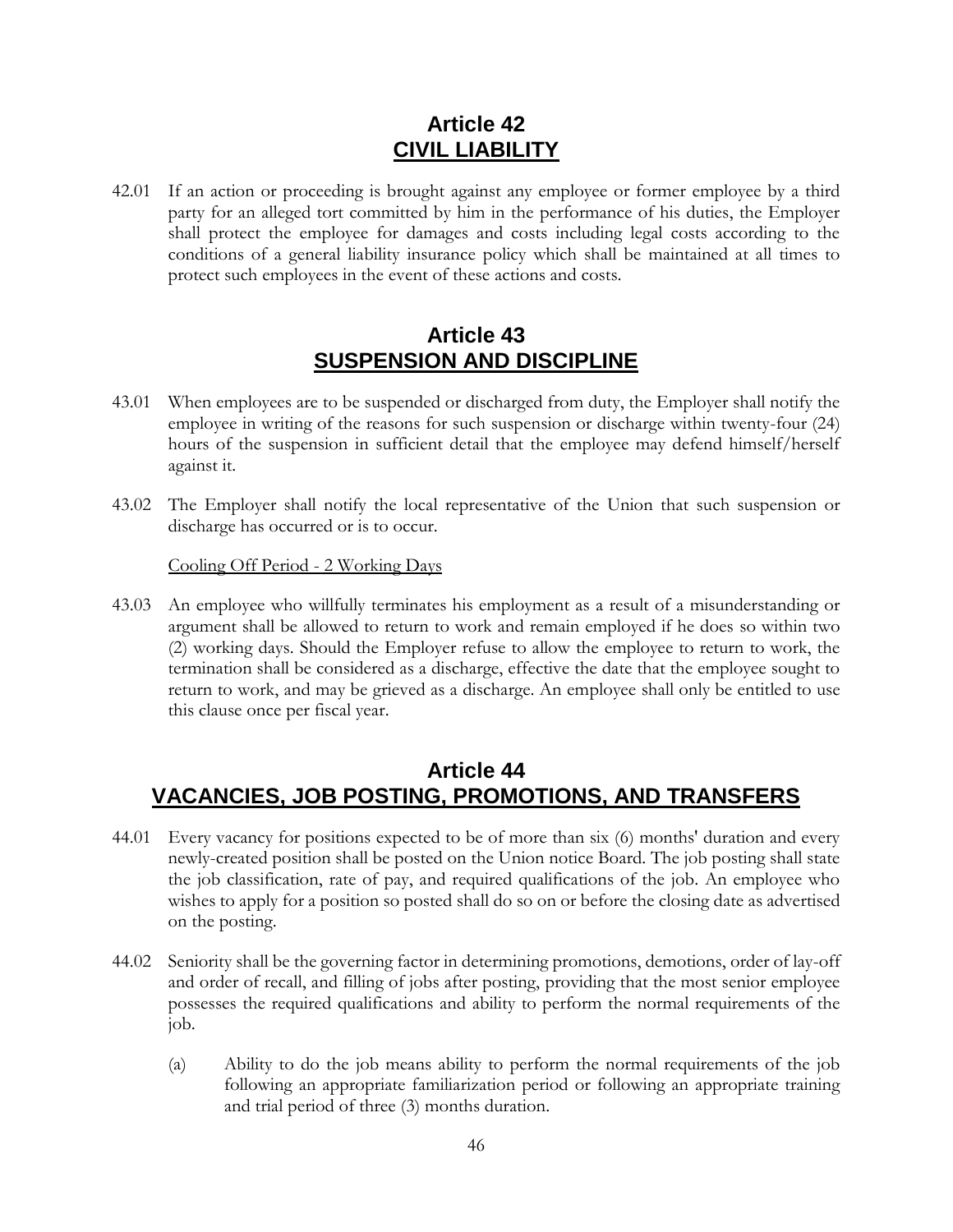## Article 42
## CIVIL LIABILITY

42.01 If an action or proceeding is brought against any employee or former employee by a third party for an alleged tort committed by him in the performance of his duties, the Employer shall protect the employee for damages and costs including legal costs according to the conditions of a general liability insurance policy which shall be maintained at all times to protect such employees in the event of these actions and costs.

## Article 43
## SUSPENSION AND DISCIPLINE

43.01 When employees are to be suspended or discharged from duty, the Employer shall notify the employee in writing of the reasons for such suspension or discharge within twenty-four (24) hours of the suspension in sufficient detail that the employee may defend himself/herself against it.

43.02 The Employer shall notify the local representative of the Union that such suspension or discharge has occurred or is to occur.

Cooling Off Period - 2 Working Days

43.03 An employee who willfully terminates his employment as a result of a misunderstanding or argument shall be allowed to return to work and remain employed if he does so within two (2) working days. Should the Employer refuse to allow the employee to return to work, the termination shall be considered as a discharge, effective the date that the employee sought to return to work, and may be grieved as a discharge. An employee shall only be entitled to use this clause once per fiscal year.

## Article 44
## VACANCIES, JOB POSTING, PROMOTIONS, AND TRANSFERS

44.01 Every vacancy for positions expected to be of more than six (6) months' duration and every newly-created position shall be posted on the Union notice Board. The job posting shall state the job classification, rate of pay, and required qualifications of the job. An employee who wishes to apply for a position so posted shall do so on or before the closing date as advertised on the posting.

44.02 Seniority shall be the governing factor in determining promotions, demotions, order of lay-off and order of recall, and filling of jobs after posting, providing that the most senior employee possesses the required qualifications and ability to perform the normal requirements of the job.

(a) Ability to do the job means ability to perform the normal requirements of the job following an appropriate familiarization period or following an appropriate training and trial period of three (3) months duration.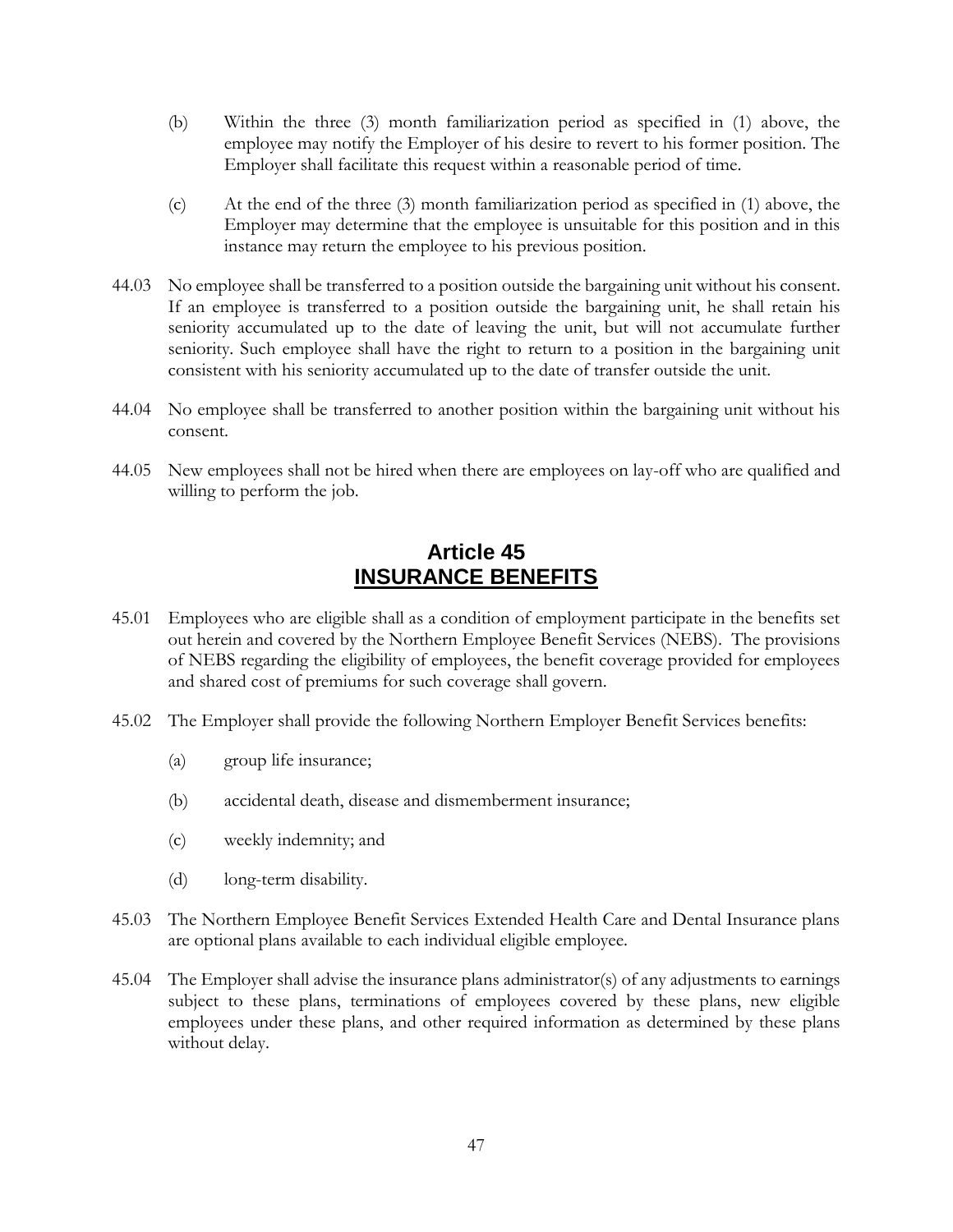(b) Within the three (3) month familiarization period as specified in (1) above, the employee may notify the Employer of his desire to revert to his former position. The Employer shall facilitate this request within a reasonable period of time.

(c) At the end of the three (3) month familiarization period as specified in (1) above, the Employer may determine that the employee is unsuitable for this position and in this instance may return the employee to his previous position.

44.03 No employee shall be transferred to a position outside the bargaining unit without his consent. If an employee is transferred to a position outside the bargaining unit, he shall retain his seniority accumulated up to the date of leaving the unit, but will not accumulate further seniority. Such employee shall have the right to return to a position in the bargaining unit consistent with his seniority accumulated up to the date of transfer outside the unit.

44.04 No employee shall be transferred to another position within the bargaining unit without his consent.

44.05 New employees shall not be hired when there are employees on lay-off who are qualified and willing to perform the job.

## Article 45
## INSURANCE BENEFITS

45.01 Employees who are eligible shall as a condition of employment participate in the benefits set out herein and covered by the Northern Employee Benefit Services (NEBS). The provisions of NEBS regarding the eligibility of employees, the benefit coverage provided for employees and shared cost of premiums for such coverage shall govern.

45.02 The Employer shall provide the following Northern Employer Benefit Services benefits:

(a) group life insurance;

(b) accidental death, disease and dismemberment insurance;

(c) weekly indemnity; and

(d) long-term disability.

45.03 The Northern Employee Benefit Services Extended Health Care and Dental Insurance plans are optional plans available to each individual eligible employee.

45.04 The Employer shall advise the insurance plans administrator(s) of any adjustments to earnings subject to these plans, terminations of employees covered by these plans, new eligible employees under these plans, and other required information as determined by these plans without delay.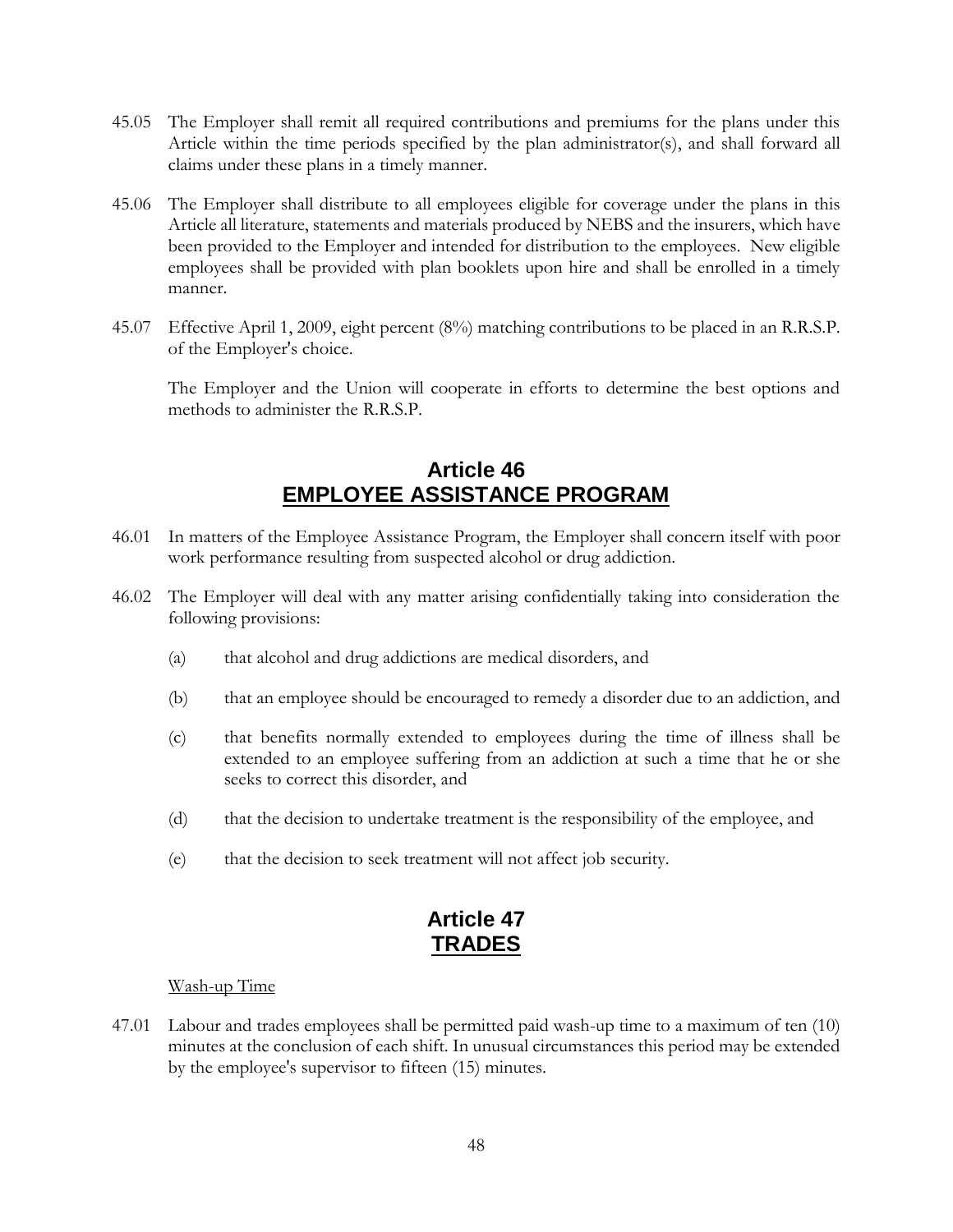45.05 The Employer shall remit all required contributions and premiums for the plans under this Article within the time periods specified by the plan administrator(s), and shall forward all claims under these plans in a timely manner.

45.06 The Employer shall distribute to all employees eligible for coverage under the plans in this Article all literature, statements and materials produced by NEBS and the insurers, which have been provided to the Employer and intended for distribution to the employees. New eligible employees shall be provided with plan booklets upon hire and shall be enrolled in a timely manner.

45.07 Effective April 1, 2009, eight percent (8%) matching contributions to be placed in an R.R.S.P. of the Employer's choice.

The Employer and the Union will cooperate in efforts to determine the best options and methods to administer the R.R.S.P.

## Article 46
## EMPLOYEE ASSISTANCE PROGRAM

46.01 In matters of the Employee Assistance Program, the Employer shall concern itself with poor work performance resulting from suspected alcohol or drug addiction.

46.02 The Employer will deal with any matter arising confidentially taking into consideration the following provisions:

(a) that alcohol and drug addictions are medical disorders, and

(b) that an employee should be encouraged to remedy a disorder due to an addiction, and

(c) that benefits normally extended to employees during the time of illness shall be extended to an employee suffering from an addiction at such a time that he or she seeks to correct this disorder, and

(d) that the decision to undertake treatment is the responsibility of the employee, and

(e) that the decision to seek treatment will not affect job security.

## Article 47
## TRADES

Wash-up Time

47.01 Labour and trades employees shall be permitted paid wash-up time to a maximum of ten (10) minutes at the conclusion of each shift. In unusual circumstances this period may be extended by the employee's supervisor to fifteen (15) minutes.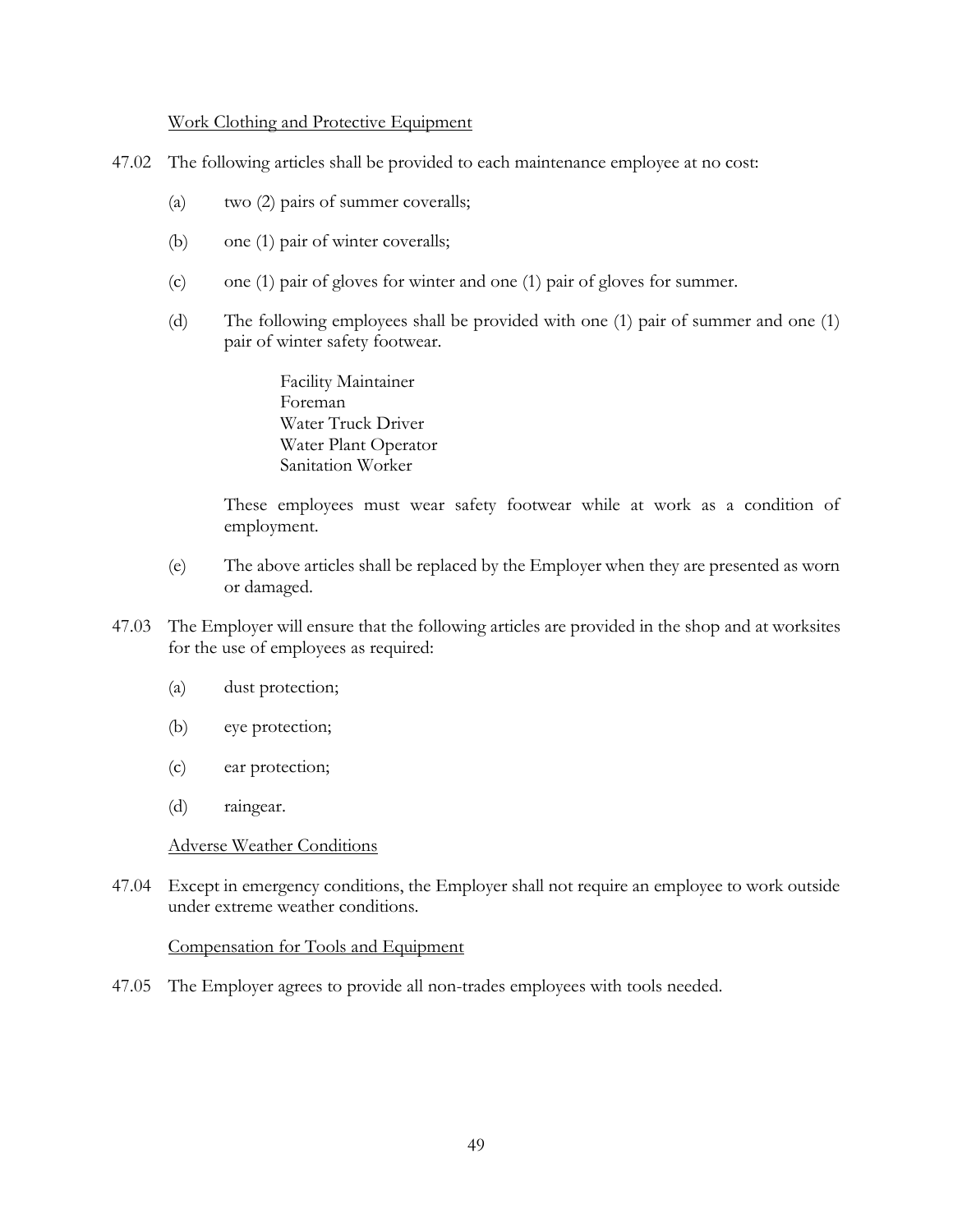Work Clothing and Protective Equipment

47.02 The following articles shall be provided to each maintenance employee at no cost:

(a) two (2) pairs of summer coveralls;

(b) one (1) pair of winter coveralls;

(c) one (1) pair of gloves for winter and one (1) pair of gloves for summer.

(d) The following employees shall be provided with one (1) pair of summer and one (1) pair of winter safety footwear.

Facility Maintainer
Foreman
Water Truck Driver
Water Plant Operator
Sanitation Worker

These employees must wear safety footwear while at work as a condition of employment.

(e) The above articles shall be replaced by the Employer when they are presented as worn or damaged.

47.03 The Employer will ensure that the following articles are provided in the shop and at worksites for the use of employees as required:

(a) dust protection;

(b) eye protection;

(c) ear protection;

(d) raingear.

Adverse Weather Conditions

47.04 Except in emergency conditions, the Employer shall not require an employee to work outside under extreme weather conditions.

Compensation for Tools and Equipment

47.05 The Employer agrees to provide all non-trades employees with tools needed.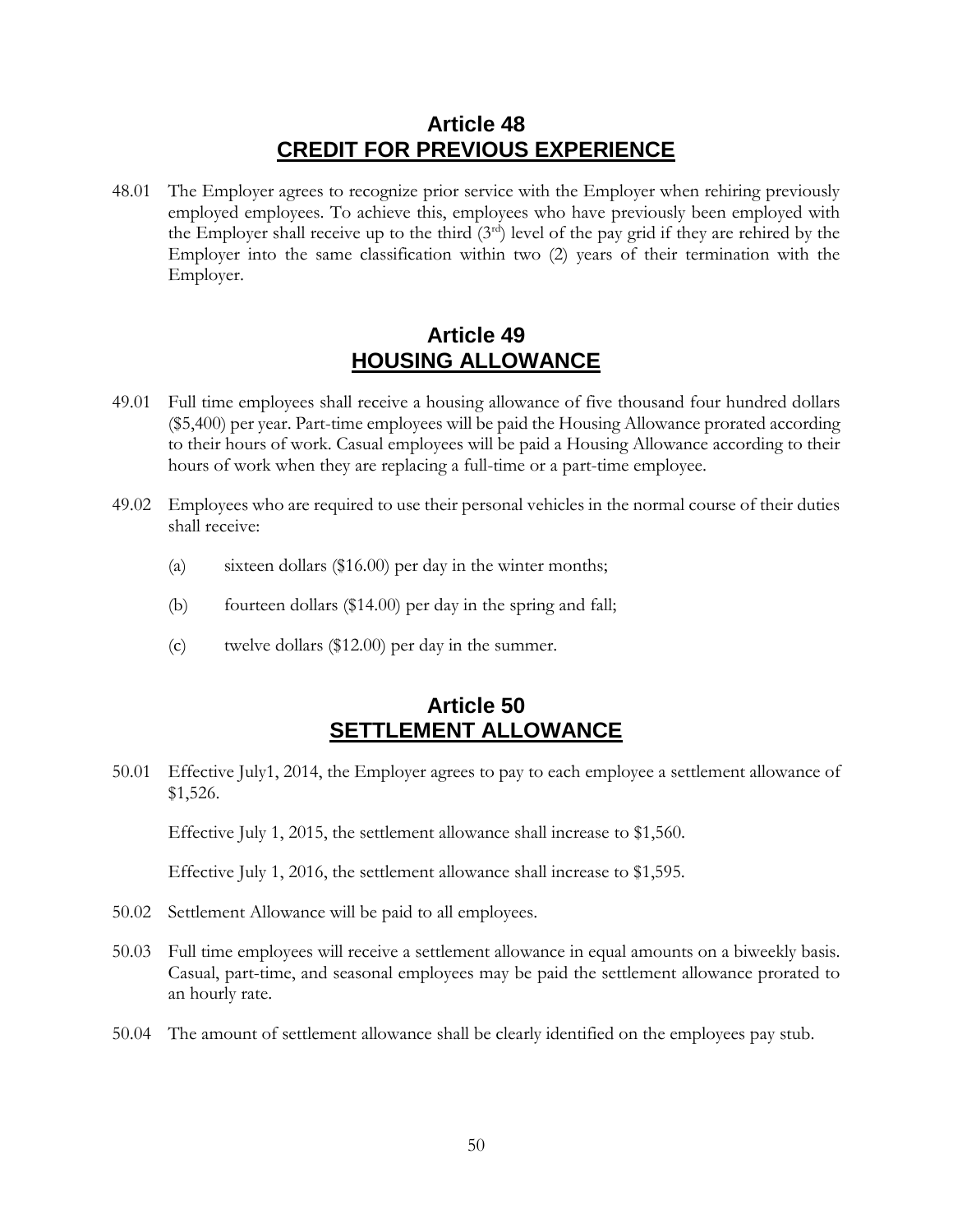## Article 48
## CREDIT FOR PREVIOUS EXPERIENCE

48.01 The Employer agrees to recognize prior service with the Employer when rehiring previously employed employees. To achieve this, employees who have previously been employed with the Employer shall receive up to the third (3rd) level of the pay grid if they are rehired by the Employer into the same classification within two (2) years of their termination with the Employer.

## Article 49
## HOUSING ALLOWANCE

49.01 Full time employees shall receive a housing allowance of five thousand four hundred dollars ($5,400) per year. Part-time employees will be paid the Housing Allowance prorated according to their hours of work. Casual employees will be paid a Housing Allowance according to their hours of work when they are replacing a full-time or a part-time employee.

49.02 Employees who are required to use their personal vehicles in the normal course of their duties shall receive:

(a) sixteen dollars ($16.00) per day in the winter months;

(b) fourteen dollars ($14.00) per day in the spring and fall;

(c) twelve dollars ($12.00) per day in the summer.

## Article 50
## SETTLEMENT ALLOWANCE

50.01 Effective July1, 2014, the Employer agrees to pay to each employee a settlement allowance of $1,526.

Effective July 1, 2015, the settlement allowance shall increase to $1,560.

Effective July 1, 2016, the settlement allowance shall increase to $1,595.

50.02 Settlement Allowance will be paid to all employees.

50.03 Full time employees will receive a settlement allowance in equal amounts on a biweekly basis. Casual, part-time, and seasonal employees may be paid the settlement allowance prorated to an hourly rate.

50.04 The amount of settlement allowance shall be clearly identified on the employees pay stub.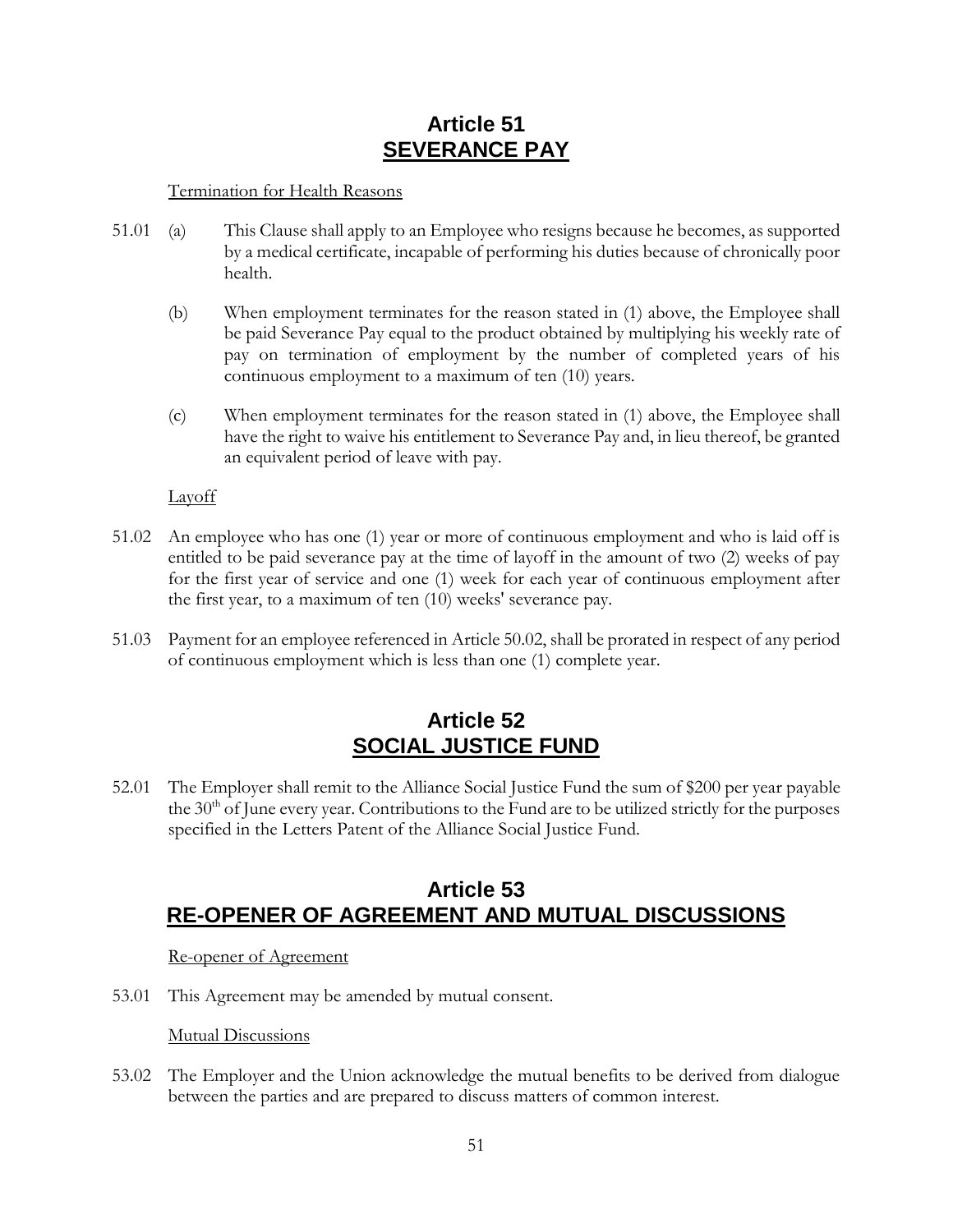# Article 51
# SEVERANCE PAY

Termination for Health Reasons

51.01 (a) This Clause shall apply to an Employee who resigns because he becomes, as supported by a medical certificate, incapable of performing his duties because of chronically poor health.

(b) When employment terminates for the reason stated in (1) above, the Employee shall be paid Severance Pay equal to the product obtained by multiplying his weekly rate of pay on termination of employment by the number of completed years of his continuous employment to a maximum of ten (10) years.

(c) When employment terminates for the reason stated in (1) above, the Employee shall have the right to waive his entitlement to Severance Pay and, in lieu thereof, be granted an equivalent period of leave with pay.

Layoff

51.02 An employee who has one (1) year or more of continuous employment and who is laid off is entitled to be paid severance pay at the time of layoff in the amount of two (2) weeks of pay for the first year of service and one (1) week for each year of continuous employment after the first year, to a maximum of ten (10) weeks' severance pay.

51.03 Payment for an employee referenced in Article 50.02, shall be prorated in respect of any period of continuous employment which is less than one (1) complete year.

# Article 52
# SOCIAL JUSTICE FUND

52.01 The Employer shall remit to the Alliance Social Justice Fund the sum of $200 per year payable the 30th of June every year. Contributions to the Fund are to be utilized strictly for the purposes specified in the Letters Patent of the Alliance Social Justice Fund.

# Article 53
# RE-OPENER OF AGREEMENT AND MUTUAL DISCUSSIONS

Re-opener of Agreement

53.01 This Agreement may be amended by mutual consent.

Mutual Discussions

53.02 The Employer and the Union acknowledge the mutual benefits to be derived from dialogue between the parties and are prepared to discuss matters of common interest.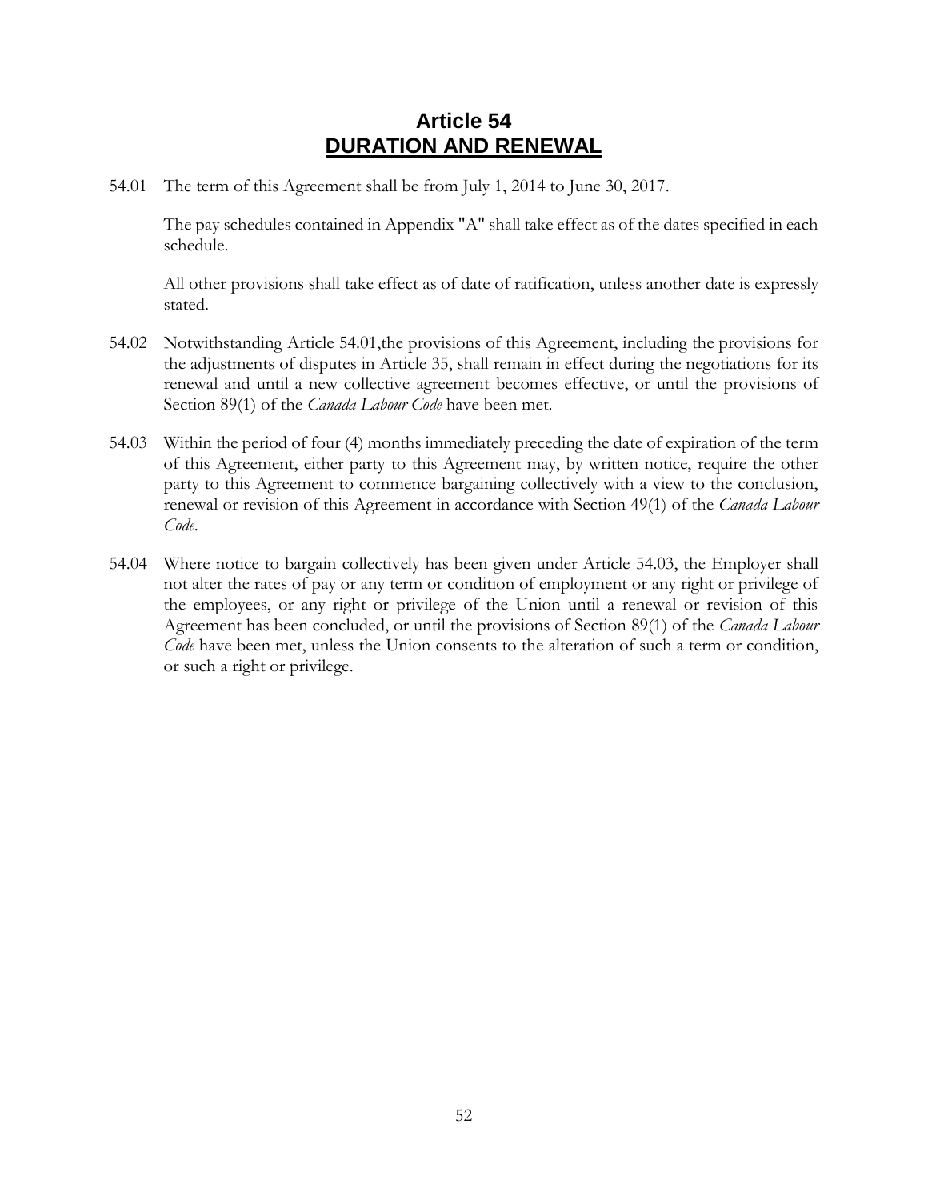# Article 54
## DURATION AND RENEWAL

54.01 The term of this Agreement shall be from July 1, 2014 to June 30, 2017.

The pay schedules contained in Appendix "A" shall take effect as of the dates specified in each schedule.

All other provisions shall take effect as of date of ratification, unless another date is expressly stated.

54.02 Notwithstanding Article 54.01,the provisions of this Agreement, including the provisions for the adjustments of disputes in Article 35, shall remain in effect during the negotiations for its renewal and until a new collective agreement becomes effective, or until the provisions of Section 89(1) of the *Canada Labour Code* have been met.

54.03 Within the period of four (4) months immediately preceding the date of expiration of the term of this Agreement, either party to this Agreement may, by written notice, require the other party to this Agreement to commence bargaining collectively with a view to the conclusion, renewal or revision of this Agreement in accordance with Section 49(1) of the *Canada Labour Code*.

54.04 Where notice to bargain collectively has been given under Article 54.03, the Employer shall not alter the rates of pay or any term or condition of employment or any right or privilege of the employees, or any right or privilege of the Union until a renewal or revision of this Agreement has been concluded, or until the provisions of Section 89(1) of the *Canada Labour Code* have been met, unless the Union consents to the alteration of such a term or condition, or such a right or privilege.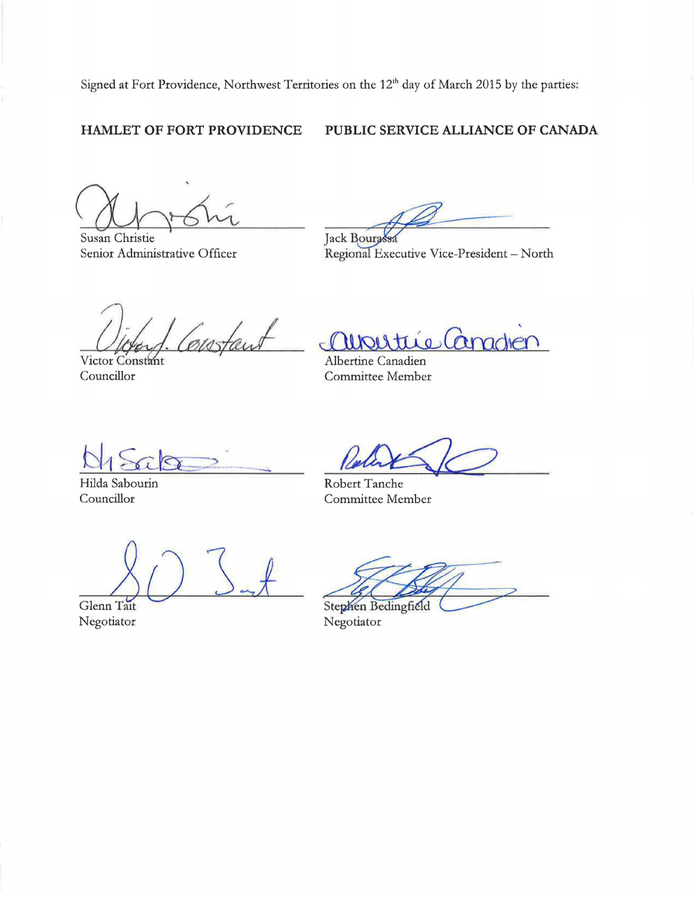Signed at Fort Providence, Northwest Territories on the 12th day of March 2015 by the parties:

| HAMLET OF FORT PROVIDENCE | PUBLIC SERVICE ALLIANCE OF CANADA |
| --- | --- |
| Susan Christie<br>Senior Administrative Officer | Jack Bourassa<br>Regional Executive Vice-President – North |
| Victor Constant<br>Councillor | Albertine Canadien<br>Committee Member |
| Hilda Sabourin<br>Councillor | Robert Tanche<br>Committee Member |
| Glenn Tait<br>Negotiator | Stephen Bedingfield<br>Negotiator |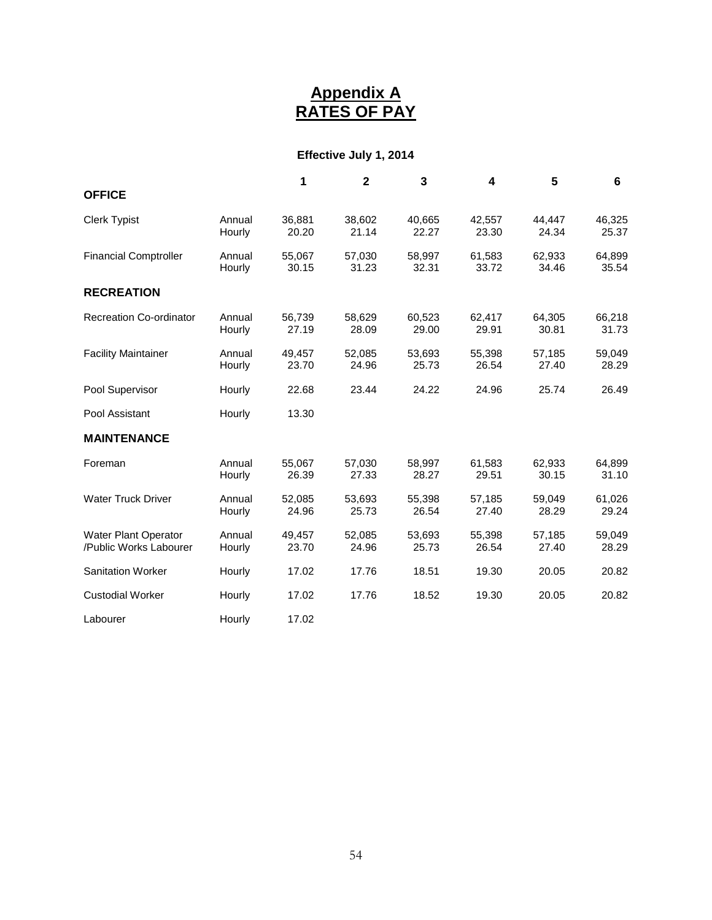# Appendix A
# RATES OF PAY

**Effective July 1, 2014**

| | | 1 | 2 | 3 | 4 | 5 | 6 |
|---|---|---|---|---|---|---|---|
| **OFFICE** | | | | | | | |
| Clerk Typist | Annual | 36,881 | 38,602 | 40,665 | 42,557 | 44,447 | 46,325 |
| | Hourly | 20.20 | 21.14 | 22.27 | 23.30 | 24.34 | 25.37 |
| Financial Comptroller | Annual | 55,067 | 57,030 | 58,997 | 61,583 | 62,933 | 64,899 |
| | Hourly | 30.15 | 31.23 | 32.31 | 33.72 | 34.46 | 35.54 |
| **RECREATION** | | | | | | | |
| Recreation Co-ordinator | Annual | 56,739 | 58,629 | 60,523 | 62,417 | 64,305 | 66,218 |
| | Hourly | 27.19 | 28.09 | 29.00 | 29.91 | 30.81 | 31.73 |
| Facility Maintainer | Annual | 49,457 | 52,085 | 53,693 | 55,398 | 57,185 | 59,049 |
| | Hourly | 23.70 | 24.96 | 25.73 | 26.54 | 27.40 | 28.29 |
| Pool Supervisor | Hourly | 22.68 | 23.44 | 24.22 | 24.96 | 25.74 | 26.49 |
| Pool Assistant | Hourly | 13.30 | | | | | |
| **MAINTENANCE** | | | | | | | |
| Foreman | Annual | 55,067 | 57,030 | 58,997 | 61,583 | 62,933 | 64,899 |
| | Hourly | 26.39 | 27.33 | 28.27 | 29.51 | 30.15 | 31.10 |
| Water Truck Driver | Annual | 52,085 | 53,693 | 55,398 | 57,185 | 59,049 | 61,026 |
| | Hourly | 24.96 | 25.73 | 26.54 | 27.40 | 28.29 | 29.24 |
| Water Plant Operator /Public Works Labourer | Annual | 49,457 | 52,085 | 53,693 | 55,398 | 57,185 | 59,049 |
| | Hourly | 23.70 | 24.96 | 25.73 | 26.54 | 27.40 | 28.29 |
| Sanitation Worker | Hourly | 17.02 | 17.76 | 18.51 | 19.30 | 20.05 | 20.82 |
| Custodial Worker | Hourly | 17.02 | 17.76 | 18.52 | 19.30 | 20.05 | 20.82 |
| Labourer | Hourly | 17.02 | | | | | |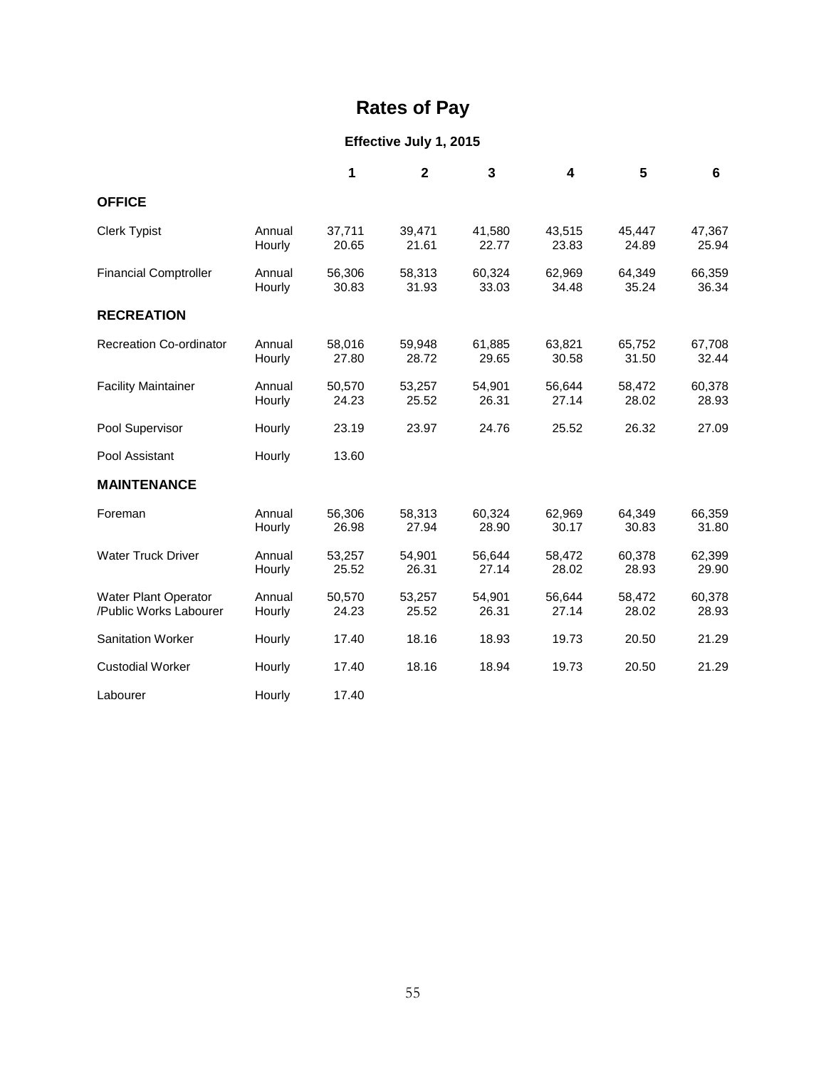# Rates of Pay

## Effective July 1, 2015

| | | 1 | 2 | 3 | 4 | 5 | 6 |
|---|---|---|---|---|---|---|---|
| **OFFICE** | | | | | | | |
| Clerk Typist | Annual | 37,711 | 39,471 | 41,580 | 43,515 | 45,447 | 47,367 |
| | Hourly | 20.65 | 21.61 | 22.77 | 23.83 | 24.89 | 25.94 |
| Financial Comptroller | Annual | 56,306 | 58,313 | 60,324 | 62,969 | 64,349 | 66,359 |
| | Hourly | 30.83 | 31.93 | 33.03 | 34.48 | 35.24 | 36.34 |
| **RECREATION** | | | | | | | |
| Recreation Co-ordinator | Annual | 58,016 | 59,948 | 61,885 | 63,821 | 65,752 | 67,708 |
| | Hourly | 27.80 | 28.72 | 29.65 | 30.58 | 31.50 | 32.44 |
| Facility Maintainer | Annual | 50,570 | 53,257 | 54,901 | 56,644 | 58,472 | 60,378 |
| | Hourly | 24.23 | 25.52 | 26.31 | 27.14 | 28.02 | 28.93 |
| Pool Supervisor | Hourly | 23.19 | 23.97 | 24.76 | 25.52 | 26.32 | 27.09 |
| Pool Assistant | Hourly | 13.60 | | | | | |
| **MAINTENANCE** | | | | | | | |
| Foreman | Annual | 56,306 | 58,313 | 60,324 | 62,969 | 64,349 | 66,359 |
| | Hourly | 26.98 | 27.94 | 28.90 | 30.17 | 30.83 | 31.80 |
| Water Truck Driver | Annual | 53,257 | 54,901 | 56,644 | 58,472 | 60,378 | 62,399 |
| | Hourly | 25.52 | 26.31 | 27.14 | 28.02 | 28.93 | 29.90 |
| Water Plant Operator | Annual | 50,570 | 53,257 | 54,901 | 56,644 | 58,472 | 60,378 |
| /Public Works Labourer | Hourly | 24.23 | 25.52 | 26.31 | 27.14 | 28.02 | 28.93 |
| Sanitation Worker | Hourly | 17.40 | 18.16 | 18.93 | 19.73 | 20.50 | 21.29 |
| Custodial Worker | Hourly | 17.40 | 18.16 | 18.94 | 19.73 | 20.50 | 21.29 |
| Labourer | Hourly | 17.40 | | | | | |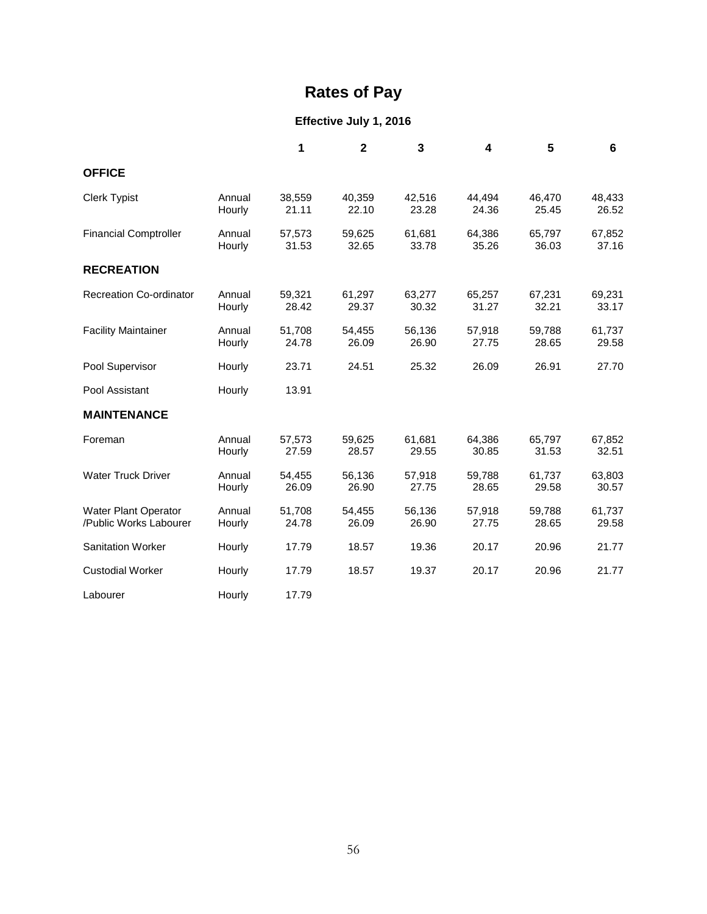# Rates of Pay

## Effective July 1, 2016

| | | 1 | 2 | 3 | 4 | 5 | 6 |
|---|---|---|---|---|---|---|---|
| **OFFICE** | | | | | | | |
| Clerk Typist | Annual | 38,559 | 40,359 | 42,516 | 44,494 | 46,470 | 48,433 |
| | Hourly | 21.11 | 22.10 | 23.28 | 24.36 | 25.45 | 26.52 |
| Financial Comptroller | Annual | 57,573 | 59,625 | 61,681 | 64,386 | 65,797 | 67,852 |
| | Hourly | 31.53 | 32.65 | 33.78 | 35.26 | 36.03 | 37.16 |
| **RECREATION** | | | | | | | |
| Recreation Co-ordinator | Annual | 59,321 | 61,297 | 63,277 | 65,257 | 67,231 | 69,231 |
| | Hourly | 28.42 | 29.37 | 30.32 | 31.27 | 32.21 | 33.17 |
| Facility Maintainer | Annual | 51,708 | 54,455 | 56,136 | 57,918 | 59,788 | 61,737 |
| | Hourly | 24.78 | 26.09 | 26.90 | 27.75 | 28.65 | 29.58 |
| Pool Supervisor | Hourly | 23.71 | 24.51 | 25.32 | 26.09 | 26.91 | 27.70 |
| Pool Assistant | Hourly | 13.91 | | | | | |
| **MAINTENANCE** | | | | | | | |
| Foreman | Annual | 57,573 | 59,625 | 61,681 | 64,386 | 65,797 | 67,852 |
| | Hourly | 27.59 | 28.57 | 29.55 | 30.85 | 31.53 | 32.51 |
| Water Truck Driver | Annual | 54,455 | 56,136 | 57,918 | 59,788 | 61,737 | 63,803 |
| | Hourly | 26.09 | 26.90 | 27.75 | 28.65 | 29.58 | 30.57 |
| Water Plant Operator /Public Works Labourer | Annual | 51,708 | 54,455 | 56,136 | 57,918 | 59,788 | 61,737 |
| | Hourly | 24.78 | 26.09 | 26.90 | 27.75 | 28.65 | 29.58 |
| Sanitation Worker | Hourly | 17.79 | 18.57 | 19.36 | 20.17 | 20.96 | 21.77 |
| Custodial Worker | Hourly | 17.79 | 18.57 | 19.37 | 20.17 | 20.96 | 21.77 |
| Labourer | Hourly | 17.79 | | | | | |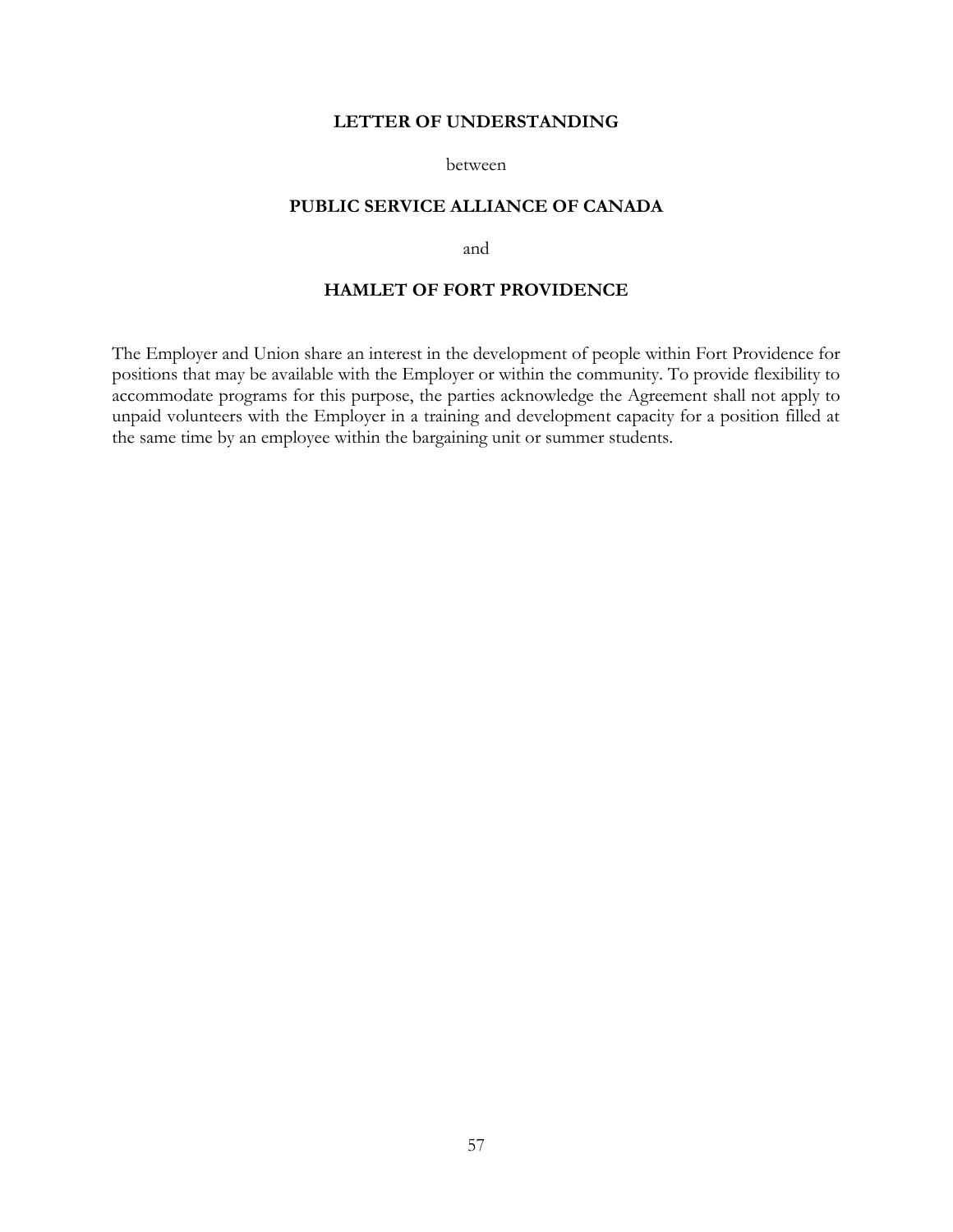**LETTER OF UNDERSTANDING**

between

**PUBLIC SERVICE ALLIANCE OF CANADA**

and

**HAMLET OF FORT PROVIDENCE**

The Employer and Union share an interest in the development of people within Fort Providence for positions that may be available with the Employer or within the community. To provide flexibility to accommodate programs for this purpose, the parties acknowledge the Agreement shall not apply to unpaid volunteers with the Employer in a training and development capacity for a position filled at the same time by an employee within the bargaining unit or summer students.